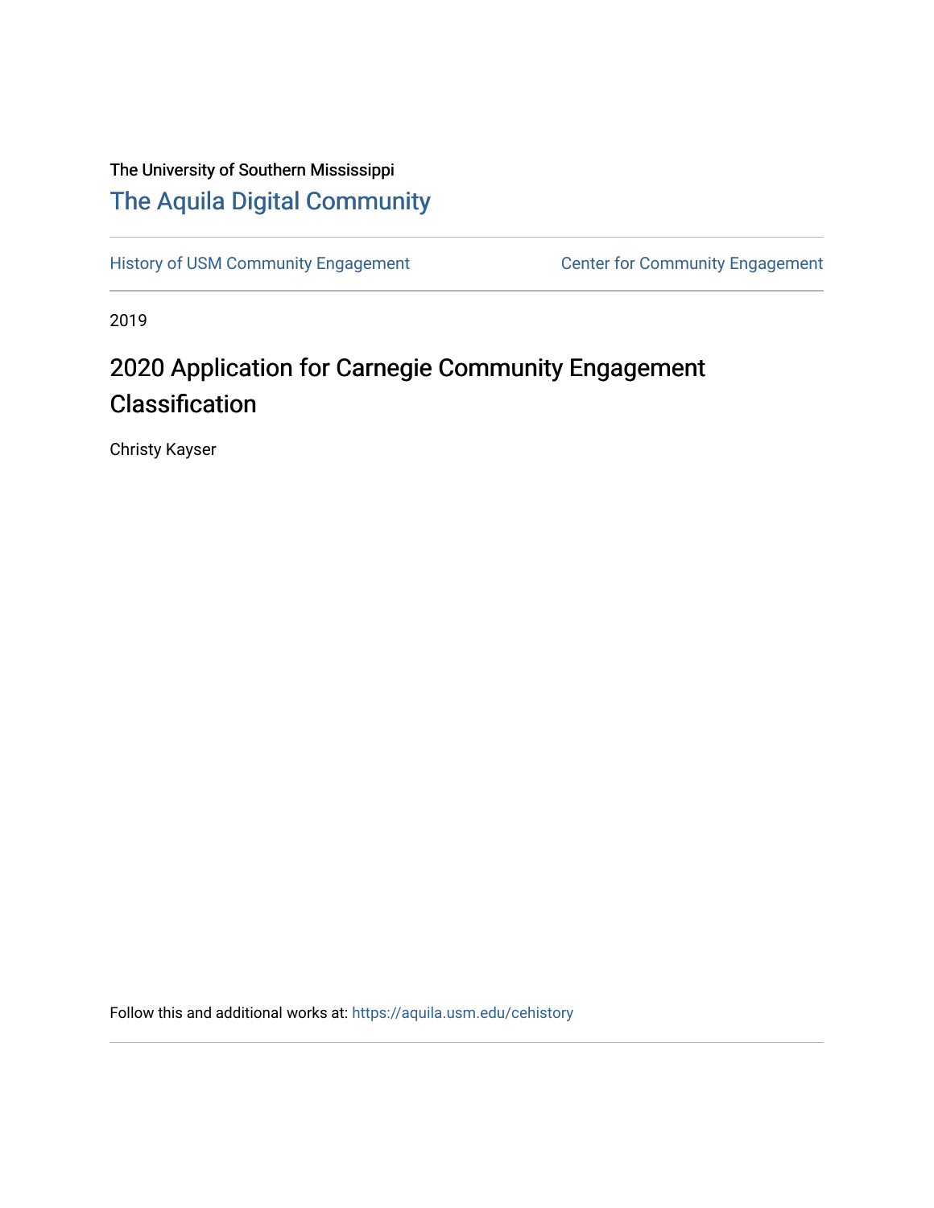The University of Southern Mississippi

## The Aquila Digital Community

History of USM Community Engagement | Center for Community Engagement

2019

# 2020 Application for Carnegie Community Engagement Classification

Christy Kayser

Follow this and additional works at: https://aquila.usm.edu/cehistory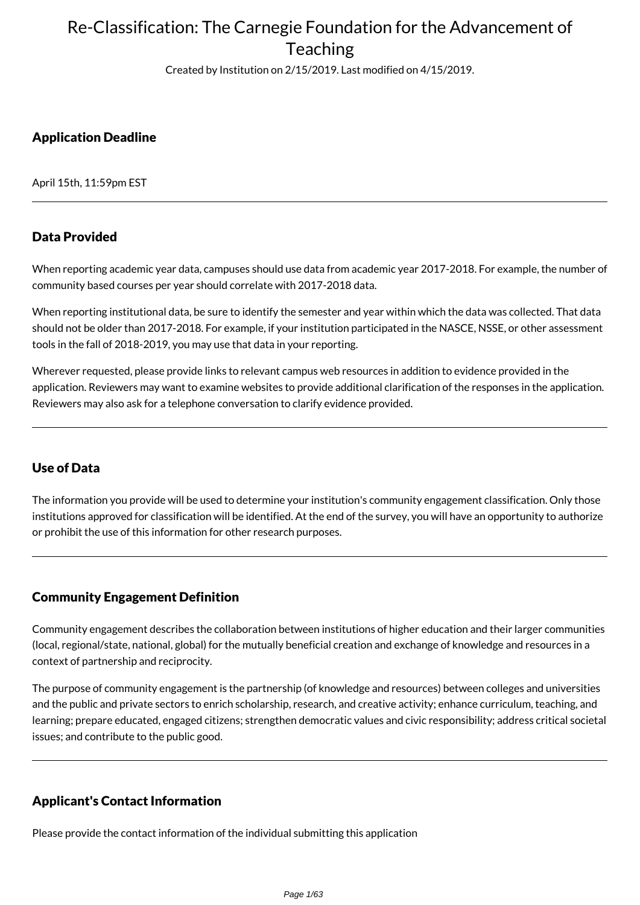# Re-Classification: The Carnegie Foundation for the Advancement of Teaching

Created by Institution on 2/15/2019. Last modified on 4/15/2019.

## Application Deadline

April 15th, 11:59pm EST

---

## Data Provided

When reporting academic year data, campuses should use data from academic year 2017-2018. For example, the number of community based courses per year should correlate with 2017-2018 data.

When reporting institutional data, be sure to identify the semester and year within which the data was collected. That data should not be older than 2017-2018. For example, if your institution participated in the NASCE, NSSE, or other assessment tools in the fall of 2018-2019, you may use that data in your reporting.

Wherever requested, please provide links to relevant campus web resources in addition to evidence provided in the application. Reviewers may want to examine websites to provide additional clarification of the responses in the application. Reviewers may also ask for a telephone conversation to clarify evidence provided.

---

## Use of Data

The information you provide will be used to determine your institution's community engagement classification. Only those institutions approved for classification will be identified. At the end of the survey, you will have an opportunity to authorize or prohibit the use of this information for other research purposes.

---

## Community Engagement Definition

Community engagement describes the collaboration between institutions of higher education and their larger communities (local, regional/state, national, global) for the mutually beneficial creation and exchange of knowledge and resources in a context of partnership and reciprocity.

The purpose of community engagement is the partnership (of knowledge and resources) between colleges and universities and the public and private sectors to enrich scholarship, research, and creative activity; enhance curriculum, teaching, and learning; prepare educated, engaged citizens; strengthen democratic values and civic responsibility; address critical societal issues; and contribute to the public good.

---

## Applicant's Contact Information

Please provide the contact information of the individual submitting this application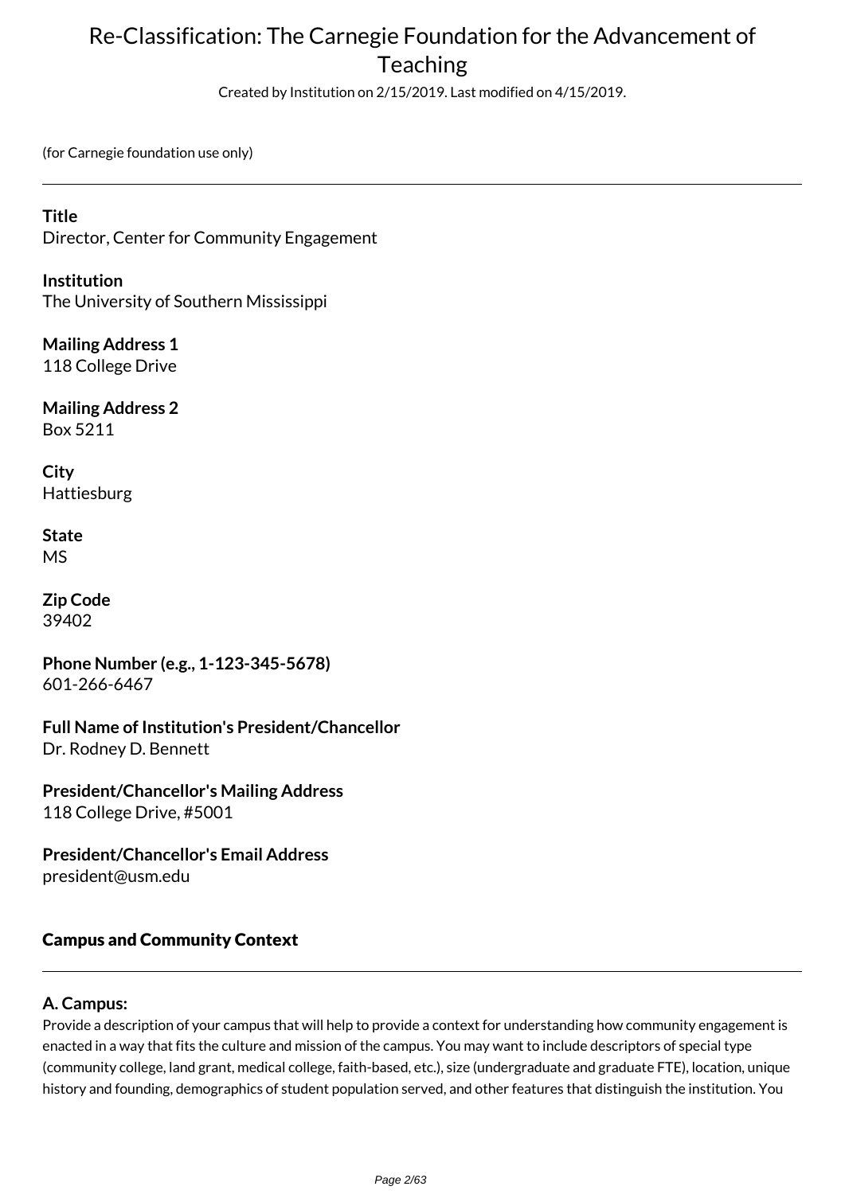# Re-Classification: The Carnegie Foundation for the Advancement of Teaching

Created by Institution on 2/15/2019. Last modified on 4/15/2019.

(for Carnegie foundation use only)

---

**Title**
Director, Center for Community Engagement

**Institution**
The University of Southern Mississippi

**Mailing Address 1**
118 College Drive

**Mailing Address 2**
Box 5211

**City**
Hattiesburg

**State**
MS

**Zip Code**
39402

**Phone Number (e.g., 1-123-345-5678)**
601-266-6467

**Full Name of Institution's President/Chancellor**
Dr. Rodney D. Bennett

**President/Chancellor's Mailing Address**
118 College Drive, #5001

**President/Chancellor's Email Address**
president@usm.edu

## Campus and Community Context

---

### A. Campus:

Provide a description of your campus that will help to provide a context for understanding how community engagement is enacted in a way that fits the culture and mission of the campus. You may want to include descriptors of special type (community college, land grant, medical college, faith-based, etc.), size (undergraduate and graduate FTE), location, unique history and founding, demographics of student population served, and other features that distinguish the institution. You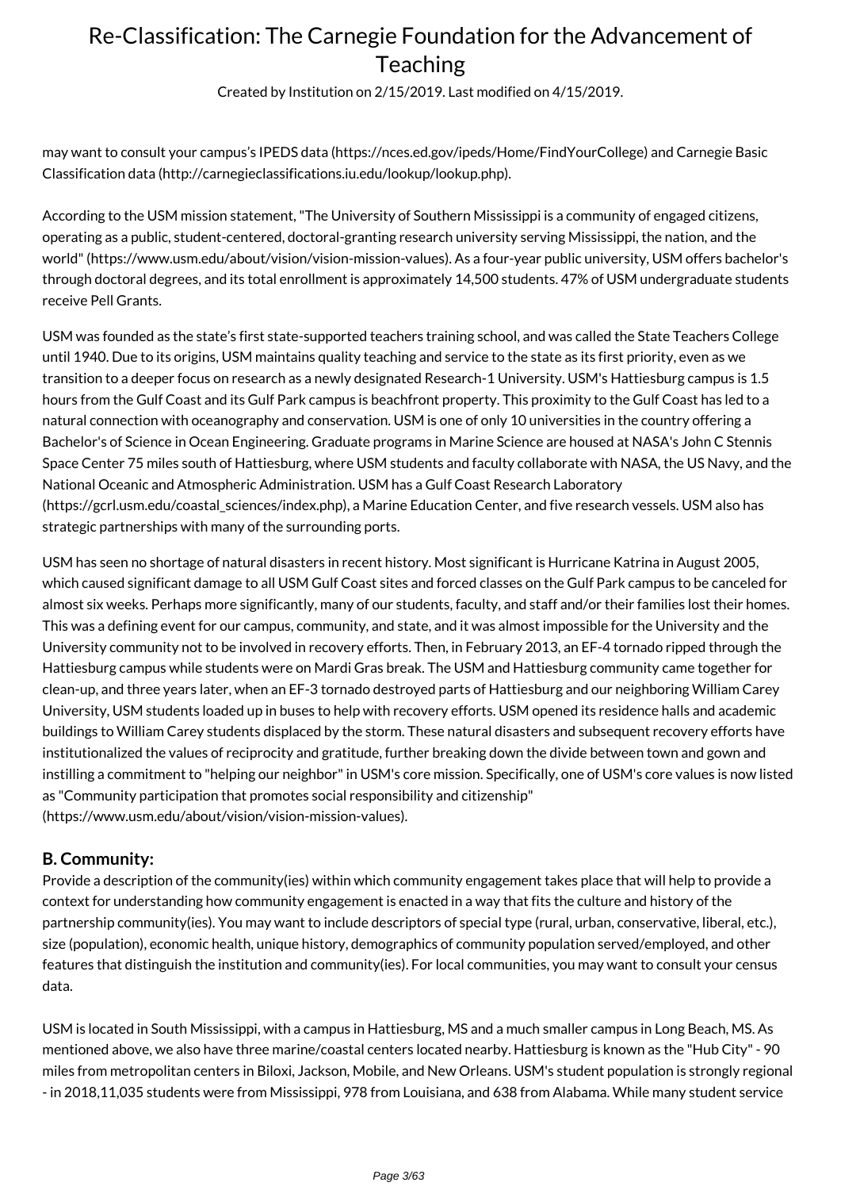may want to consult your campus's IPEDS data (https://nces.ed.gov/ipeds/Home/FindYourCollege) and Carnegie Basic Classification data (http://carnegieclassifications.iu.edu/lookup/lookup.php).

According to the USM mission statement, "The University of Southern Mississippi is a community of engaged citizens, operating as a public, student-centered, doctoral-granting research university serving Mississippi, the nation, and the world" (https://www.usm.edu/about/vision/vision-mission-values). As a four-year public university, USM offers bachelor's through doctoral degrees, and its total enrollment is approximately 14,500 students. 47% of USM undergraduate students receive Pell Grants.

USM was founded as the state's first state-supported teachers training school, and was called the State Teachers College until 1940. Due to its origins, USM maintains quality teaching and service to the state as its first priority, even as we transition to a deeper focus on research as a newly designated Research-1 University. USM's Hattiesburg campus is 1.5 hours from the Gulf Coast and its Gulf Park campus is beachfront property. This proximity to the Gulf Coast has led to a natural connection with oceanography and conservation. USM is one of only 10 universities in the country offering a Bachelor's of Science in Ocean Engineering. Graduate programs in Marine Science are housed at NASA's John C Stennis Space Center 75 miles south of Hattiesburg, where USM students and faculty collaborate with NASA, the US Navy, and the National Oceanic and Atmospheric Administration. USM has a Gulf Coast Research Laboratory (https://gcrl.usm.edu/coastal_sciences/index.php), a Marine Education Center, and five research vessels. USM also has strategic partnerships with many of the surrounding ports.

USM has seen no shortage of natural disasters in recent history. Most significant is Hurricane Katrina in August 2005, which caused significant damage to all USM Gulf Coast sites and forced classes on the Gulf Park campus to be canceled for almost six weeks. Perhaps more significantly, many of our students, faculty, and staff and/or their families lost their homes. This was a defining event for our campus, community, and state, and it was almost impossible for the University and the University community not to be involved in recovery efforts. Then, in February 2013, an EF-4 tornado ripped through the Hattiesburg campus while students were on Mardi Gras break. The USM and Hattiesburg community came together for clean-up, and three years later, when an EF-3 tornado destroyed parts of Hattiesburg and our neighboring William Carey University, USM students loaded up in buses to help with recovery efforts. USM opened its residence halls and academic buildings to William Carey students displaced by the storm. These natural disasters and subsequent recovery efforts have institutionalized the values of reciprocity and gratitude, further breaking down the divide between town and gown and instilling a commitment to "helping our neighbor" in USM's core mission. Specifically, one of USM's core values is now listed as "Community participation that promotes social responsibility and citizenship" (https://www.usm.edu/about/vision/vision-mission-values).

### B. Community:

Provide a description of the community(ies) within which community engagement takes place that will help to provide a context for understanding how community engagement is enacted in a way that fits the culture and history of the partnership community(ies). You may want to include descriptors of special type (rural, urban, conservative, liberal, etc.), size (population), economic health, unique history, demographics of community population served/employed, and other features that distinguish the institution and community(ies). For local communities, you may want to consult your census data.

USM is located in South Mississippi, with a campus in Hattiesburg, MS and a much smaller campus in Long Beach, MS. As mentioned above, we also have three marine/coastal centers located nearby. Hattiesburg is known as the "Hub City" - 90 miles from metropolitan centers in Biloxi, Jackson, Mobile, and New Orleans. USM's student population is strongly regional - in 2018,11,035 students were from Mississippi, 978 from Louisiana, and 638 from Alabama. While many student service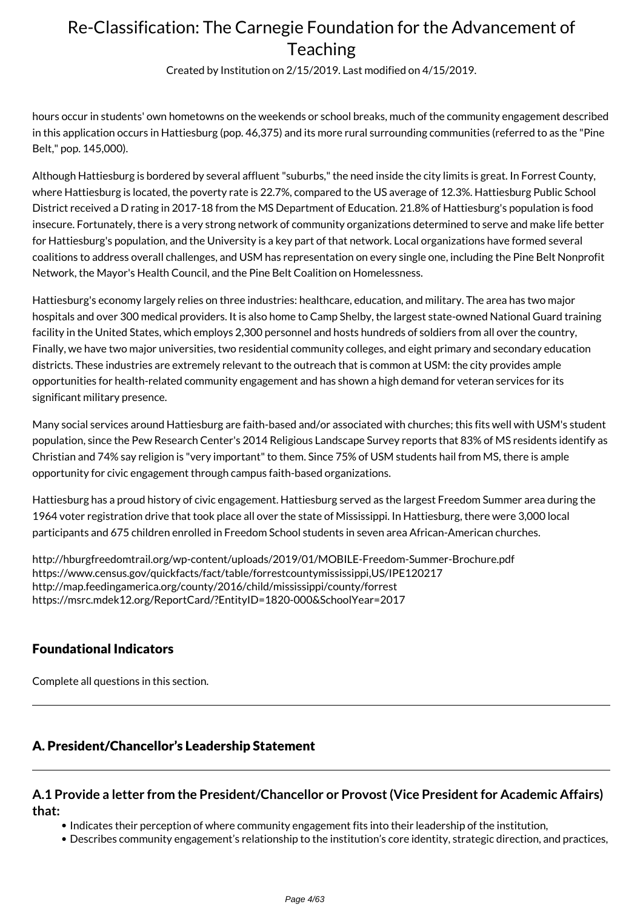hours occur in students' own hometowns on the weekends or school breaks, much of the community engagement described in this application occurs in Hattiesburg (pop. 46,375) and its more rural surrounding communities (referred to as the "Pine Belt," pop. 145,000).

Although Hattiesburg is bordered by several affluent "suburbs," the need inside the city limits is great. In Forrest County, where Hattiesburg is located, the poverty rate is 22.7%, compared to the US average of 12.3%. Hattiesburg Public School District received a D rating in 2017-18 from the MS Department of Education. 21.8% of Hattiesburg's population is food insecure. Fortunately, there is a very strong network of community organizations determined to serve and make life better for Hattiesburg's population, and the University is a key part of that network. Local organizations have formed several coalitions to address overall challenges, and USM has representation on every single one, including the Pine Belt Nonprofit Network, the Mayor's Health Council, and the Pine Belt Coalition on Homelessness.

Hattiesburg's economy largely relies on three industries: healthcare, education, and military. The area has two major hospitals and over 300 medical providers. It is also home to Camp Shelby, the largest state-owned National Guard training facility in the United States, which employs 2,300 personnel and hosts hundreds of soldiers from all over the country, Finally, we have two major universities, two residential community colleges, and eight primary and secondary education districts. These industries are extremely relevant to the outreach that is common at USM: the city provides ample opportunities for health-related community engagement and has shown a high demand for veteran services for its significant military presence.

Many social services around Hattiesburg are faith-based and/or associated with churches; this fits well with USM's student population, since the Pew Research Center's 2014 Religious Landscape Survey reports that 83% of MS residents identify as Christian and 74% say religion is "very important" to them. Since 75% of USM students hail from MS, there is ample opportunity for civic engagement through campus faith-based organizations.

Hattiesburg has a proud history of civic engagement. Hattiesburg served as the largest Freedom Summer area during the 1964 voter registration drive that took place all over the state of Mississippi. In Hattiesburg, there were 3,000 local participants and 675 children enrolled in Freedom School students in seven area African-American churches.

http://hburgfreedomtrail.org/wp-content/uploads/2019/01/MOBILE-Freedom-Summer-Brochure.pdf
https://www.census.gov/quickfacts/fact/table/forrestcountymississippi,US/IPE120217
http://map.feedingamerica.org/county/2016/child/mississippi/county/forrest
https://msrc.mdek12.org/ReportCard/?EntityID=1820-000&SchoolYear=2017

## Foundational Indicators

Complete all questions in this section.

## A. President/Chancellor's Leadership Statement

### A.1 Provide a letter from the President/Chancellor or Provost (Vice President for Academic Affairs) that:

- Indicates their perception of where community engagement fits into their leadership of the institution,
- Describes community engagement's relationship to the institution's core identity, strategic direction, and practices,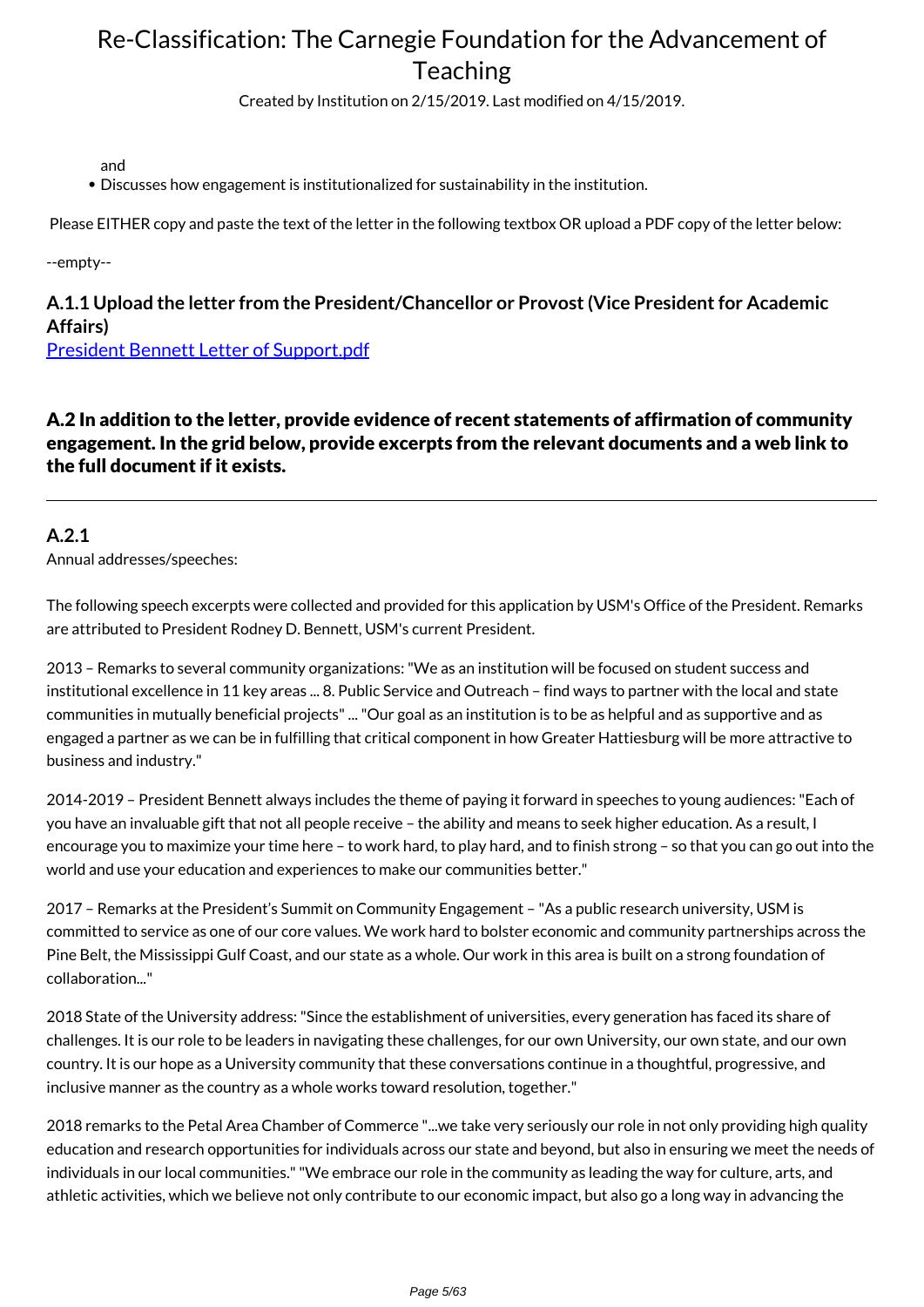and

- Discusses how engagement is institutionalized for sustainability in the institution.

Please EITHER copy and paste the text of the letter in the following textbox OR upload a PDF copy of the letter below:

--empty--

### A.1.1 Upload the letter from the President/Chancellor or Provost (Vice President for Academic Affairs)

[President Bennett Letter of Support.pdf]

## A.2 In addition to the letter, provide evidence of recent statements of affirmation of community engagement. In the grid below, provide excerpts from the relevant documents and a web link to the full document if it exists.

---

### A.2.1

Annual addresses/speeches:

The following speech excerpts were collected and provided for this application by USM's Office of the President. Remarks are attributed to President Rodney D. Bennett, USM's current President.

2013 – Remarks to several community organizations: "We as an institution will be focused on student success and institutional excellence in 11 key areas ... 8. Public Service and Outreach – find ways to partner with the local and state communities in mutually beneficial projects" ... "Our goal as an institution is to be as helpful and as supportive and as engaged a partner as we can be in fulfilling that critical component in how Greater Hattiesburg will be more attractive to business and industry."

2014-2019 – President Bennett always includes the theme of paying it forward in speeches to young audiences: "Each of you have an invaluable gift that not all people receive – the ability and means to seek higher education. As a result, I encourage you to maximize your time here – to work hard, to play hard, and to finish strong – so that you can go out into the world and use your education and experiences to make our communities better."

2017 – Remarks at the President's Summit on Community Engagement – "As a public research university, USM is committed to service as one of our core values. We work hard to bolster economic and community partnerships across the Pine Belt, the Mississippi Gulf Coast, and our state as a whole. Our work in this area is built on a strong foundation of collaboration..."

2018 State of the University address: "Since the establishment of universities, every generation has faced its share of challenges. It is our role to be leaders in navigating these challenges, for our own University, our own state, and our own country. It is our hope as a University community that these conversations continue in a thoughtful, progressive, and inclusive manner as the country as a whole works toward resolution, together."

2018 remarks to the Petal Area Chamber of Commerce "...we take very seriously our role in not only providing high quality education and research opportunities for individuals across our state and beyond, but also in ensuring we meet the needs of individuals in our local communities." "We embrace our role in the community as leading the way for culture, arts, and athletic activities, which we believe not only contribute to our economic impact, but also go a long way in advancing the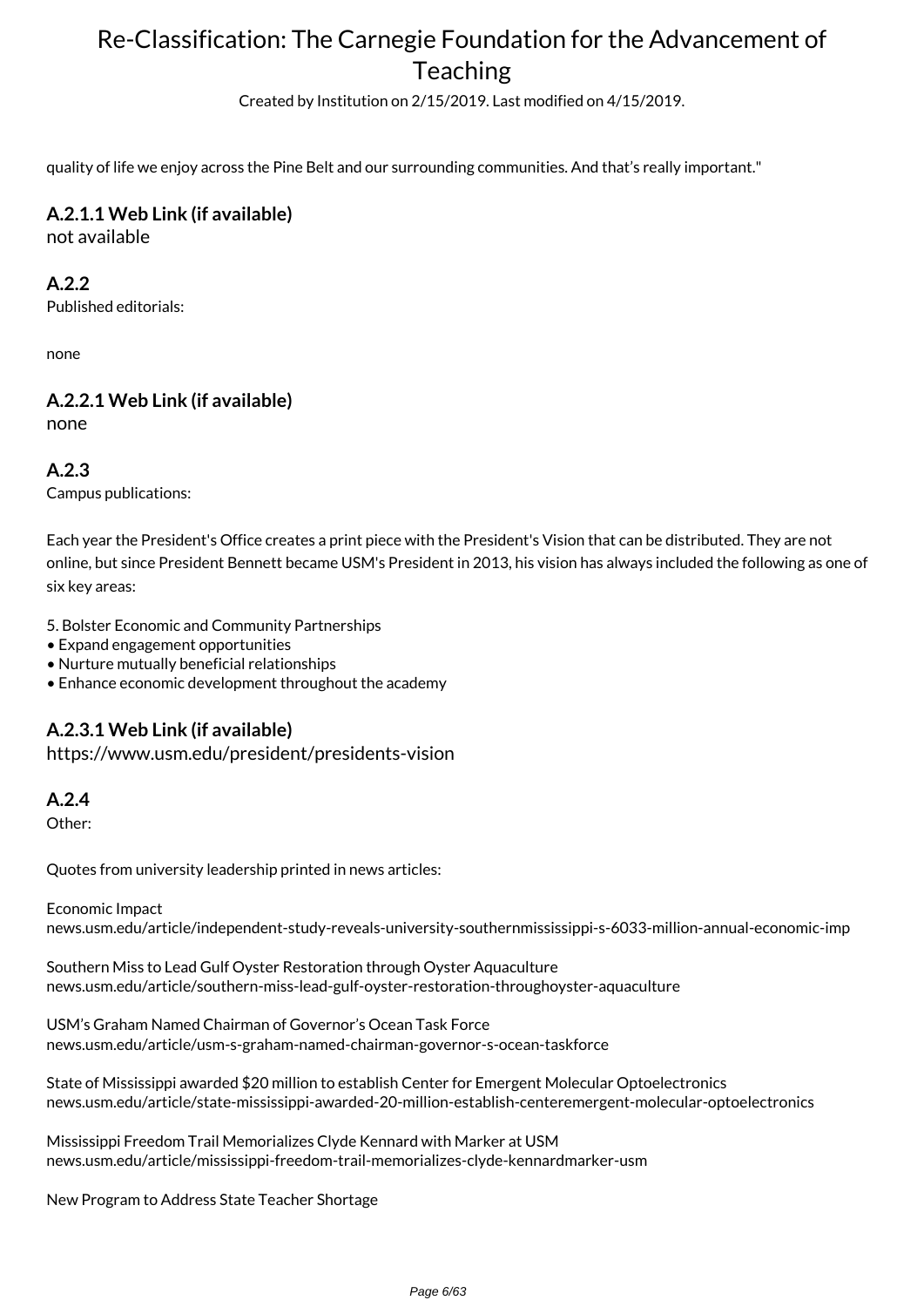quality of life we enjoy across the Pine Belt and our surrounding communities. And that's really important."

**A.2.1.1 Web Link (if available)**
not available

**A.2.2**
Published editorials:

none

**A.2.2.1 Web Link (if available)**
none

**A.2.3**
Campus publications:

Each year the President's Office creates a print piece with the President's Vision that can be distributed. They are not online, but since President Bennett became USM's President in 2013, his vision has always included the following as one of six key areas:

5. Bolster Economic and Community Partnerships
• Expand engagement opportunities
• Nurture mutually beneficial relationships
• Enhance economic development throughout the academy

**A.2.3.1 Web Link (if available)**
https://www.usm.edu/president/presidents-vision

**A.2.4**
Other:

Quotes from university leadership printed in news articles:

Economic Impact
news.usm.edu/article/independent-study-reveals-university-southernmississippi-s-6033-million-annual-economic-imp

Southern Miss to Lead Gulf Oyster Restoration through Oyster Aquaculture
news.usm.edu/article/southern-miss-lead-gulf-oyster-restoration-throughoyster-aquaculture

USM's Graham Named Chairman of Governor's Ocean Task Force
news.usm.edu/article/usm-s-graham-named-chairman-governor-s-ocean-taskforce

State of Mississippi awarded $20 million to establish Center for Emergent Molecular Optoelectronics
news.usm.edu/article/state-mississippi-awarded-20-million-establish-centeremergent-molecular-optoelectronics

Mississippi Freedom Trail Memorializes Clyde Kennard with Marker at USM
news.usm.edu/article/mississippi-freedom-trail-memorializes-clyde-kennardmarker-usm

New Program to Address State Teacher Shortage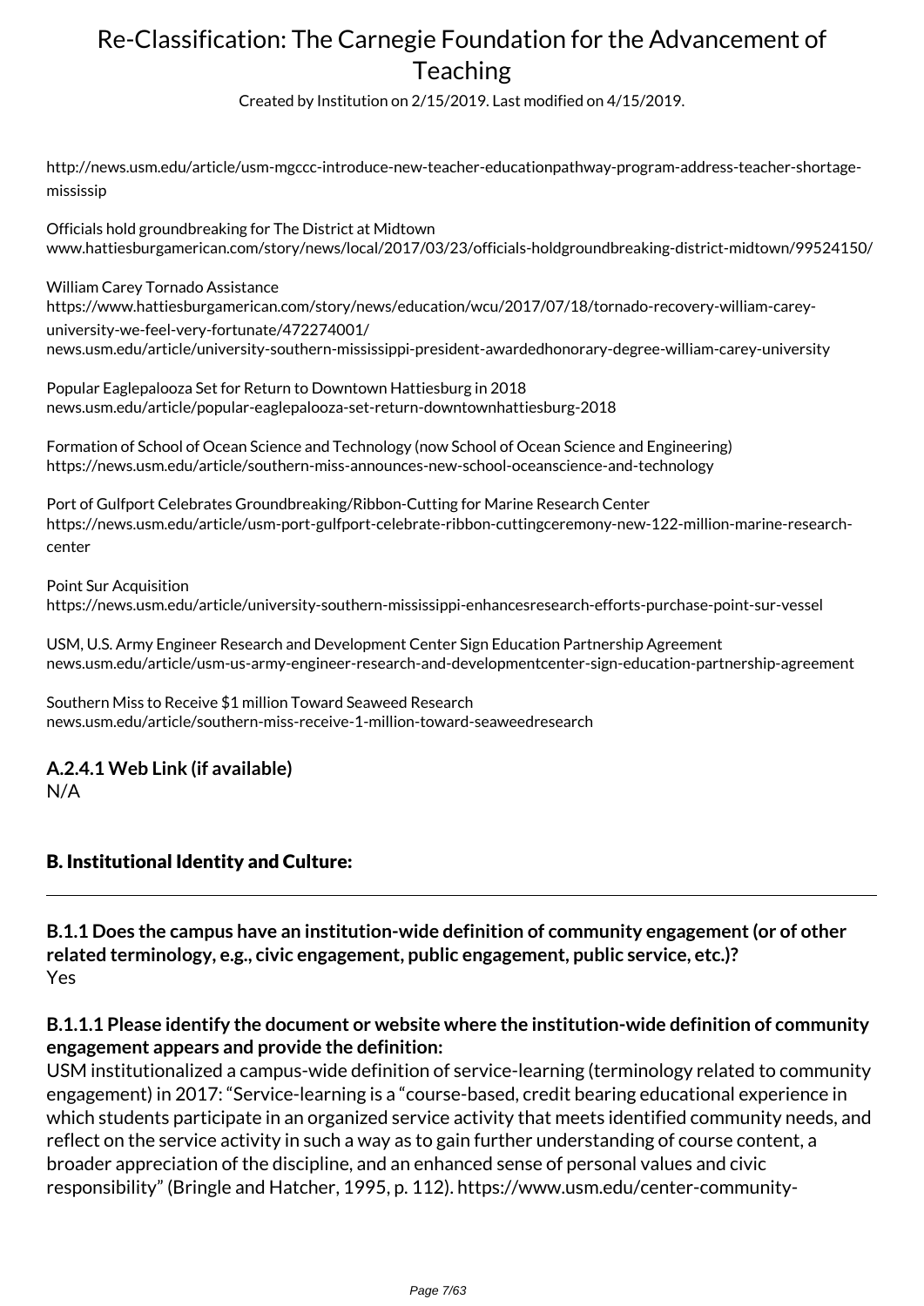http://news.usm.edu/article/usm-mgccc-introduce-new-teacher-educationpathway-program-address-teacher-shortage-mississip

Officials hold groundbreaking for The District at Midtown
www.hattiesburgamerican.com/story/news/local/2017/03/23/officials-holdgroundbreaking-district-midtown/99524150/

William Carey Tornado Assistance
https://www.hattiesburgamerican.com/story/news/education/wcu/2017/07/18/tornado-recovery-william-carey-university-we-feel-very-fortunate/472274001/
news.usm.edu/article/university-southern-mississippi-president-awardedhonorary-degree-william-carey-university

Popular Eaglepalooza Set for Return to Downtown Hattiesburg in 2018
news.usm.edu/article/popular-eaglepalooza-set-return-downtownhattiesburg-2018

Formation of School of Ocean Science and Technology (now School of Ocean Science and Engineering)
https://news.usm.edu/article/southern-miss-announces-new-school-oceanscience-and-technology

Port of Gulfport Celebrates Groundbreaking/Ribbon-Cutting for Marine Research Center
https://news.usm.edu/article/usm-port-gulfport-celebrate-ribbon-cuttingceremony-new-122-million-marine-research-center

Point Sur Acquisition
https://news.usm.edu/article/university-southern-mississippi-enhancesresearch-efforts-purchase-point-sur-vessel

USM, U.S. Army Engineer Research and Development Center Sign Education Partnership Agreement
news.usm.edu/article/usm-us-army-engineer-research-and-developmentcenter-sign-education-partnership-agreement

Southern Miss to Receive $1 million Toward Seaweed Research
news.usm.edu/article/southern-miss-receive-1-million-toward-seaweedresearch

**A.2.4.1 Web Link (if available)**
N/A

## B. Institutional Identity and Culture:

**B.1.1 Does the campus have an institution-wide definition of community engagement (or of other related terminology, e.g., civic engagement, public engagement, public service, etc.)?**
Yes

**B.1.1.1 Please identify the document or website where the institution-wide definition of community engagement appears and provide the definition:**
USM institutionalized a campus-wide definition of service-learning (terminology related to community engagement) in 2017: "Service-learning is a "course-based, credit bearing educational experience in which students participate in an organized service activity that meets identified community needs, and reflect on the service activity in such a way as to gain further understanding of course content, a broader appreciation of the discipline, and an enhanced sense of personal values and civic responsibility" (Bringle and Hatcher, 1995, p. 112). https://www.usm.edu/center-community-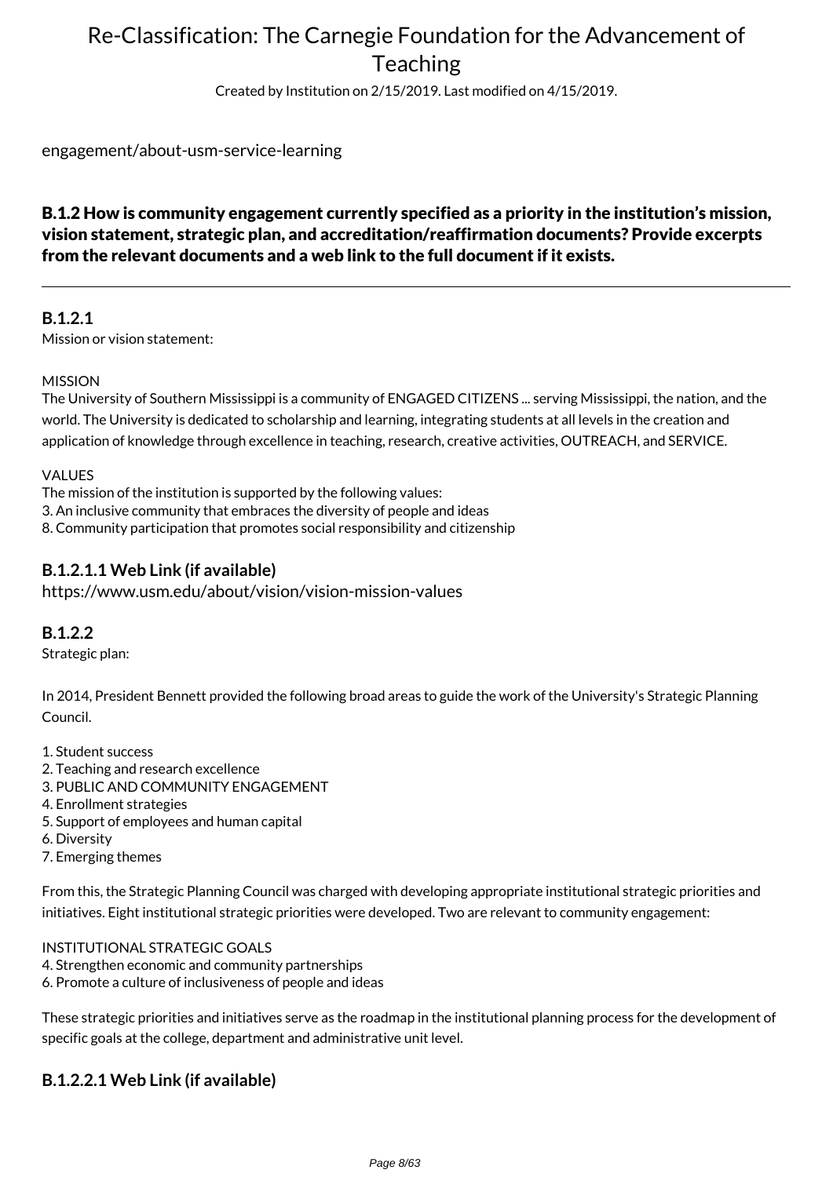engagement/about-usm-service-learning

### B.1.2 How is community engagement currently specified as a priority in the institution's mission, vision statement, strategic plan, and accreditation/reaffirmation documents? Provide excerpts from the relevant documents and a web link to the full document if it exists.

---

**B.1.2.1**
Mission or vision statement:

MISSION
The University of Southern Mississippi is a community of ENGAGED CITIZENS ... serving Mississippi, the nation, and the world. The University is dedicated to scholarship and learning, integrating students at all levels in the creation and application of knowledge through excellence in teaching, research, creative activities, OUTREACH, and SERVICE.

VALUES
The mission of the institution is supported by the following values:
3. An inclusive community that embraces the diversity of people and ideas
8. Community participation that promotes social responsibility and citizenship

**B.1.2.1.1 Web Link (if available)**
https://www.usm.edu/about/vision/vision-mission-values

**B.1.2.2**
Strategic plan:

In 2014, President Bennett provided the following broad areas to guide the work of the University's Strategic Planning Council.

1. Student success
2. Teaching and research excellence
3. PUBLIC AND COMMUNITY ENGAGEMENT
4. Enrollment strategies
5. Support of employees and human capital
6. Diversity
7. Emerging themes

From this, the Strategic Planning Council was charged with developing appropriate institutional strategic priorities and initiatives. Eight institutional strategic priorities were developed. Two are relevant to community engagement:

INSTITUTIONAL STRATEGIC GOALS
4. Strengthen economic and community partnerships
6. Promote a culture of inclusiveness of people and ideas

These strategic priorities and initiatives serve as the roadmap in the institutional planning process for the development of specific goals at the college, department and administrative unit level.

**B.1.2.2.1 Web Link (if available)**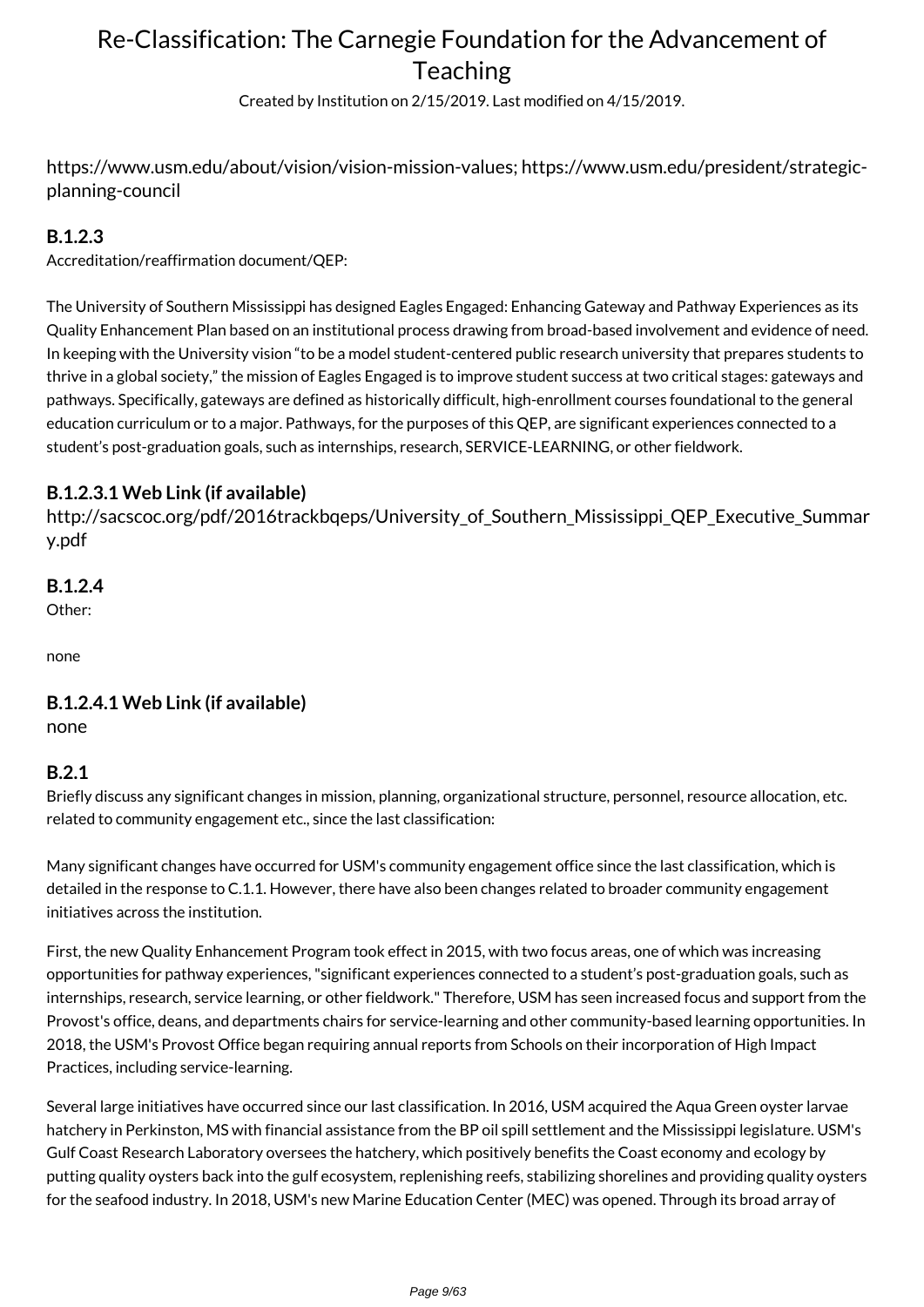https://www.usm.edu/about/vision/vision-mission-values; https://www.usm.edu/president/strategic-planning-council

**B.1.2.3**
Accreditation/reaffirmation document/QEP:

The University of Southern Mississippi has designed Eagles Engaged: Enhancing Gateway and Pathway Experiences as its Quality Enhancement Plan based on an institutional process drawing from broad-based involvement and evidence of need. In keeping with the University vision "to be a model student-centered public research university that prepares students to thrive in a global society," the mission of Eagles Engaged is to improve student success at two critical stages: gateways and pathways. Specifically, gateways are defined as historically difficult, high-enrollment courses foundational to the general education curriculum or to a major. Pathways, for the purposes of this QEP, are significant experiences connected to a student's post-graduation goals, such as internships, research, SERVICE-LEARNING, or other fieldwork.

**B.1.2.3.1 Web Link (if available)**
http://sacscoc.org/pdf/2016trackbqeps/University_of_Southern_Mississippi_QEP_Executive_Summary.pdf

**B.1.2.4**
Other:

none

**B.1.2.4.1 Web Link (if available)**
none

**B.2.1**
Briefly discuss any significant changes in mission, planning, organizational structure, personnel, resource allocation, etc. related to community engagement etc., since the last classification:

Many significant changes have occurred for USM's community engagement office since the last classification, which is detailed in the response to C.1.1. However, there have also been changes related to broader community engagement initiatives across the institution.

First, the new Quality Enhancement Program took effect in 2015, with two focus areas, one of which was increasing opportunities for pathway experiences, "significant experiences connected to a student's post-graduation goals, such as internships, research, service learning, or other fieldwork." Therefore, USM has seen increased focus and support from the Provost's office, deans, and departments chairs for service-learning and other community-based learning opportunities. In 2018, the USM's Provost Office began requiring annual reports from Schools on their incorporation of High Impact Practices, including service-learning.

Several large initiatives have occurred since our last classification. In 2016, USM acquired the Aqua Green oyster larvae hatchery in Perkinston, MS with financial assistance from the BP oil spill settlement and the Mississippi legislature. USM's Gulf Coast Research Laboratory oversees the hatchery, which positively benefits the Coast economy and ecology by putting quality oysters back into the gulf ecosystem, replenishing reefs, stabilizing shorelines and providing quality oysters for the seafood industry. In 2018, USM's new Marine Education Center (MEC) was opened. Through its broad array of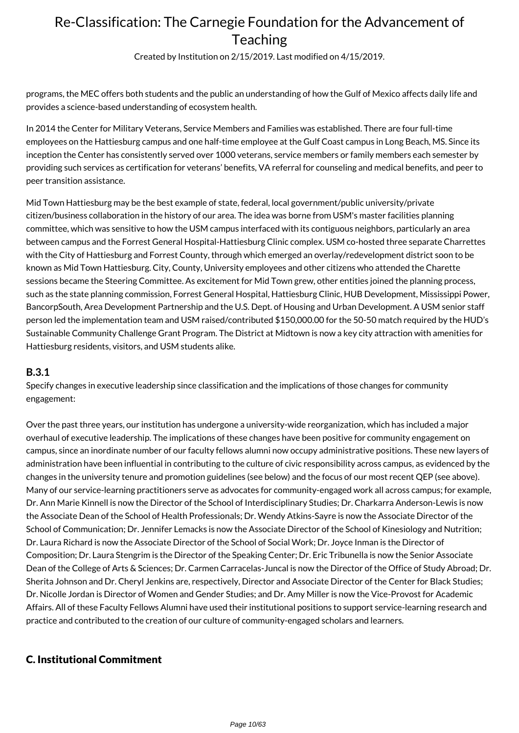programs, the MEC offers both students and the public an understanding of how the Gulf of Mexico affects daily life and provides a science-based understanding of ecosystem health.

In 2014 the Center for Military Veterans, Service Members and Families was established. There are four full-time employees on the Hattiesburg campus and one half-time employee at the Gulf Coast campus in Long Beach, MS. Since its inception the Center has consistently served over 1000 veterans, service members or family members each semester by providing such services as certification for veterans' benefits, VA referral for counseling and medical benefits, and peer to peer transition assistance.

Mid Town Hattiesburg may be the best example of state, federal, local government/public university/private citizen/business collaboration in the history of our area. The idea was borne from USM's master facilities planning committee, which was sensitive to how the USM campus interfaced with its contiguous neighbors, particularly an area between campus and the Forrest General Hospital-Hattiesburg Clinic complex. USM co-hosted three separate Charrettes with the City of Hattiesburg and Forrest County, through which emerged an overlay/redevelopment district soon to be known as Mid Town Hattiesburg. City, County, University employees and other citizens who attended the Charette sessions became the Steering Committee. As excitement for Mid Town grew, other entities joined the planning process, such as the state planning commission, Forrest General Hospital, Hattiesburg Clinic, HUB Development, Mississippi Power, BancorpSouth, Area Development Partnership and the U.S. Dept. of Housing and Urban Development. A USM senior staff person led the implementation team and USM raised/contributed $150,000.00 for the 50-50 match required by the HUD's Sustainable Community Challenge Grant Program. The District at Midtown is now a key city attraction with amenities for Hattiesburg residents, visitors, and USM students alike.

### B.3.1

Specify changes in executive leadership since classification and the implications of those changes for community engagement:

Over the past three years, our institution has undergone a university-wide reorganization, which has included a major overhaul of executive leadership. The implications of these changes have been positive for community engagement on campus, since an inordinate number of our faculty fellows alumni now occupy administrative positions. These new layers of administration have been influential in contributing to the culture of civic responsibility across campus, as evidenced by the changes in the university tenure and promotion guidelines (see below) and the focus of our most recent QEP (see above). Many of our service-learning practitioners serve as advocates for community-engaged work all across campus; for example, Dr. Ann Marie Kinnell is now the Director of the School of Interdisciplinary Studies; Dr. Charkarra Anderson-Lewis is now the Associate Dean of the School of Health Professionals; Dr. Wendy Atkins-Sayre is now the Associate Director of the School of Communication; Dr. Jennifer Lemacks is now the Associate Director of the School of Kinesiology and Nutrition; Dr. Laura Richard is now the Associate Director of the School of Social Work; Dr. Joyce Inman is the Director of Composition; Dr. Laura Stengrim is the Director of the Speaking Center; Dr. Eric Tribunella is now the Senior Associate Dean of the College of Arts & Sciences; Dr. Carmen Carracelas-Juncal is now the Director of the Office of Study Abroad; Dr. Sherita Johnson and Dr. Cheryl Jenkins are, respectively, Director and Associate Director of the Center for Black Studies; Dr. Nicolle Jordan is Director of Women and Gender Studies; and Dr. Amy Miller is now the Vice-Provost for Academic Affairs. All of these Faculty Fellows Alumni have used their institutional positions to support service-learning research and practice and contributed to the creation of our culture of community-engaged scholars and learners.

## C. Institutional Commitment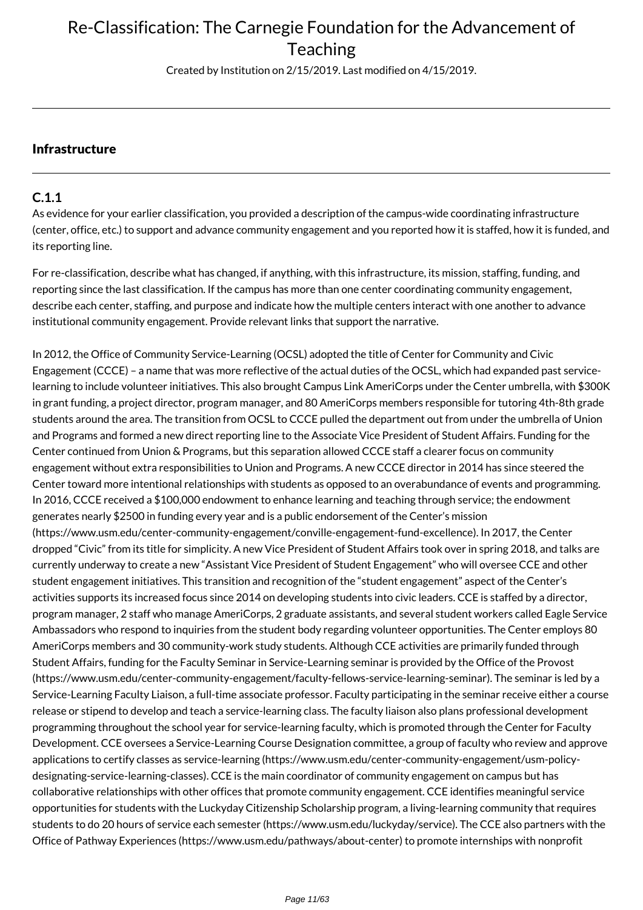## Infrastructure

### C.1.1

As evidence for your earlier classification, you provided a description of the campus-wide coordinating infrastructure (center, office, etc.) to support and advance community engagement and you reported how it is staffed, how it is funded, and its reporting line.

For re-classification, describe what has changed, if anything, with this infrastructure, its mission, staffing, funding, and reporting since the last classification. If the campus has more than one center coordinating community engagement, describe each center, staffing, and purpose and indicate how the multiple centers interact with one another to advance institutional community engagement. Provide relevant links that support the narrative.

In 2012, the Office of Community Service-Learning (OCSL) adopted the title of Center for Community and Civic Engagement (CCCE) – a name that was more reflective of the actual duties of the OCSL, which had expanded past service-learning to include volunteer initiatives. This also brought Campus Link AmeriCorps under the Center umbrella, with $300K in grant funding, a project director, program manager, and 80 AmeriCorps members responsible for tutoring 4th-8th grade students around the area. The transition from OCSL to CCCE pulled the department out from under the umbrella of Union and Programs and formed a new direct reporting line to the Associate Vice President of Student Affairs. Funding for the Center continued from Union & Programs, but this separation allowed CCCE staff a clearer focus on community engagement without extra responsibilities to Union and Programs. A new CCCE director in 2014 has since steered the Center toward more intentional relationships with students as opposed to an overabundance of events and programming. In 2016, CCCE received a $100,000 endowment to enhance learning and teaching through service; the endowment generates nearly $2500 in funding every year and is a public endorsement of the Center's mission (https://www.usm.edu/center-community-engagement/conville-engagement-fund-excellence). In 2017, the Center dropped "Civic" from its title for simplicity. A new Vice President of Student Affairs took over in spring 2018, and talks are currently underway to create a new "Assistant Vice President of Student Engagement" who will oversee CCE and other student engagement initiatives. This transition and recognition of the "student engagement" aspect of the Center's activities supports its increased focus since 2014 on developing students into civic leaders. CCE is staffed by a director, program manager, 2 staff who manage AmeriCorps, 2 graduate assistants, and several student workers called Eagle Service Ambassadors who respond to inquiries from the student body regarding volunteer opportunities. The Center employs 80 AmeriCorps members and 30 community-work study students. Although CCE activities are primarily funded through Student Affairs, funding for the Faculty Seminar in Service-Learning seminar is provided by the Office of the Provost (https://www.usm.edu/center-community-engagement/faculty-fellows-service-learning-seminar). The seminar is led by a Service-Learning Faculty Liaison, a full-time associate professor. Faculty participating in the seminar receive either a course release or stipend to develop and teach a service-learning class. The faculty liaison also plans professional development programming throughout the school year for service-learning faculty, which is promoted through the Center for Faculty Development. CCE oversees a Service-Learning Course Designation committee, a group of faculty who review and approve applications to certify classes as service-learning (https://www.usm.edu/center-community-engagement/usm-policy-designating-service-learning-classes). CCE is the main coordinator of community engagement on campus but has collaborative relationships with other offices that promote community engagement. CCE identifies meaningful service opportunities for students with the Luckyday Citizenship Scholarship program, a living-learning community that requires students to do 20 hours of service each semester (https://www.usm.edu/luckyday/service). The CCE also partners with the Office of Pathway Experiences (https://www.usm.edu/pathways/about-center) to promote internships with nonprofit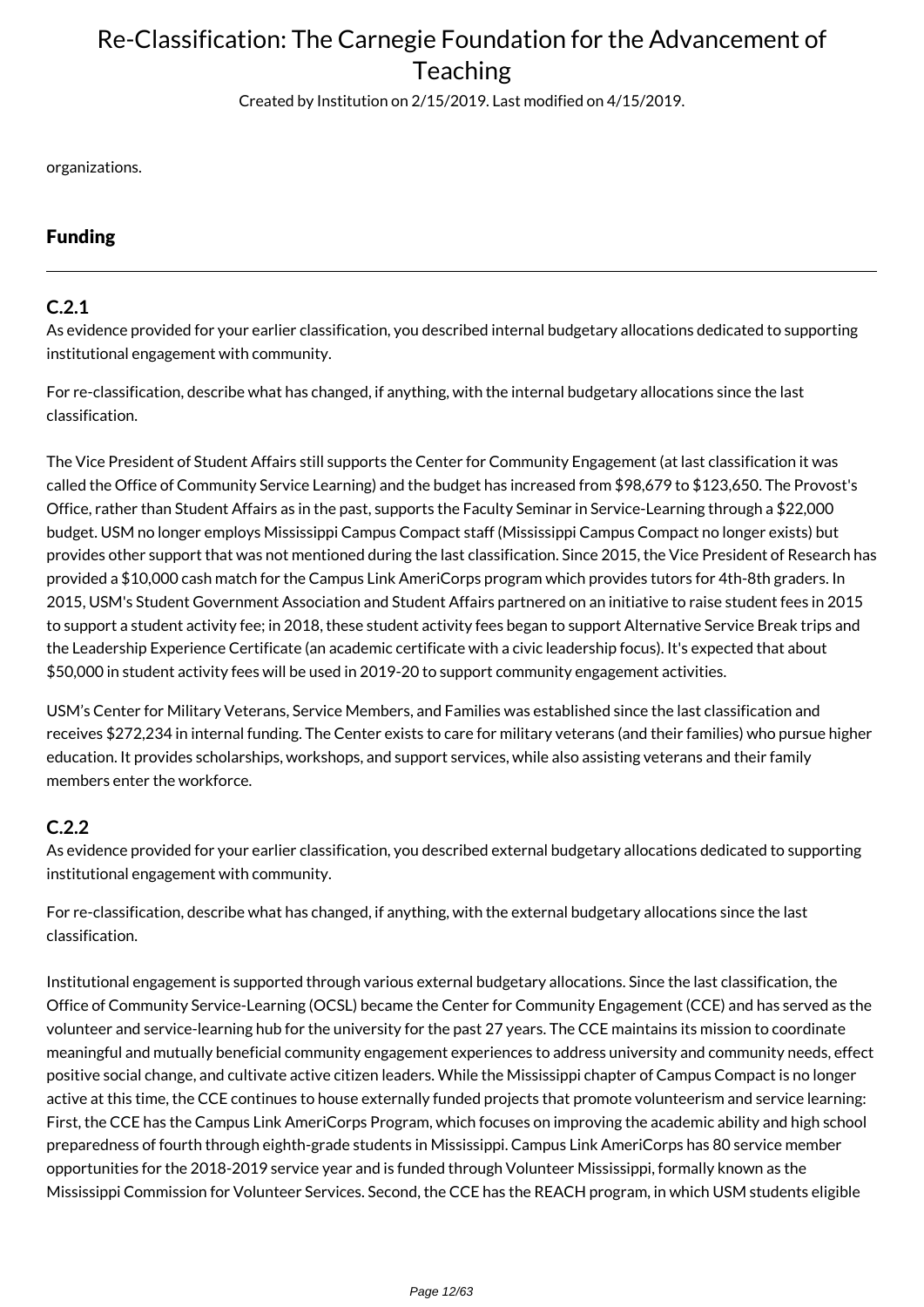organizations.

## Funding

### C.2.1

As evidence provided for your earlier classification, you described internal budgetary allocations dedicated to supporting institutional engagement with community.

For re-classification, describe what has changed, if anything, with the internal budgetary allocations since the last classification.

The Vice President of Student Affairs still supports the Center for Community Engagement (at last classification it was called the Office of Community Service Learning) and the budget has increased from $98,679 to $123,650. The Provost's Office, rather than Student Affairs as in the past, supports the Faculty Seminar in Service-Learning through a $22,000 budget. USM no longer employs Mississippi Campus Compact staff (Mississippi Campus Compact no longer exists) but provides other support that was not mentioned during the last classification. Since 2015, the Vice President of Research has provided a $10,000 cash match for the Campus Link AmeriCorps program which provides tutors for 4th-8th graders. In 2015, USM's Student Government Association and Student Affairs partnered on an initiative to raise student fees in 2015 to support a student activity fee; in 2018, these student activity fees began to support Alternative Service Break trips and the Leadership Experience Certificate (an academic certificate with a civic leadership focus). It's expected that about $50,000 in student activity fees will be used in 2019-20 to support community engagement activities.

USM's Center for Military Veterans, Service Members, and Families was established since the last classification and receives $272,234 in internal funding. The Center exists to care for military veterans (and their families) who pursue higher education. It provides scholarships, workshops, and support services, while also assisting veterans and their family members enter the workforce.

### C.2.2

As evidence provided for your earlier classification, you described external budgetary allocations dedicated to supporting institutional engagement with community.

For re-classification, describe what has changed, if anything, with the external budgetary allocations since the last classification.

Institutional engagement is supported through various external budgetary allocations. Since the last classification, the Office of Community Service-Learning (OCSL) became the Center for Community Engagement (CCE) and has served as the volunteer and service-learning hub for the university for the past 27 years. The CCE maintains its mission to coordinate meaningful and mutually beneficial community engagement experiences to address university and community needs, effect positive social change, and cultivate active citizen leaders. While the Mississippi chapter of Campus Compact is no longer active at this time, the CCE continues to house externally funded projects that promote volunteerism and service learning: First, the CCE has the Campus Link AmeriCorps Program, which focuses on improving the academic ability and high school preparedness of fourth through eighth-grade students in Mississippi. Campus Link AmeriCorps has 80 service member opportunities for the 2018-2019 service year and is funded through Volunteer Mississippi, formally known as the Mississippi Commission for Volunteer Services. Second, the CCE has the REACH program, in which USM students eligible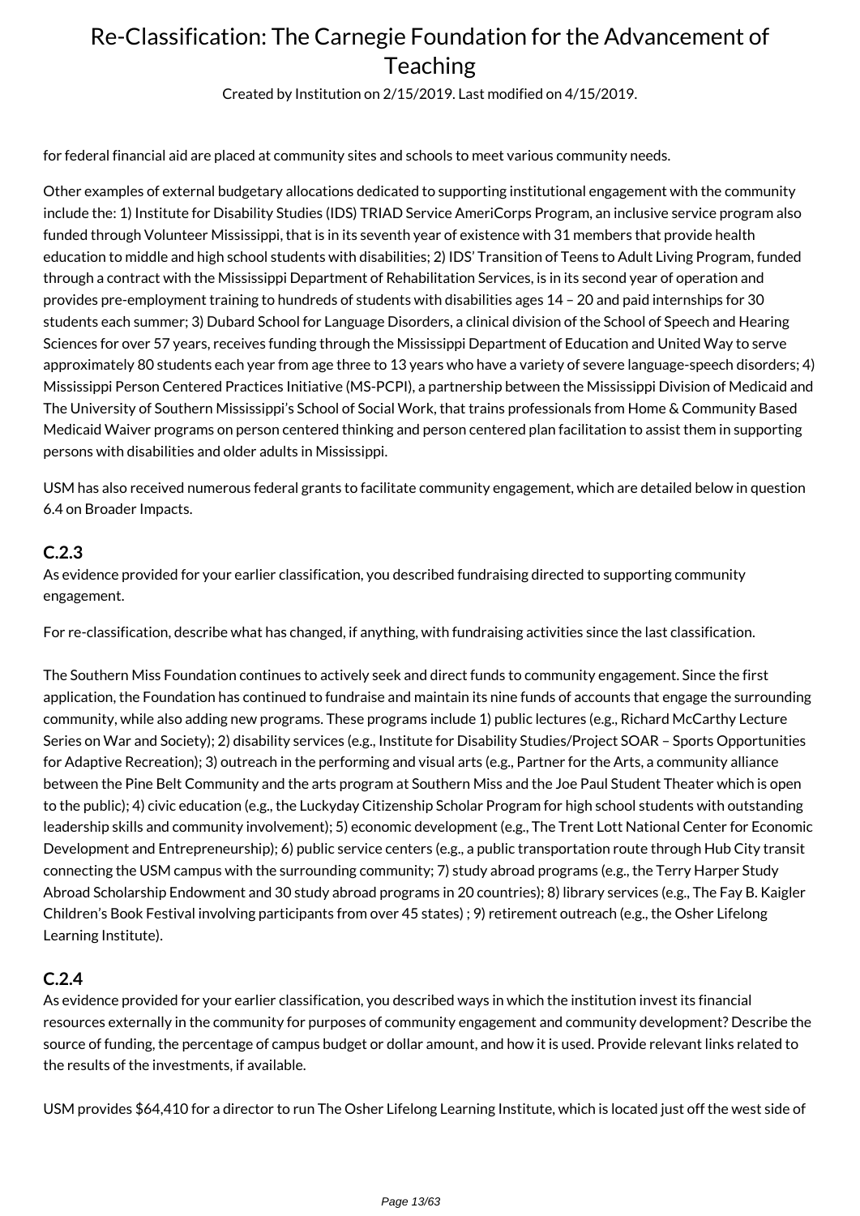for federal financial aid are placed at community sites and schools to meet various community needs.

Other examples of external budgetary allocations dedicated to supporting institutional engagement with the community include the: 1) Institute for Disability Studies (IDS) TRIAD Service AmeriCorps Program, an inclusive service program also funded through Volunteer Mississippi, that is in its seventh year of existence with 31 members that provide health education to middle and high school students with disabilities; 2) IDS' Transition of Teens to Adult Living Program, funded through a contract with the Mississippi Department of Rehabilitation Services, is in its second year of operation and provides pre-employment training to hundreds of students with disabilities ages 14 – 20 and paid internships for 30 students each summer; 3) Dubard School for Language Disorders, a clinical division of the School of Speech and Hearing Sciences for over 57 years, receives funding through the Mississippi Department of Education and United Way to serve approximately 80 students each year from age three to 13 years who have a variety of severe language-speech disorders; 4) Mississippi Person Centered Practices Initiative (MS-PCPI), a partnership between the Mississippi Division of Medicaid and The University of Southern Mississippi's School of Social Work, that trains professionals from Home & Community Based Medicaid Waiver programs on person centered thinking and person centered plan facilitation to assist them in supporting persons with disabilities and older adults in Mississippi.

USM has also received numerous federal grants to facilitate community engagement, which are detailed below in question 6.4 on Broader Impacts.

### C.2.3

As evidence provided for your earlier classification, you described fundraising directed to supporting community engagement.

For re-classification, describe what has changed, if anything, with fundraising activities since the last classification.

The Southern Miss Foundation continues to actively seek and direct funds to community engagement. Since the first application, the Foundation has continued to fundraise and maintain its nine funds of accounts that engage the surrounding community, while also adding new programs. These programs include 1) public lectures (e.g., Richard McCarthy Lecture Series on War and Society); 2) disability services (e.g., Institute for Disability Studies/Project SOAR – Sports Opportunities for Adaptive Recreation); 3) outreach in the performing and visual arts (e.g., Partner for the Arts, a community alliance between the Pine Belt Community and the arts program at Southern Miss and the Joe Paul Student Theater which is open to the public); 4) civic education (e.g., the Luckyday Citizenship Scholar Program for high school students with outstanding leadership skills and community involvement); 5) economic development (e.g., The Trent Lott National Center for Economic Development and Entrepreneurship); 6) public service centers (e.g., a public transportation route through Hub City transit connecting the USM campus with the surrounding community; 7) study abroad programs (e.g., the Terry Harper Study Abroad Scholarship Endowment and 30 study abroad programs in 20 countries); 8) library services (e.g., The Fay B. Kaigler Children's Book Festival involving participants from over 45 states) ; 9) retirement outreach (e.g., the Osher Lifelong Learning Institute).

### C.2.4

As evidence provided for your earlier classification, you described ways in which the institution invest its financial resources externally in the community for purposes of community engagement and community development? Describe the source of funding, the percentage of campus budget or dollar amount, and how it is used. Provide relevant links related to the results of the investments, if available.

USM provides $64,410 for a director to run The Osher Lifelong Learning Institute, which is located just off the west side of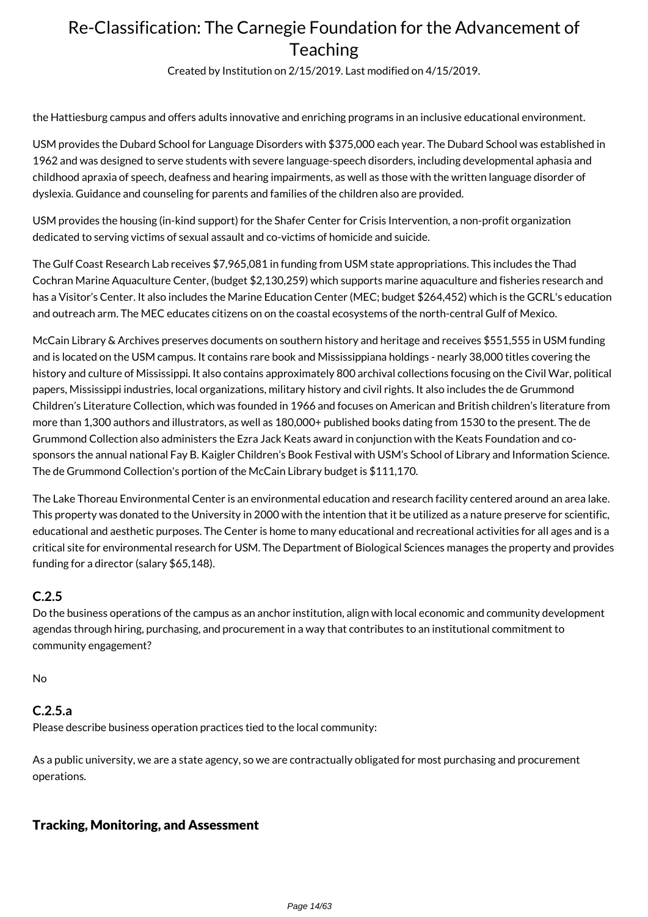the Hattiesburg campus and offers adults innovative and enriching programs in an inclusive educational environment.

USM provides the Dubard School for Language Disorders with $375,000 each year. The Dubard School was established in 1962 and was designed to serve students with severe language-speech disorders, including developmental aphasia and childhood apraxia of speech, deafness and hearing impairments, as well as those with the written language disorder of dyslexia. Guidance and counseling for parents and families of the children also are provided.

USM provides the housing (in-kind support) for the Shafer Center for Crisis Intervention, a non-profit organization dedicated to serving victims of sexual assault and co-victims of homicide and suicide.

The Gulf Coast Research Lab receives $7,965,081 in funding from USM state appropriations. This includes the Thad Cochran Marine Aquaculture Center, (budget $2,130,259) which supports marine aquaculture and fisheries research and has a Visitor's Center. It also includes the Marine Education Center (MEC; budget $264,452) which is the GCRL's education and outreach arm. The MEC educates citizens on on the coastal ecosystems of the north-central Gulf of Mexico.

McCain Library & Archives preserves documents on southern history and heritage and receives $551,555 in USM funding and is located on the USM campus. It contains rare book and Mississippiana holdings - nearly 38,000 titles covering the history and culture of Mississippi. It also contains approximately 800 archival collections focusing on the Civil War, political papers, Mississippi industries, local organizations, military history and civil rights. It also includes the de Grummond Children's Literature Collection, which was founded in 1966 and focuses on American and British children's literature from more than 1,300 authors and illustrators, as well as 180,000+ published books dating from 1530 to the present. The de Grummond Collection also administers the Ezra Jack Keats award in conjunction with the Keats Foundation and co-sponsors the annual national Fay B. Kaigler Children's Book Festival with USM's School of Library and Information Science. The de Grummond Collection's portion of the McCain Library budget is $111,170.

The Lake Thoreau Environmental Center is an environmental education and research facility centered around an area lake. This property was donated to the University in 2000 with the intention that it be utilized as a nature preserve for scientific, educational and aesthetic purposes. The Center is home to many educational and recreational activities for all ages and is a critical site for environmental research for USM. The Department of Biological Sciences manages the property and provides funding for a director (salary $65,148).

### C.2.5

Do the business operations of the campus as an anchor institution, align with local economic and community development agendas through hiring, purchasing, and procurement in a way that contributes to an institutional commitment to community engagement?

No

### C.2.5.a

Please describe business operation practices tied to the local community:

As a public university, we are a state agency, so we are contractually obligated for most purchasing and procurement operations.

## Tracking, Monitoring, and Assessment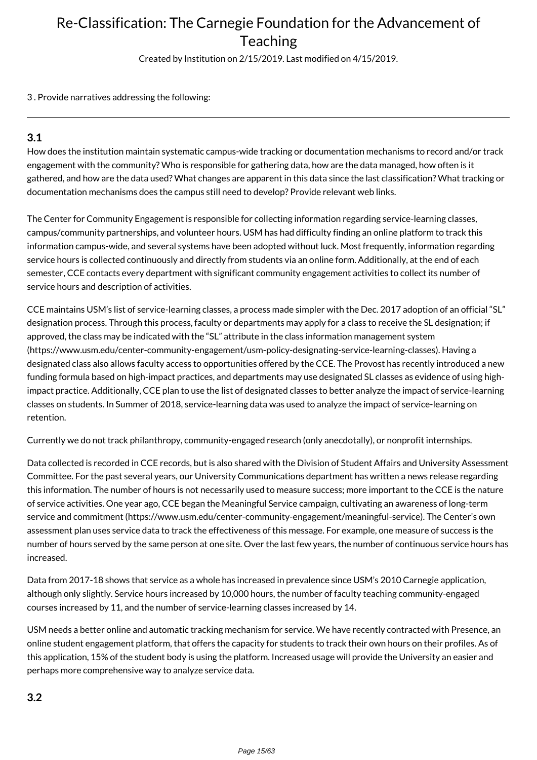# Re-Classification: The Carnegie Foundation for the Advancement of Teaching

Created by Institution on 2/15/2019. Last modified on 4/15/2019.

3 . Provide narratives addressing the following:

---

### 3.1

How does the institution maintain systematic campus-wide tracking or documentation mechanisms to record and/or track engagement with the community? Who is responsible for gathering data, how are the data managed, how often is it gathered, and how are the data used? What changes are apparent in this data since the last classification? What tracking or documentation mechanisms does the campus still need to develop? Provide relevant web links.

The Center for Community Engagement is responsible for collecting information regarding service-learning classes, campus/community partnerships, and volunteer hours. USM has had difficulty finding an online platform to track this information campus-wide, and several systems have been adopted without luck. Most frequently, information regarding service hours is collected continuously and directly from students via an online form. Additionally, at the end of each semester, CCE contacts every department with significant community engagement activities to collect its number of service hours and description of activities.

CCE maintains USM's list of service-learning classes, a process made simpler with the Dec. 2017 adoption of an official "SL" designation process. Through this process, faculty or departments may apply for a class to receive the SL designation; if approved, the class may be indicated with the "SL" attribute in the class information management system (https://www.usm.edu/center-community-engagement/usm-policy-designating-service-learning-classes). Having a designated class also allows faculty access to opportunities offered by the CCE. The Provost has recently introduced a new funding formula based on high-impact practices, and departments may use designated SL classes as evidence of using high-impact practice. Additionally, CCE plan to use the list of designated classes to better analyze the impact of service-learning classes on students. In Summer of 2018, service-learning data was used to analyze the impact of service-learning on retention.

Currently we do not track philanthropy, community-engaged research (only anecdotally), or nonprofit internships.

Data collected is recorded in CCE records, but is also shared with the Division of Student Affairs and University Assessment Committee. For the past several years, our University Communications department has written a news release regarding this information. The number of hours is not necessarily used to measure success; more important to the CCE is the nature of service activities. One year ago, CCE began the Meaningful Service campaign, cultivating an awareness of long-term service and commitment (https://www.usm.edu/center-community-engagement/meaningful-service). The Center's own assessment plan uses service data to track the effectiveness of this message. For example, one measure of success is the number of hours served by the same person at one site. Over the last few years, the number of continuous service hours has increased.

Data from 2017-18 shows that service as a whole has increased in prevalence since USM's 2010 Carnegie application, although only slightly. Service hours increased by 10,000 hours, the number of faculty teaching community-engaged courses increased by 11, and the number of service-learning classes increased by 14.

USM needs a better online and automatic tracking mechanism for service. We have recently contracted with Presence, an online student engagement platform, that offers the capacity for students to track their own hours on their profiles. As of this application, 15% of the student body is using the platform. Increased usage will provide the University an easier and perhaps more comprehensive way to analyze service data.

### 3.2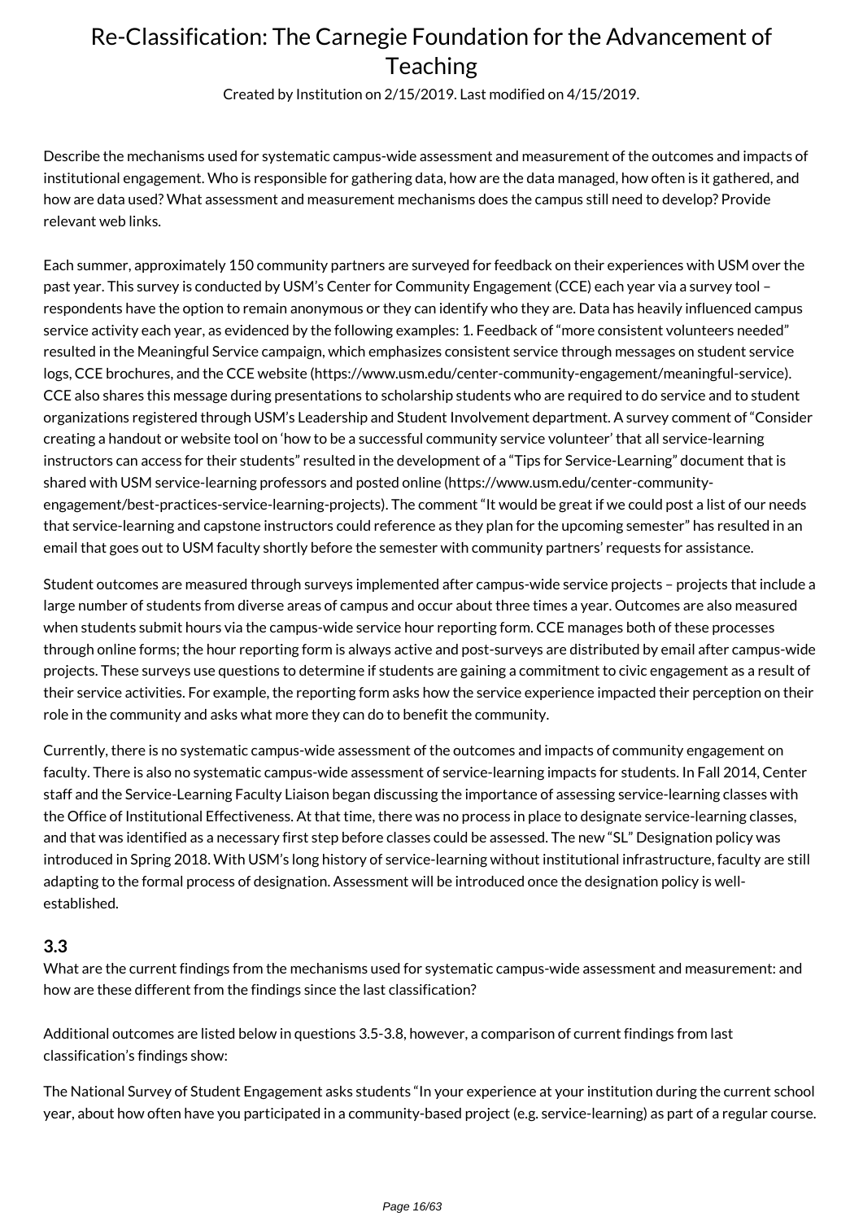Describe the mechanisms used for systematic campus-wide assessment and measurement of the outcomes and impacts of institutional engagement. Who is responsible for gathering data, how are the data managed, how often is it gathered, and how are data used? What assessment and measurement mechanisms does the campus still need to develop? Provide relevant web links.

Each summer, approximately 150 community partners are surveyed for feedback on their experiences with USM over the past year. This survey is conducted by USM's Center for Community Engagement (CCE) each year via a survey tool – respondents have the option to remain anonymous or they can identify who they are. Data has heavily influenced campus service activity each year, as evidenced by the following examples: 1. Feedback of "more consistent volunteers needed" resulted in the Meaningful Service campaign, which emphasizes consistent service through messages on student service logs, CCE brochures, and the CCE website (https://www.usm.edu/center-community-engagement/meaningful-service). CCE also shares this message during presentations to scholarship students who are required to do service and to student organizations registered through USM's Leadership and Student Involvement department. A survey comment of "Consider creating a handout or website tool on 'how to be a successful community service volunteer' that all service-learning instructors can access for their students" resulted in the development of a "Tips for Service-Learning" document that is shared with USM service-learning professors and posted online (https://www.usm.edu/center-community-engagement/best-practices-service-learning-projects). The comment "It would be great if we could post a list of our needs that service-learning and capstone instructors could reference as they plan for the upcoming semester" has resulted in an email that goes out to USM faculty shortly before the semester with community partners' requests for assistance.

Student outcomes are measured through surveys implemented after campus-wide service projects – projects that include a large number of students from diverse areas of campus and occur about three times a year. Outcomes are also measured when students submit hours via the campus-wide service hour reporting form. CCE manages both of these processes through online forms; the hour reporting form is always active and post-surveys are distributed by email after campus-wide projects. These surveys use questions to determine if students are gaining a commitment to civic engagement as a result of their service activities. For example, the reporting form asks how the service experience impacted their perception on their role in the community and asks what more they can do to benefit the community.

Currently, there is no systematic campus-wide assessment of the outcomes and impacts of community engagement on faculty. There is also no systematic campus-wide assessment of service-learning impacts for students. In Fall 2014, Center staff and the Service-Learning Faculty Liaison began discussing the importance of assessing service-learning classes with the Office of Institutional Effectiveness. At that time, there was no process in place to designate service-learning classes, and that was identified as a necessary first step before classes could be assessed. The new "SL" Designation policy was introduced in Spring 2018. With USM's long history of service-learning without institutional infrastructure, faculty are still adapting to the formal process of designation. Assessment will be introduced once the designation policy is well-established.

### 3.3

What are the current findings from the mechanisms used for systematic campus-wide assessment and measurement: and how are these different from the findings since the last classification?

Additional outcomes are listed below in questions 3.5-3.8, however, a comparison of current findings from last classification's findings show:

The National Survey of Student Engagement asks students "In your experience at your institution during the current school year, about how often have you participated in a community-based project (e.g. service-learning) as part of a regular course.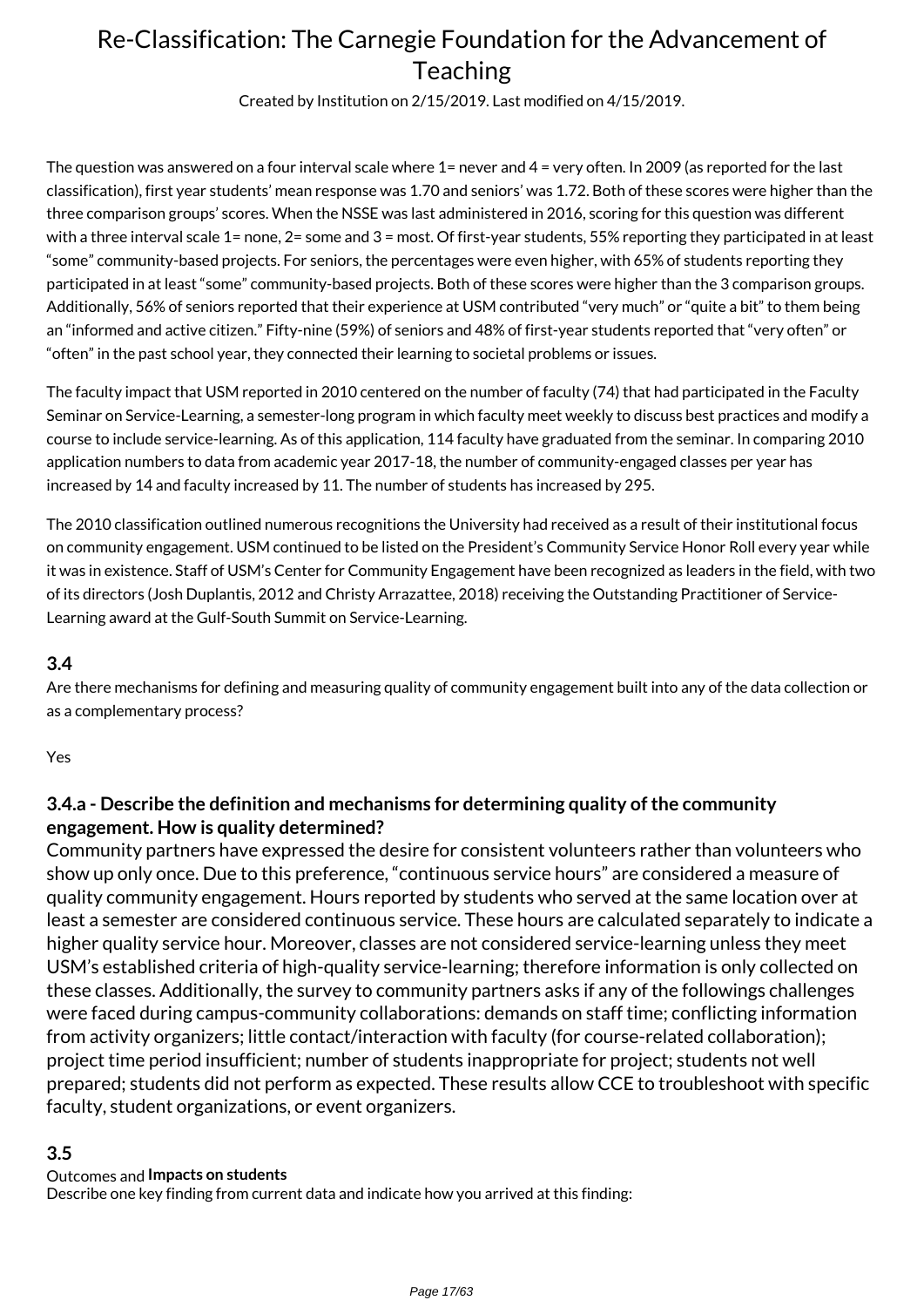The question was answered on a four interval scale where 1= never and 4 = very often. In 2009 (as reported for the last classification), first year students' mean response was 1.70 and seniors' was 1.72. Both of these scores were higher than the three comparison groups' scores. When the NSSE was last administered in 2016, scoring for this question was different with a three interval scale 1= none, 2= some and 3 = most. Of first-year students, 55% reporting they participated in at least "some" community-based projects. For seniors, the percentages were even higher, with 65% of students reporting they participated in at least "some" community-based projects. Both of these scores were higher than the 3 comparison groups. Additionally, 56% of seniors reported that their experience at USM contributed "very much" or "quite a bit" to them being an "informed and active citizen." Fifty-nine (59%) of seniors and 48% of first-year students reported that "very often" or "often" in the past school year, they connected their learning to societal problems or issues.

The faculty impact that USM reported in 2010 centered on the number of faculty (74) that had participated in the Faculty Seminar on Service-Learning, a semester-long program in which faculty meet weekly to discuss best practices and modify a course to include service-learning. As of this application, 114 faculty have graduated from the seminar. In comparing 2010 application numbers to data from academic year 2017-18, the number of community-engaged classes per year has increased by 14 and faculty increased by 11. The number of students has increased by 295.

The 2010 classification outlined numerous recognitions the University had received as a result of their institutional focus on community engagement. USM continued to be listed on the President's Community Service Honor Roll every year while it was in existence. Staff of USM's Center for Community Engagement have been recognized as leaders in the field, with two of its directors (Josh Duplantis, 2012 and Christy Arrazattee, 2018) receiving the Outstanding Practitioner of Service-Learning award at the Gulf-South Summit on Service-Learning.

### 3.4

Are there mechanisms for defining and measuring quality of community engagement built into any of the data collection or as a complementary process?

Yes

### 3.4.a - Describe the definition and mechanisms for determining quality of the community engagement. How is quality determined?

Community partners have expressed the desire for consistent volunteers rather than volunteers who show up only once. Due to this preference, "continuous service hours" are considered a measure of quality community engagement. Hours reported by students who served at the same location over at least a semester are considered continuous service. These hours are calculated separately to indicate a higher quality service hour. Moreover, classes are not considered service-learning unless they meet USM's established criteria of high-quality service-learning; therefore information is only collected on these classes. Additionally, the survey to community partners asks if any of the followings challenges were faced during campus-community collaborations: demands on staff time; conflicting information from activity organizers; little contact/interaction with faculty (for course-related collaboration); project time period insufficient; number of students inappropriate for project; students not well prepared; students did not perform as expected. These results allow CCE to troubleshoot with specific faculty, student organizations, or event organizers.

### 3.5

Outcomes and **Impacts on students**

Describe one key finding from current data and indicate how you arrived at this finding: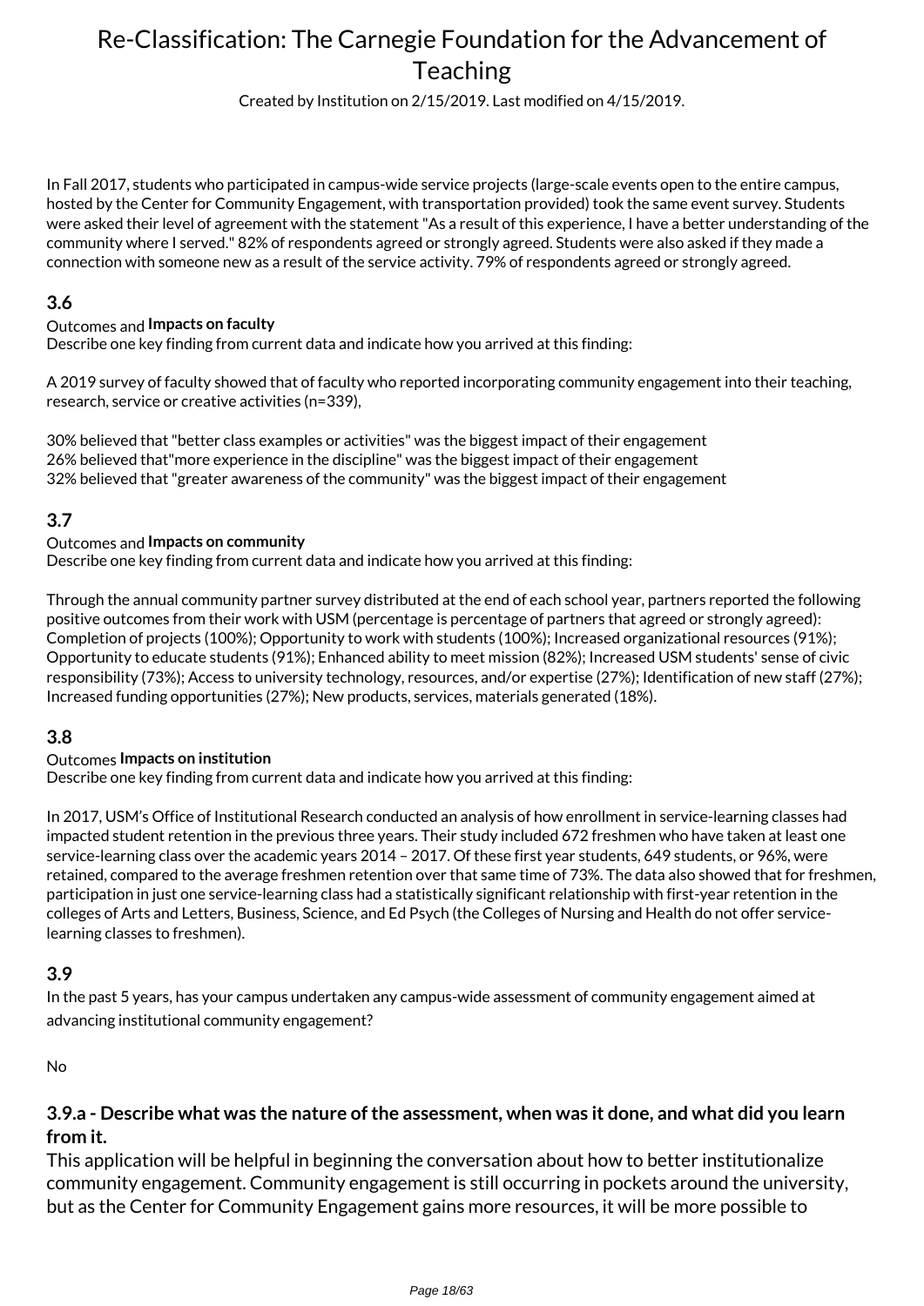In Fall 2017, students who participated in campus-wide service projects (large-scale events open to the entire campus, hosted by the Center for Community Engagement, with transportation provided) took the same event survey. Students were asked their level of agreement with the statement "As a result of this experience, I have a better understanding of the community where I served." 82% of respondents agreed or strongly agreed. Students were also asked if they made a connection with someone new as a result of the service activity. 79% of respondents agreed or strongly agreed.

### 3.6

Outcomes and **Impacts on faculty**
Describe one key finding from current data and indicate how you arrived at this finding:

A 2019 survey of faculty showed that of faculty who reported incorporating community engagement into their teaching, research, service or creative activities (n=339),

30% believed that "better class examples or activities" was the biggest impact of their engagement
26% believed that"more experience in the discipline" was the biggest impact of their engagement
32% believed that "greater awareness of the community" was the biggest impact of their engagement

### 3.7

Outcomes and **Impacts on community**
Describe one key finding from current data and indicate how you arrived at this finding:

Through the annual community partner survey distributed at the end of each school year, partners reported the following positive outcomes from their work with USM (percentage is percentage of partners that agreed or strongly agreed): Completion of projects (100%); Opportunity to work with students (100%); Increased organizational resources (91%); Opportunity to educate students (91%); Enhanced ability to meet mission (82%); Increased USM students' sense of civic responsibility (73%); Access to university technology, resources, and/or expertise (27%); Identification of new staff (27%); Increased funding opportunities (27%); New products, services, materials generated (18%).

### 3.8

Outcomes **Impacts on institution**
Describe one key finding from current data and indicate how you arrived at this finding:

In 2017, USM's Office of Institutional Research conducted an analysis of how enrollment in service-learning classes had impacted student retention in the previous three years. Their study included 672 freshmen who have taken at least one service-learning class over the academic years 2014 – 2017. Of these first year students, 649 students, or 96%, were retained, compared to the average freshmen retention over that same time of 73%. The data also showed that for freshmen, participation in just one service-learning class had a statistically significant relationship with first-year retention in the colleges of Arts and Letters, Business, Science, and Ed Psych (the Colleges of Nursing and Health do not offer service-learning classes to freshmen).

### 3.9

In the past 5 years, has your campus undertaken any campus-wide assessment of community engagement aimed at advancing institutional community engagement?

No

### 3.9.a - Describe what was the nature of the assessment, when was it done, and what did you learn from it.

This application will be helpful in beginning the conversation about how to better institutionalize community engagement. Community engagement is still occurring in pockets around the university, but as the Center for Community Engagement gains more resources, it will be more possible to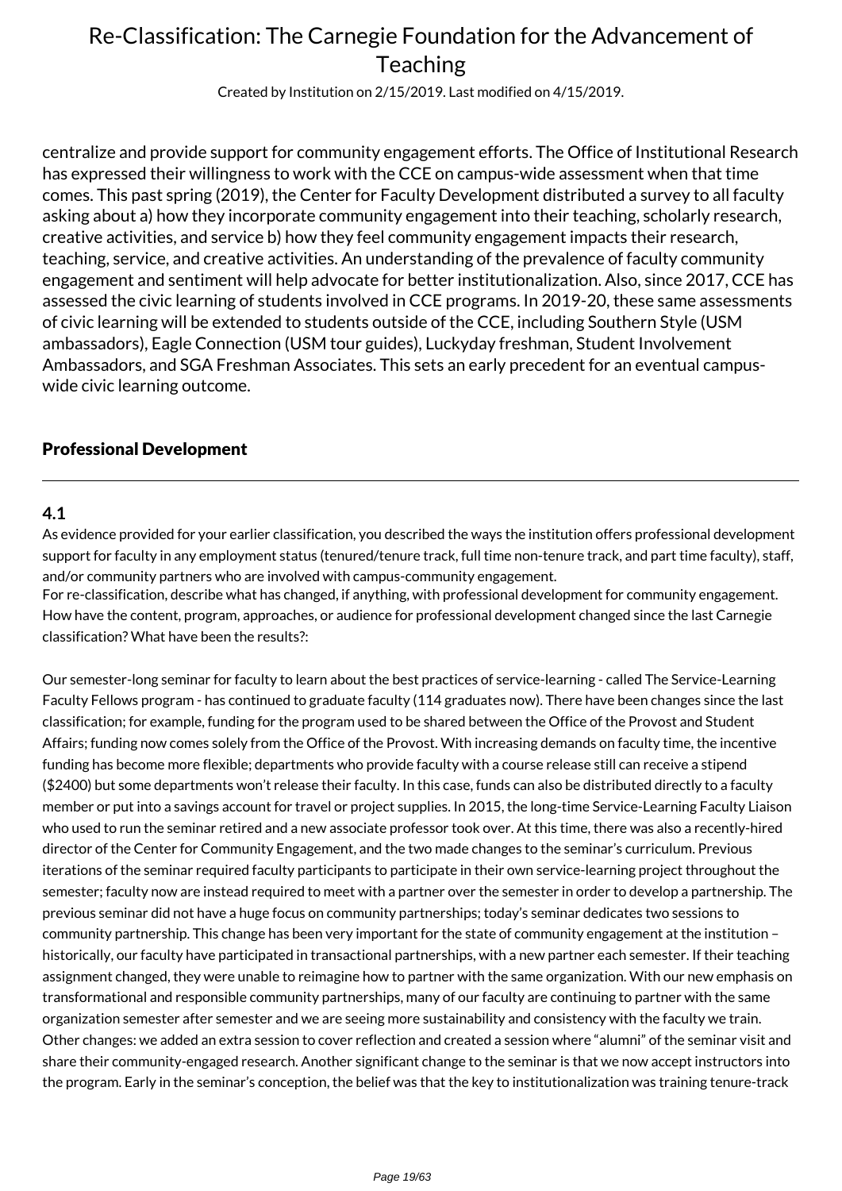centralize and provide support for community engagement efforts. The Office of Institutional Research has expressed their willingness to work with the CCE on campus-wide assessment when that time comes. This past spring (2019), the Center for Faculty Development distributed a survey to all faculty asking about a) how they incorporate community engagement into their teaching, scholarly research, creative activities, and service b) how they feel community engagement impacts their research, teaching, service, and creative activities. An understanding of the prevalence of faculty community engagement and sentiment will help advocate for better institutionalization. Also, since 2017, CCE has assessed the civic learning of students involved in CCE programs. In 2019-20, these same assessments of civic learning will be extended to students outside of the CCE, including Southern Style (USM ambassadors), Eagle Connection (USM tour guides), Luckyday freshman, Student Involvement Ambassadors, and SGA Freshman Associates. This sets an early precedent for an eventual campus-wide civic learning outcome.

## Professional Development

### 4.1

As evidence provided for your earlier classification, you described the ways the institution offers professional development support for faculty in any employment status (tenured/tenure track, full time non-tenure track, and part time faculty), staff, and/or community partners who are involved with campus-community engagement.
For re-classification, describe what has changed, if anything, with professional development for community engagement. How have the content, program, approaches, or audience for professional development changed since the last Carnegie classification? What have been the results?:

Our semester-long seminar for faculty to learn about the best practices of service-learning - called The Service-Learning Faculty Fellows program - has continued to graduate faculty (114 graduates now). There have been changes since the last classification; for example, funding for the program used to be shared between the Office of the Provost and Student Affairs; funding now comes solely from the Office of the Provost. With increasing demands on faculty time, the incentive funding has become more flexible; departments who provide faculty with a course release still can receive a stipend ($2400) but some departments won't release their faculty. In this case, funds can also be distributed directly to a faculty member or put into a savings account for travel or project supplies. In 2015, the long-time Service-Learning Faculty Liaison who used to run the seminar retired and a new associate professor took over. At this time, there was also a recently-hired director of the Center for Community Engagement, and the two made changes to the seminar's curriculum. Previous iterations of the seminar required faculty participants to participate in their own service-learning project throughout the semester; faculty now are instead required to meet with a partner over the semester in order to develop a partnership. The previous seminar did not have a huge focus on community partnerships; today's seminar dedicates two sessions to community partnership. This change has been very important for the state of community engagement at the institution – historically, our faculty have participated in transactional partnerships, with a new partner each semester. If their teaching assignment changed, they were unable to reimagine how to partner with the same organization. With our new emphasis on transformational and responsible community partnerships, many of our faculty are continuing to partner with the same organization semester after semester and we are seeing more sustainability and consistency with the faculty we train. Other changes: we added an extra session to cover reflection and created a session where "alumni" of the seminar visit and share their community-engaged research. Another significant change to the seminar is that we now accept instructors into the program. Early in the seminar's conception, the belief was that the key to institutionalization was training tenure-track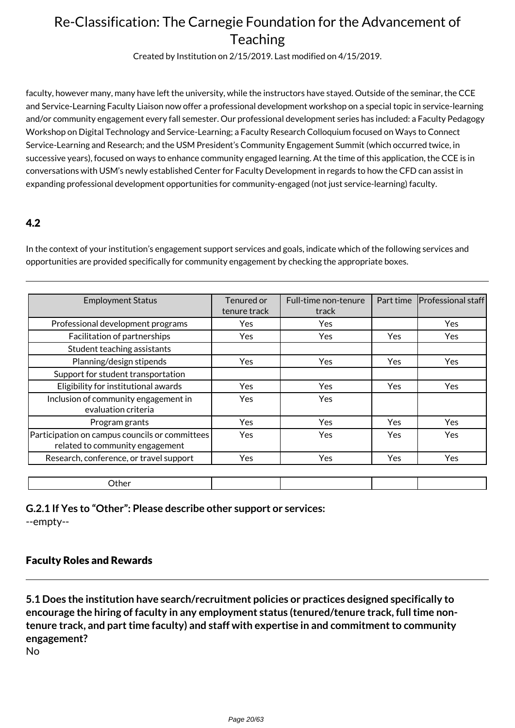faculty, however many, many have left the university, while the instructors have stayed. Outside of the seminar, the CCE and Service-Learning Faculty Liaison now offer a professional development workshop on a special topic in service-learning and/or community engagement every fall semester. Our professional development series has included: a Faculty Pedagogy Workshop on Digital Technology and Service-Learning; a Faculty Research Colloquium focused on Ways to Connect Service-Learning and Research; and the USM President's Community Engagement Summit (which occurred twice, in successive years), focused on ways to enhance community engaged learning. At the time of this application, the CCE is in conversations with USM's newly established Center for Faculty Development in regards to how the CFD can assist in expanding professional development opportunities for community-engaged (not just service-learning) faculty.

### 4.2

In the context of your institution's engagement support services and goals, indicate which of the following services and opportunities are provided specifically for community engagement by checking the appropriate boxes.

| Employment Status | Tenured or tenure track | Full-time non-tenure track | Part time | Professional staff |
|---|---|---|---|---|
| Professional development programs | Yes | Yes | | Yes |
| Facilitation of partnerships | Yes | Yes | Yes | Yes |
| Student teaching assistants | | | | |
| Planning/design stipends | Yes | Yes | Yes | Yes |
| Support for student transportation | | | | |
| Eligibility for institutional awards | Yes | Yes | Yes | Yes |
| Inclusion of community engagement in evaluation criteria | Yes | Yes | | |
| Program grants | Yes | Yes | Yes | Yes |
| Participation on campus councils or committees related to community engagement | Yes | Yes | Yes | Yes |
| Research, conference, or travel support | Yes | Yes | Yes | Yes |
| Other | | | | |

**G.2.1 If Yes to "Other": Please describe other support or services:**
--empty--

### Faculty Roles and Rewards

**5.1 Does the institution have search/recruitment policies or practices designed specifically to encourage the hiring of faculty in any employment status (tenured/tenure track, full time non-tenure track, and part time faculty) and staff with expertise in and commitment to community engagement?**
No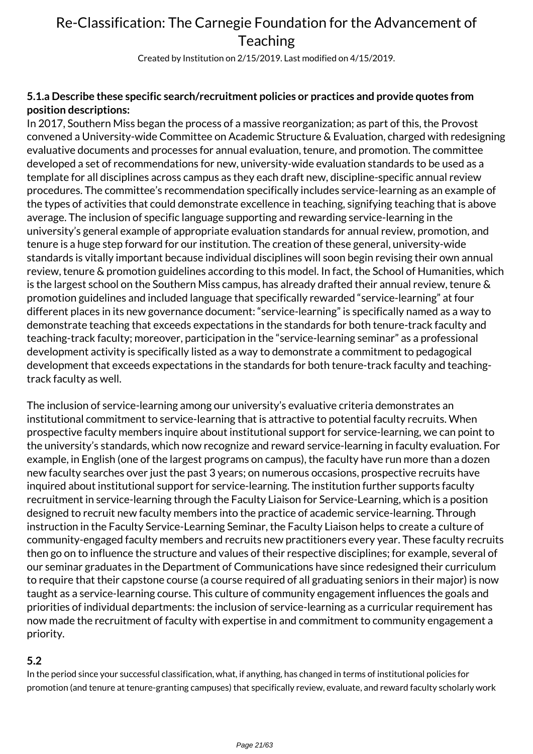**5.1.a Describe these specific search/recruitment policies or practices and provide quotes from position descriptions:**

In 2017, Southern Miss began the process of a massive reorganization; as part of this, the Provost convened a University-wide Committee on Academic Structure & Evaluation, charged with redesigning evaluative documents and processes for annual evaluation, tenure, and promotion. The committee developed a set of recommendations for new, university-wide evaluation standards to be used as a template for all disciplines across campus as they each draft new, discipline-specific annual review procedures. The committee's recommendation specifically includes service-learning as an example of the types of activities that could demonstrate excellence in teaching, signifying teaching that is above average. The inclusion of specific language supporting and rewarding service-learning in the university's general example of appropriate evaluation standards for annual review, promotion, and tenure is a huge step forward for our institution. The creation of these general, university-wide standards is vitally important because individual disciplines will soon begin revising their own annual review, tenure & promotion guidelines according to this model. In fact, the School of Humanities, which is the largest school on the Southern Miss campus, has already drafted their annual review, tenure & promotion guidelines and included language that specifically rewarded "service-learning" at four different places in its new governance document: "service-learning" is specifically named as a way to demonstrate teaching that exceeds expectations in the standards for both tenure-track faculty and teaching-track faculty; moreover, participation in the "service-learning seminar" as a professional development activity is specifically listed as a way to demonstrate a commitment to pedagogical development that exceeds expectations in the standards for both tenure-track faculty and teaching-track faculty as well.

The inclusion of service-learning among our university's evaluative criteria demonstrates an institutional commitment to service-learning that is attractive to potential faculty recruits. When prospective faculty members inquire about institutional support for service-learning, we can point to the university's standards, which now recognize and reward service-learning in faculty evaluation. For example, in English (one of the largest programs on campus), the faculty have run more than a dozen new faculty searches over just the past 3 years; on numerous occasions, prospective recruits have inquired about institutional support for service-learning. The institution further supports faculty recruitment in service-learning through the Faculty Liaison for Service-Learning, which is a position designed to recruit new faculty members into the practice of academic service-learning. Through instruction in the Faculty Service-Learning Seminar, the Faculty Liaison helps to create a culture of community-engaged faculty members and recruits new practitioners every year. These faculty recruits then go on to influence the structure and values of their respective disciplines; for example, several of our seminar graduates in the Department of Communications have since redesigned their curriculum to require that their capstone course (a course required of all graduating seniors in their major) is now taught as a service-learning course. This culture of community engagement influences the goals and priorities of individual departments: the inclusion of service-learning as a curricular requirement has now made the recruitment of faculty with expertise in and commitment to community engagement a priority.

**5.2**

In the period since your successful classification, what, if anything, has changed in terms of institutional policies for promotion (and tenure at tenure-granting campuses) that specifically review, evaluate, and reward faculty scholarly work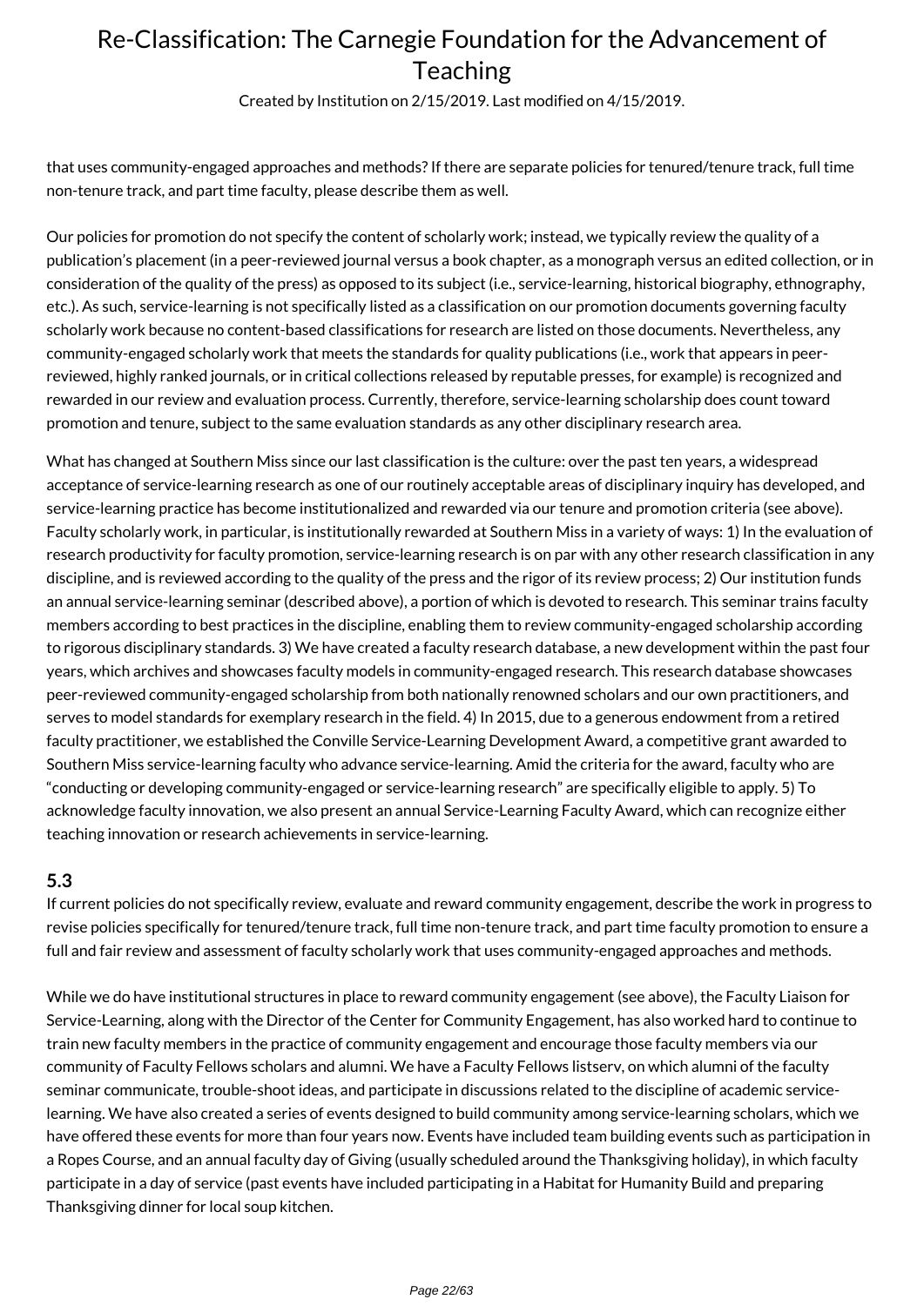that uses community-engaged approaches and methods? If there are separate policies for tenured/tenure track, full time non-tenure track, and part time faculty, please describe them as well.

Our policies for promotion do not specify the content of scholarly work; instead, we typically review the quality of a publication's placement (in a peer-reviewed journal versus a book chapter, as a monograph versus an edited collection, or in consideration of the quality of the press) as opposed to its subject (i.e., service-learning, historical biography, ethnography, etc.). As such, service-learning is not specifically listed as a classification on our promotion documents governing faculty scholarly work because no content-based classifications for research are listed on those documents. Nevertheless, any community-engaged scholarly work that meets the standards for quality publications (i.e., work that appears in peer-reviewed, highly ranked journals, or in critical collections released by reputable presses, for example) is recognized and rewarded in our review and evaluation process. Currently, therefore, service-learning scholarship does count toward promotion and tenure, subject to the same evaluation standards as any other disciplinary research area.

What has changed at Southern Miss since our last classification is the culture: over the past ten years, a widespread acceptance of service-learning research as one of our routinely acceptable areas of disciplinary inquiry has developed, and service-learning practice has become institutionalized and rewarded via our tenure and promotion criteria (see above). Faculty scholarly work, in particular, is institutionally rewarded at Southern Miss in a variety of ways: 1) In the evaluation of research productivity for faculty promotion, service-learning research is on par with any other research classification in any discipline, and is reviewed according to the quality of the press and the rigor of its review process; 2) Our institution funds an annual service-learning seminar (described above), a portion of which is devoted to research. This seminar trains faculty members according to best practices in the discipline, enabling them to review community-engaged scholarship according to rigorous disciplinary standards. 3) We have created a faculty research database, a new development within the past four years, which archives and showcases faculty models in community-engaged research. This research database showcases peer-reviewed community-engaged scholarship from both nationally renowned scholars and our own practitioners, and serves to model standards for exemplary research in the field. 4) In 2015, due to a generous endowment from a retired faculty practitioner, we established the Conville Service-Learning Development Award, a competitive grant awarded to Southern Miss service-learning faculty who advance service-learning. Amid the criteria for the award, faculty who are "conducting or developing community-engaged or service-learning research" are specifically eligible to apply. 5) To acknowledge faculty innovation, we also present an annual Service-Learning Faculty Award, which can recognize either teaching innovation or research achievements in service-learning.

### 5.3

If current policies do not specifically review, evaluate and reward community engagement, describe the work in progress to revise policies specifically for tenured/tenure track, full time non-tenure track, and part time faculty promotion to ensure a full and fair review and assessment of faculty scholarly work that uses community-engaged approaches and methods.

While we do have institutional structures in place to reward community engagement (see above), the Faculty Liaison for Service-Learning, along with the Director of the Center for Community Engagement, has also worked hard to continue to train new faculty members in the practice of community engagement and encourage those faculty members via our community of Faculty Fellows scholars and alumni. We have a Faculty Fellows listserv, on which alumni of the faculty seminar communicate, trouble-shoot ideas, and participate in discussions related to the discipline of academic service-learning. We have also created a series of events designed to build community among service-learning scholars, which we have offered these events for more than four years now. Events have included team building events such as participation in a Ropes Course, and an annual faculty day of Giving (usually scheduled around the Thanksgiving holiday), in which faculty participate in a day of service (past events have included participating in a Habitat for Humanity Build and preparing Thanksgiving dinner for local soup kitchen.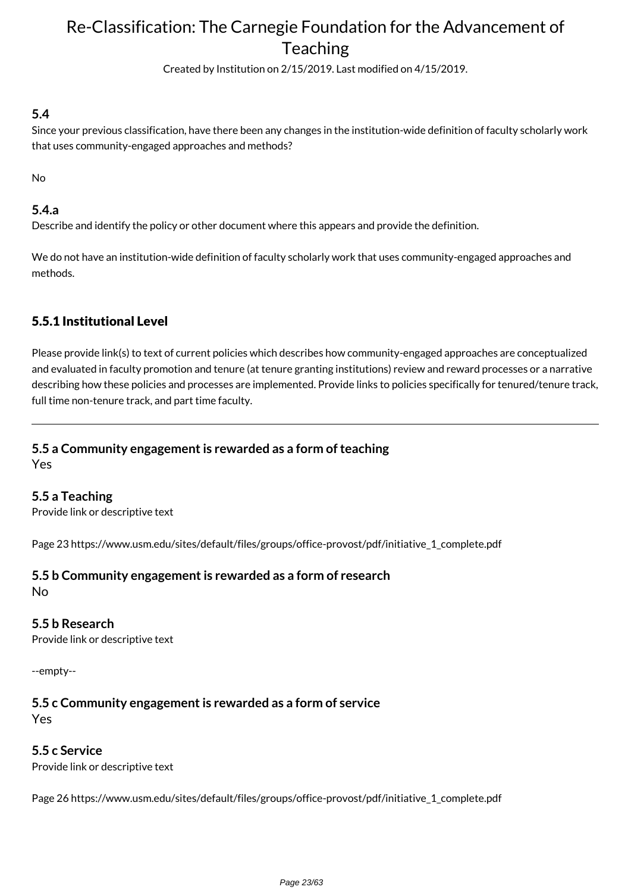### 5.4

Since your previous classification, have there been any changes in the institution-wide definition of faculty scholarly work that uses community-engaged approaches and methods?

No

### 5.4.a

Describe and identify the policy or other document where this appears and provide the definition.

We do not have an institution-wide definition of faculty scholarly work that uses community-engaged approaches and methods.

## 5.5.1 Institutional Level

Please provide link(s) to text of current policies which describes how community-engaged approaches are conceptualized and evaluated in faculty promotion and tenure (at tenure granting institutions) review and reward processes or a narrative describing how these policies and processes are implemented. Provide links to policies specifically for tenured/tenure track, full time non-tenure track, and part time faculty.

---

### 5.5 a Community engagement is rewarded as a form of teaching

Yes

### 5.5 a Teaching

Provide link or descriptive text

Page 23 https://www.usm.edu/sites/default/files/groups/office-provost/pdf/initiative_1_complete.pdf

### 5.5 b Community engagement is rewarded as a form of research

No

### 5.5 b Research

Provide link or descriptive text

--empty--

### 5.5 c Community engagement is rewarded as a form of service

Yes

### 5.5 c Service

Provide link or descriptive text

Page 26 https://www.usm.edu/sites/default/files/groups/office-provost/pdf/initiative_1_complete.pdf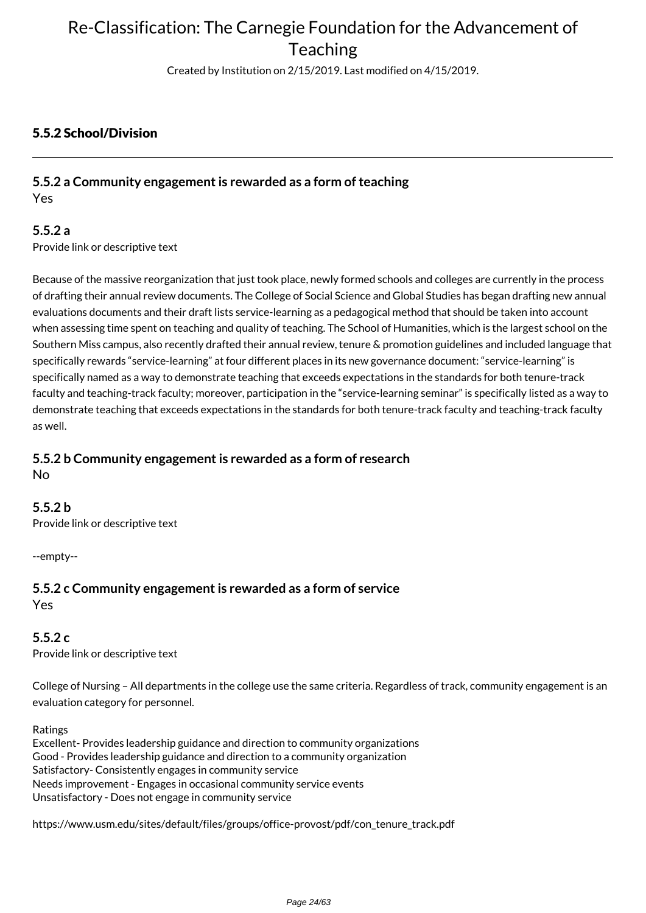## 5.5.2 School/Division

---

### 5.5.2 a Community engagement is rewarded as a form of teaching

Yes

### 5.5.2 a

Provide link or descriptive text

Because of the massive reorganization that just took place, newly formed schools and colleges are currently in the process of drafting their annual review documents. The College of Social Science and Global Studies has began drafting new annual evaluations documents and their draft lists service-learning as a pedagogical method that should be taken into account when assessing time spent on teaching and quality of teaching. The School of Humanities, which is the largest school on the Southern Miss campus, also recently drafted their annual review, tenure & promotion guidelines and included language that specifically rewards "service-learning" at four different places in its new governance document: "service-learning" is specifically named as a way to demonstrate teaching that exceeds expectations in the standards for both tenure-track faculty and teaching-track faculty; moreover, participation in the "service-learning seminar" is specifically listed as a way to demonstrate teaching that exceeds expectations in the standards for both tenure-track faculty and teaching-track faculty as well.

### 5.5.2 b Community engagement is rewarded as a form of research

No

### 5.5.2 b

Provide link or descriptive text

--empty--

### 5.5.2 c Community engagement is rewarded as a form of service

Yes

### 5.5.2 c

Provide link or descriptive text

College of Nursing – All departments in the college use the same criteria. Regardless of track, community engagement is an evaluation category for personnel.

Ratings
Excellent- Provides leadership guidance and direction to community organizations
Good - Provides leadership guidance and direction to a community organization
Satisfactory- Consistently engages in community service
Needs improvement - Engages in occasional community service events
Unsatisfactory - Does not engage in community service

https://www.usm.edu/sites/default/files/groups/office-provost/pdf/con_tenure_track.pdf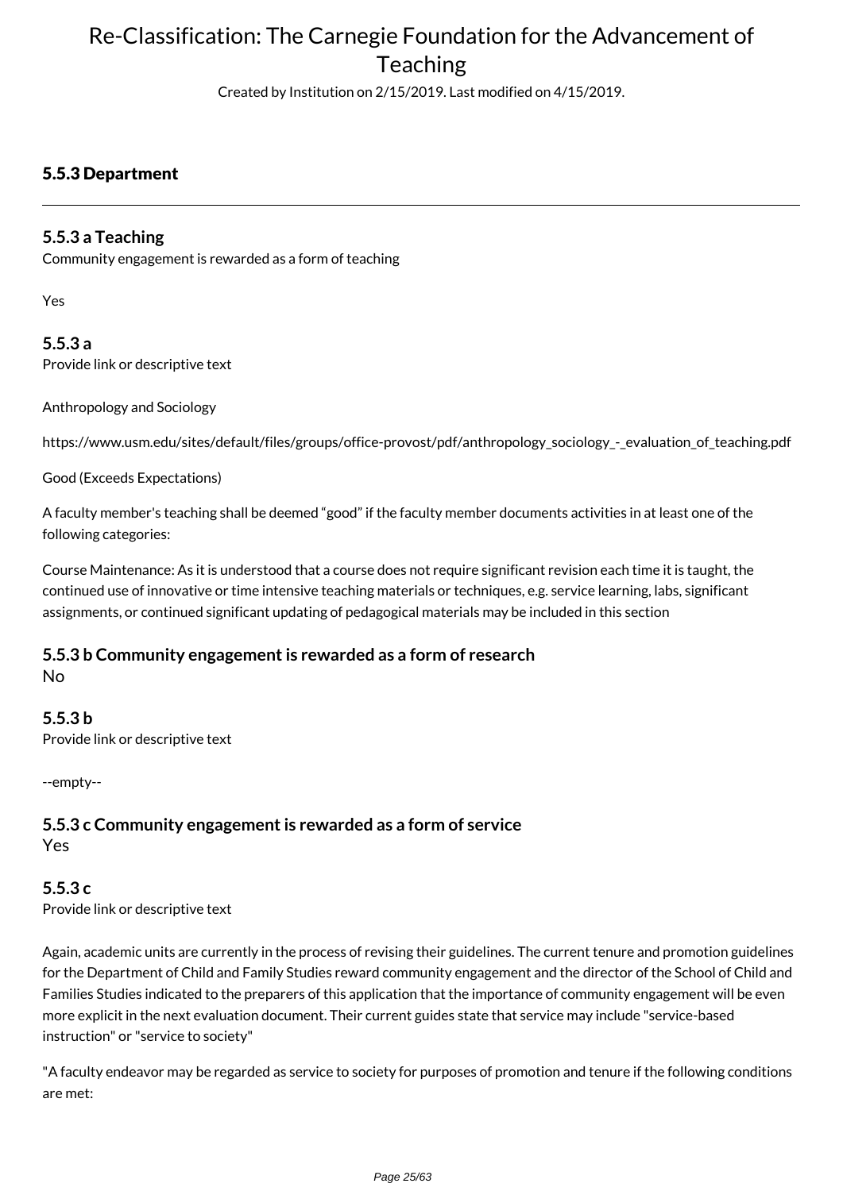### 5.5.3 Department

---

#### 5.5.3 a Teaching

Community engagement is rewarded as a form of teaching

Yes

#### 5.5.3 a

Provide link or descriptive text

Anthropology and Sociology

https://www.usm.edu/sites/default/files/groups/office-provost/pdf/anthropology_sociology_-_evaluation_of_teaching.pdf

Good (Exceeds Expectations)

A faculty member's teaching shall be deemed "good" if the faculty member documents activities in at least one of the following categories:

Course Maintenance: As it is understood that a course does not require significant revision each time it is taught, the continued use of innovative or time intensive teaching materials or techniques, e.g. service learning, labs, significant assignments, or continued significant updating of pedagogical materials may be included in this section

#### 5.5.3 b Community engagement is rewarded as a form of research

No

#### 5.5.3 b

Provide link or descriptive text

--empty--

#### 5.5.3 c Community engagement is rewarded as a form of service

Yes

#### 5.5.3 c

Provide link or descriptive text

Again, academic units are currently in the process of revising their guidelines. The current tenure and promotion guidelines for the Department of Child and Family Studies reward community engagement and the director of the School of Child and Families Studies indicated to the preparers of this application that the importance of community engagement will be even more explicit in the next evaluation document. Their current guides state that service may include "service-based instruction" or "service to society"

"A faculty endeavor may be regarded as service to society for purposes of promotion and tenure if the following conditions are met: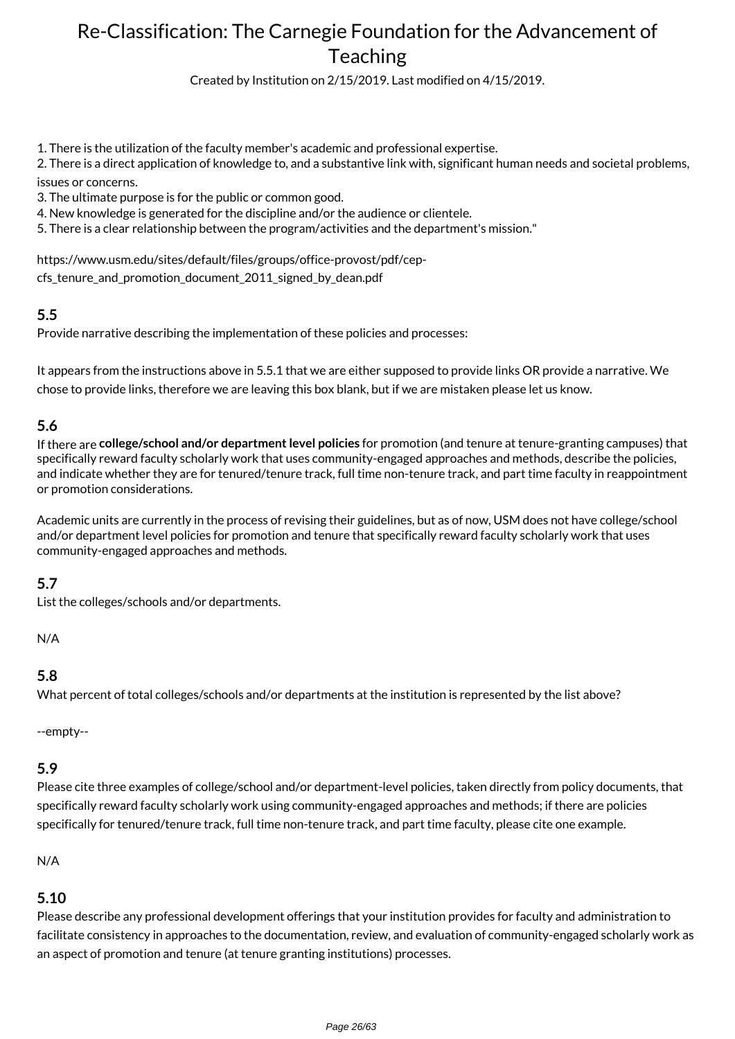1. There is the utilization of the faculty member's academic and professional expertise.
2. There is a direct application of knowledge to, and a substantive link with, significant human needs and societal problems, issues or concerns.
3. The ultimate purpose is for the public or common good.
4. New knowledge is generated for the discipline and/or the audience or clientele.
5. There is a clear relationship between the program/activities and the department's mission."

https://www.usm.edu/sites/default/files/groups/office-provost/pdf/cep-cfs_tenure_and_promotion_document_2011_signed_by_dean.pdf

### 5.5

Provide narrative describing the implementation of these policies and processes:

It appears from the instructions above in 5.5.1 that we are either supposed to provide links OR provide a narrative. We chose to provide links, therefore we are leaving this box blank, but if we are mistaken please let us know.

### 5.6

If there are **college/school and/or department level policies** for promotion (and tenure at tenure-granting campuses) that specifically reward faculty scholarly work that uses community-engaged approaches and methods, describe the policies, and indicate whether they are for tenured/tenure track, full time non-tenure track, and part time faculty in reappointment or promotion considerations.

Academic units are currently in the process of revising their guidelines, but as of now, USM does not have college/school and/or department level policies for promotion and tenure that specifically reward faculty scholarly work that uses community-engaged approaches and methods.

### 5.7

List the colleges/schools and/or departments.

N/A

### 5.8

What percent of total colleges/schools and/or departments at the institution is represented by the list above?

--empty--

### 5.9

Please cite three examples of college/school and/or department-level policies, taken directly from policy documents, that specifically reward faculty scholarly work using community-engaged approaches and methods; if there are policies specifically for tenured/tenure track, full time non-tenure track, and part time faculty, please cite one example.

N/A

### 5.10

Please describe any professional development offerings that your institution provides for faculty and administration to facilitate consistency in approaches to the documentation, review, and evaluation of community-engaged scholarly work as an aspect of promotion and tenure (at tenure granting institutions) processes.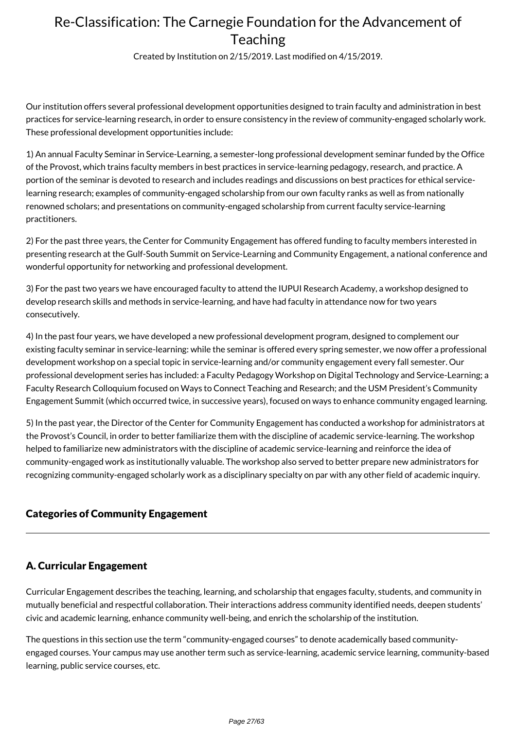Our institution offers several professional development opportunities designed to train faculty and administration in best practices for service-learning research, in order to ensure consistency in the review of community-engaged scholarly work. These professional development opportunities include:

1) An annual Faculty Seminar in Service-Learning, a semester-long professional development seminar funded by the Office of the Provost, which trains faculty members in best practices in service-learning pedagogy, research, and practice. A portion of the seminar is devoted to research and includes readings and discussions on best practices for ethical service-learning research; examples of community-engaged scholarship from our own faculty ranks as well as from nationally renowned scholars; and presentations on community-engaged scholarship from current faculty service-learning practitioners.

2) For the past three years, the Center for Community Engagement has offered funding to faculty members interested in presenting research at the Gulf-South Summit on Service-Learning and Community Engagement, a national conference and wonderful opportunity for networking and professional development.

3) For the past two years we have encouraged faculty to attend the IUPUI Research Academy, a workshop designed to develop research skills and methods in service-learning, and have had faculty in attendance now for two years consecutively.

4) In the past four years, we have developed a new professional development program, designed to complement our existing faculty seminar in service-learning: while the seminar is offered every spring semester, we now offer a professional development workshop on a special topic in service-learning and/or community engagement every fall semester. Our professional development series has included: a Faculty Pedagogy Workshop on Digital Technology and Service-Learning; a Faculty Research Colloquium focused on Ways to Connect Teaching and Research; and the USM President's Community Engagement Summit (which occurred twice, in successive years), focused on ways to enhance community engaged learning.

5) In the past year, the Director of the Center for Community Engagement has conducted a workshop for administrators at the Provost's Council, in order to better familiarize them with the discipline of academic service-learning. The workshop helped to familiarize new administrators with the discipline of academic service-learning and reinforce the idea of community-engaged work as institutionally valuable. The workshop also served to better prepare new administrators for recognizing community-engaged scholarly work as a disciplinary specialty on par with any other field of academic inquiry.

## Categories of Community Engagement

---

## A. Curricular Engagement

Curricular Engagement describes the teaching, learning, and scholarship that engages faculty, students, and community in mutually beneficial and respectful collaboration. Their interactions address community identified needs, deepen students' civic and academic learning, enhance community well-being, and enrich the scholarship of the institution.

The questions in this section use the term "community-engaged courses" to denote academically based community-engaged courses. Your campus may use another term such as service-learning, academic service learning, community-based learning, public service courses, etc.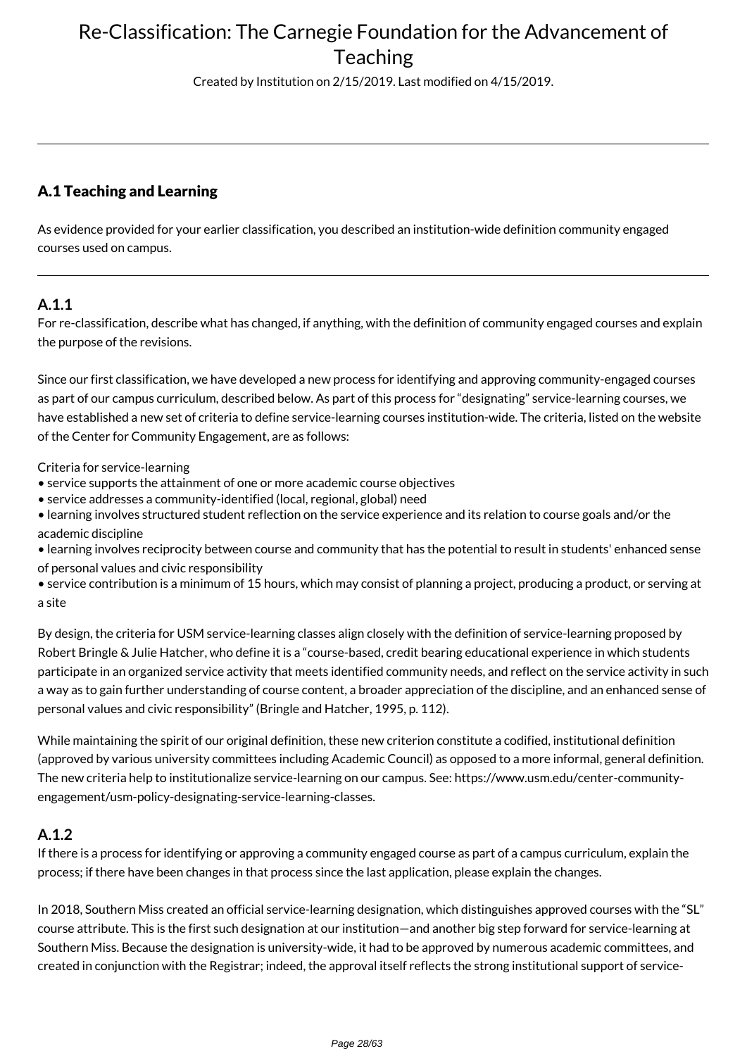# Re-Classification: The Carnegie Foundation for the Advancement of Teaching

Created by Institution on 2/15/2019. Last modified on 4/15/2019.

---

## A.1 Teaching and Learning

As evidence provided for your earlier classification, you described an institution-wide definition community engaged courses used on campus.

---

### A.1.1

For re-classification, describe what has changed, if anything, with the definition of community engaged courses and explain the purpose of the revisions.

Since our first classification, we have developed a new process for identifying and approving community-engaged courses as part of our campus curriculum, described below. As part of this process for "designating" service-learning courses, we have established a new set of criteria to define service-learning courses institution-wide. The criteria, listed on the website of the Center for Community Engagement, are as follows:

Criteria for service-learning

- service supports the attainment of one or more academic course objectives
- service addresses a community-identified (local, regional, global) need
- learning involves structured student reflection on the service experience and its relation to course goals and/or the academic discipline
- learning involves reciprocity between course and community that has the potential to result in students' enhanced sense of personal values and civic responsibility
- service contribution is a minimum of 15 hours, which may consist of planning a project, producing a product, or serving at a site

By design, the criteria for USM service-learning classes align closely with the definition of service-learning proposed by Robert Bringle & Julie Hatcher, who define it is a "course-based, credit bearing educational experience in which students participate in an organized service activity that meets identified community needs, and reflect on the service activity in such a way as to gain further understanding of course content, a broader appreciation of the discipline, and an enhanced sense of personal values and civic responsibility" (Bringle and Hatcher, 1995, p. 112).

While maintaining the spirit of our original definition, these new criterion constitute a codified, institutional definition (approved by various university committees including Academic Council) as opposed to a more informal, general definition. The new criteria help to institutionalize service-learning on our campus. See: https://www.usm.edu/center-community-engagement/usm-policy-designating-service-learning-classes.

### A.1.2

If there is a process for identifying or approving a community engaged course as part of a campus curriculum, explain the process; if there have been changes in that process since the last application, please explain the changes.

In 2018, Southern Miss created an official service-learning designation, which distinguishes approved courses with the "SL" course attribute. This is the first such designation at our institution—and another big step forward for service-learning at Southern Miss. Because the designation is university-wide, it had to be approved by numerous academic committees, and created in conjunction with the Registrar; indeed, the approval itself reflects the strong institutional support of service-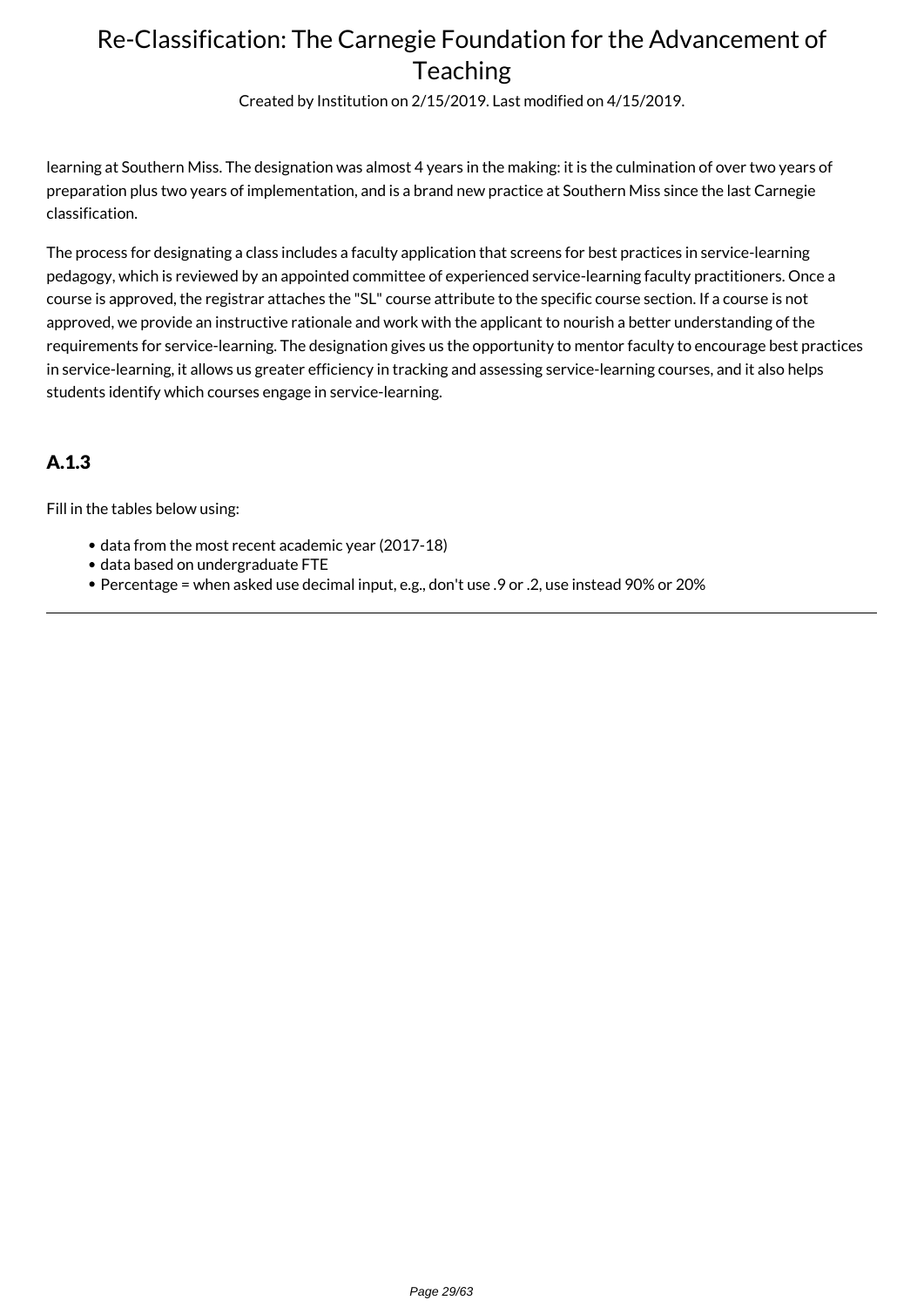learning at Southern Miss. The designation was almost 4 years in the making: it is the culmination of over two years of preparation plus two years of implementation, and is a brand new practice at Southern Miss since the last Carnegie classification.

The process for designating a class includes a faculty application that screens for best practices in service-learning pedagogy, which is reviewed by an appointed committee of experienced service-learning faculty practitioners. Once a course is approved, the registrar attaches the "SL" course attribute to the specific course section. If a course is not approved, we provide an instructive rationale and work with the applicant to nourish a better understanding of the requirements for service-learning. The designation gives us the opportunity to mentor faculty to encourage best practices in service-learning, it allows us greater efficiency in tracking and assessing service-learning courses, and it also helps students identify which courses engage in service-learning.

### A.1.3

Fill in the tables below using:

- data from the most recent academic year (2017-18)
- data based on undergraduate FTE
- Percentage = when asked use decimal input, e.g., don't use .9 or .2, use instead 90% or 20%

---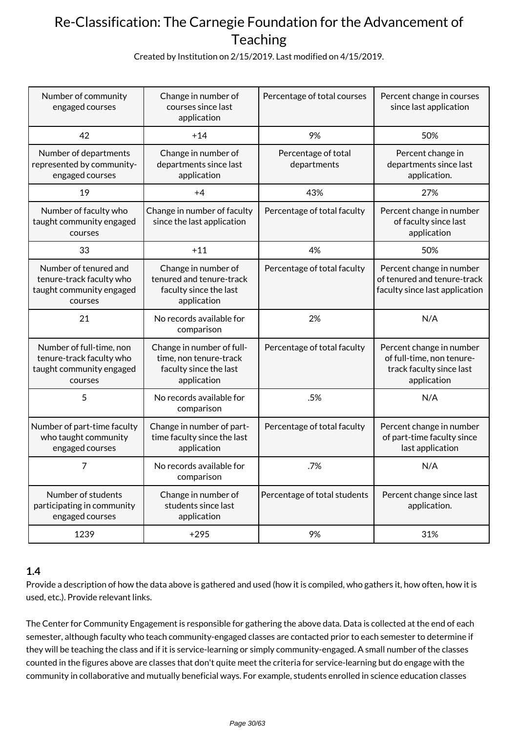| Number of community engaged courses | Change in number of courses since last application | Percentage of total courses | Percent change in courses since last application |
|---|---|---|---|
| 42 | +14 | 9% | 50% |
| Number of departments represented by community-engaged courses | Change in number of departments since last application | Percentage of total departments | Percent change in departments since last application. |
| 19 | +4 | 43% | 27% |
| Number of faculty who taught community engaged courses | Change in number of faculty since the last application | Percentage of total faculty | Percent change in number of faculty since last application |
| 33 | +11 | 4% | 50% |
| Number of tenured and tenure-track faculty who taught community engaged courses | Change in number of tenured and tenure-track faculty since the last application | Percentage of total faculty | Percent change in number of tenured and tenure-track faculty since last application |
| 21 | No records available for comparison | 2% | N/A |
| Number of full-time, non tenure-track faculty who taught community engaged courses | Change in number of full-time, non tenure-track faculty since the last application | Percentage of total faculty | Percent change in number of full-time, non tenure-track faculty since last application |
| 5 | No records available for comparison | .5% | N/A |
| Number of part-time faculty who taught community engaged courses | Change in number of part-time faculty since the last application | Percentage of total faculty | Percent change in number of part-time faculty since last application |
| 7 | No records available for comparison | .7% | N/A |
| Number of students participating in community engaged courses | Change in number of students since last application | Percentage of total students | Percent change since last application. |
| 1239 | +295 | 9% | 31% |

### 1.4

Provide a description of how the data above is gathered and used (how it is compiled, who gathers it, how often, how it is used, etc.). Provide relevant links.

The Center for Community Engagement is responsible for gathering the above data. Data is collected at the end of each semester, although faculty who teach community-engaged classes are contacted prior to each semester to determine if they will be teaching the class and if it is service-learning or simply community-engaged. A small number of the classes counted in the figures above are classes that don't quite meet the criteria for service-learning but do engage with the community in collaborative and mutually beneficial ways. For example, students enrolled in science education classes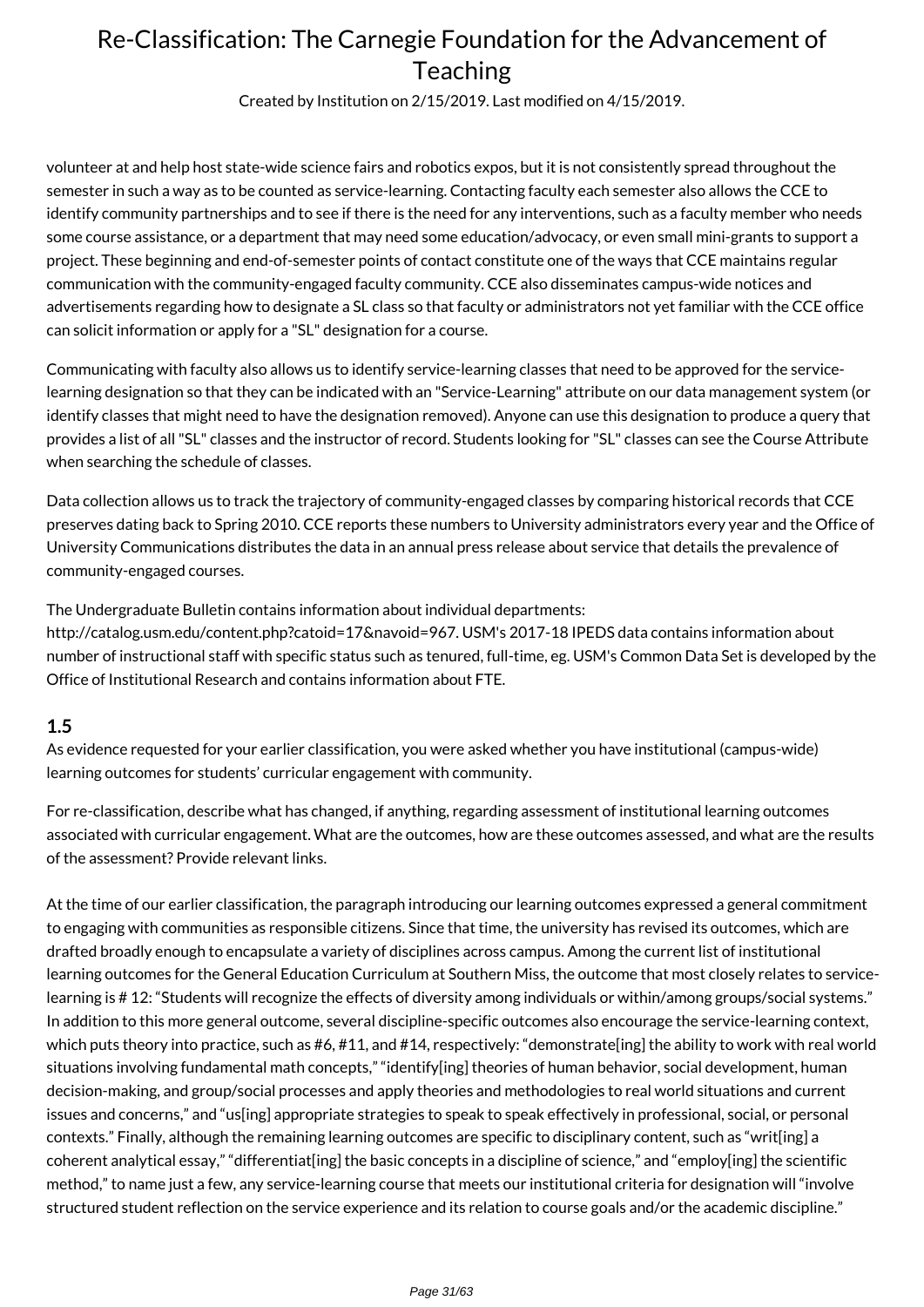volunteer at and help host state-wide science fairs and robotics expos, but it is not consistently spread throughout the semester in such a way as to be counted as service-learning. Contacting faculty each semester also allows the CCE to identify community partnerships and to see if there is the need for any interventions, such as a faculty member who needs some course assistance, or a department that may need some education/advocacy, or even small mini-grants to support a project. These beginning and end-of-semester points of contact constitute one of the ways that CCE maintains regular communication with the community-engaged faculty community. CCE also disseminates campus-wide notices and advertisements regarding how to designate a SL class so that faculty or administrators not yet familiar with the CCE office can solicit information or apply for a "SL" designation for a course.

Communicating with faculty also allows us to identify service-learning classes that need to be approved for the service-learning designation so that they can be indicated with an "Service-Learning" attribute on our data management system (or identify classes that might need to have the designation removed). Anyone can use this designation to produce a query that provides a list of all "SL" classes and the instructor of record. Students looking for "SL" classes can see the Course Attribute when searching the schedule of classes.

Data collection allows us to track the trajectory of community-engaged classes by comparing historical records that CCE preserves dating back to Spring 2010. CCE reports these numbers to University administrators every year and the Office of University Communications distributes the data in an annual press release about service that details the prevalence of community-engaged courses.

The Undergraduate Bulletin contains information about individual departments: http://catalog.usm.edu/content.php?catoid=17&navoid=967. USM's 2017-18 IPEDS data contains information about number of instructional staff with specific status such as tenured, full-time, eg. USM's Common Data Set is developed by the Office of Institutional Research and contains information about FTE.

### 1.5

As evidence requested for your earlier classification, you were asked whether you have institutional (campus-wide) learning outcomes for students' curricular engagement with community.

For re-classification, describe what has changed, if anything, regarding assessment of institutional learning outcomes associated with curricular engagement. What are the outcomes, how are these outcomes assessed, and what are the results of the assessment? Provide relevant links.

At the time of our earlier classification, the paragraph introducing our learning outcomes expressed a general commitment to engaging with communities as responsible citizens. Since that time, the university has revised its outcomes, which are drafted broadly enough to encapsulate a variety of disciplines across campus. Among the current list of institutional learning outcomes for the General Education Curriculum at Southern Miss, the outcome that most closely relates to service-learning is # 12: "Students will recognize the effects of diversity among individuals or within/among groups/social systems." In addition to this more general outcome, several discipline-specific outcomes also encourage the service-learning context, which puts theory into practice, such as #6, #11, and #14, respectively: "demonstrate[ing] the ability to work with real world situations involving fundamental math concepts," "identify[ing] theories of human behavior, social development, human decision-making, and group/social processes and apply theories and methodologies to real world situations and current issues and concerns," and "us[ing] appropriate strategies to speak to speak effectively in professional, social, or personal contexts." Finally, although the remaining learning outcomes are specific to disciplinary content, such as "writ[ing] a coherent analytical essay," "differentiat[ing] the basic concepts in a discipline of science," and "employ[ing] the scientific method," to name just a few, any service-learning course that meets our institutional criteria for designation will "involve structured student reflection on the service experience and its relation to course goals and/or the academic discipline."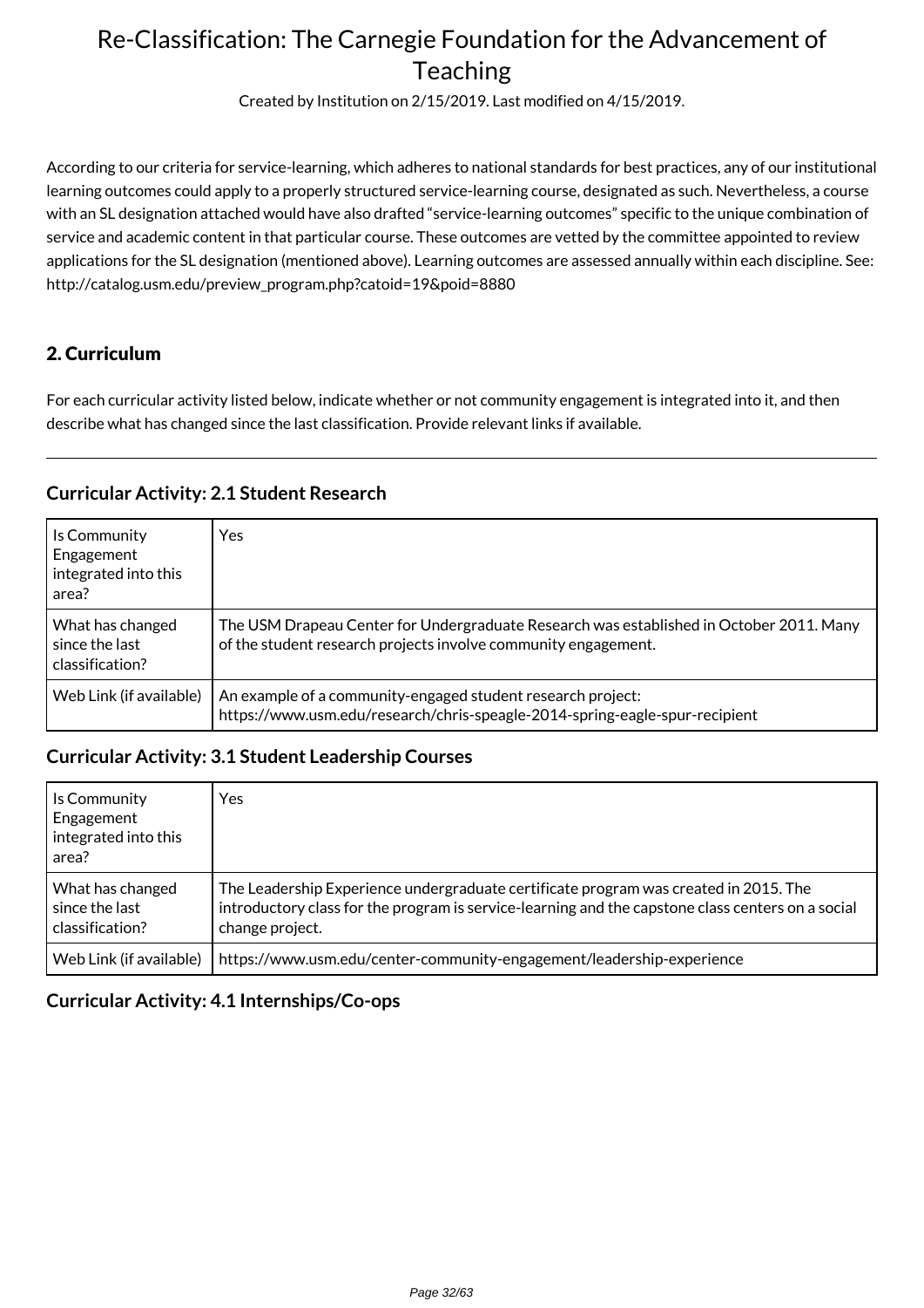According to our criteria for service-learning, which adheres to national standards for best practices, any of our institutional learning outcomes could apply to a properly structured service-learning course, designated as such. Nevertheless, a course with an SL designation attached would have also drafted "service-learning outcomes" specific to the unique combination of service and academic content in that particular course. These outcomes are vetted by the committee appointed to review applications for the SL designation (mentioned above). Learning outcomes are assessed annually within each discipline. See: http://catalog.usm.edu/preview_program.php?catoid=19&poid=8880

## 2. Curriculum

For each curricular activity listed below, indicate whether or not community engagement is integrated into it, and then describe what has changed since the last classification. Provide relevant links if available.

---

### Curricular Activity: 2.1 Student Research

| | |
|---|---|
| Is Community Engagement integrated into this area? | Yes |
| What has changed since the last classification? | The USM Drapeau Center for Undergraduate Research was established in October 2011. Many of the student research projects involve community engagement. |
| Web Link (if available) | An example of a community-engaged student research project: https://www.usm.edu/research/chris-speagle-2014-spring-eagle-spur-recipient |

### Curricular Activity: 3.1 Student Leadership Courses

| | |
|---|---|
| Is Community Engagement integrated into this area? | Yes |
| What has changed since the last classification? | The Leadership Experience undergraduate certificate program was created in 2015. The introductory class for the program is service-learning and the capstone class centers on a social change project. |
| Web Link (if available) | https://www.usm.edu/center-community-engagement/leadership-experience |

### Curricular Activity: 4.1 Internships/Co-ops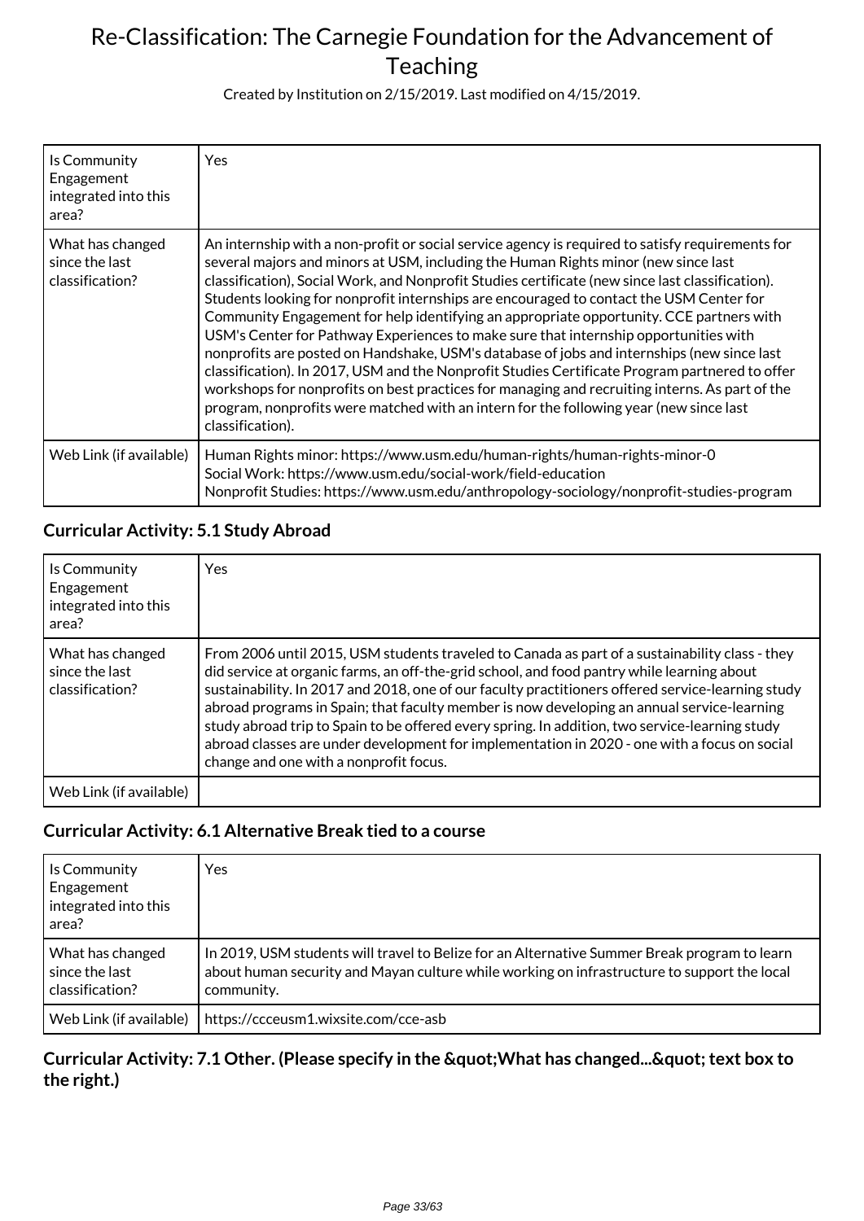# Re-Classification: The Carnegie Foundation for the Advancement of Teaching

Created by Institution on 2/15/2019. Last modified on 4/15/2019.

| | |
|---|---|
| Is Community Engagement integrated into this area? | Yes |
| What has changed since the last classification? | An internship with a non-profit or social service agency is required to satisfy requirements for several majors and minors at USM, including the Human Rights minor (new since last classification), Social Work, and Nonprofit Studies certificate (new since last classification). Students looking for nonprofit internships are encouraged to contact the USM Center for Community Engagement for help identifying an appropriate opportunity. CCE partners with USM's Center for Pathway Experiences to make sure that internship opportunities with nonprofits are posted on Handshake, USM's database of jobs and internships (new since last classification). In 2017, USM and the Nonprofit Studies Certificate Program partnered to offer workshops for nonprofits on best practices for managing and recruiting interns. As part of the program, nonprofits were matched with an intern for the following year (new since last classification). |
| Web Link (if available) | Human Rights minor: https://www.usm.edu/human-rights/human-rights-minor-0<br>Social Work: https://www.usm.edu/social-work/field-education<br>Nonprofit Studies: https://www.usm.edu/anthropology-sociology/nonprofit-studies-program |

### Curricular Activity: 5.1 Study Abroad

| | |
|---|---|
| Is Community Engagement integrated into this area? | Yes |
| What has changed since the last classification? | From 2006 until 2015, USM students traveled to Canada as part of a sustainability class - they did service at organic farms, an off-the-grid school, and food pantry while learning about sustainability. In 2017 and 2018, one of our faculty practitioners offered service-learning study abroad programs in Spain; that faculty member is now developing an annual service-learning study abroad trip to Spain to be offered every spring. In addition, two service-learning study abroad classes are under development for implementation in 2020 - one with a focus on social change and one with a nonprofit focus. |
| Web Link (if available) | |

### Curricular Activity: 6.1 Alternative Break tied to a course

| | |
|---|---|
| Is Community Engagement integrated into this area? | Yes |
| What has changed since the last classification? | In 2019, USM students will travel to Belize for an Alternative Summer Break program to learn about human security and Mayan culture while working on infrastructure to support the local community. |
| Web Link (if available) | https://ccceusm1.wixsite.com/cce-asb |

### Curricular Activity: 7.1 Other. (Please specify in the &quot;What has changed...&quot; text box to the right.)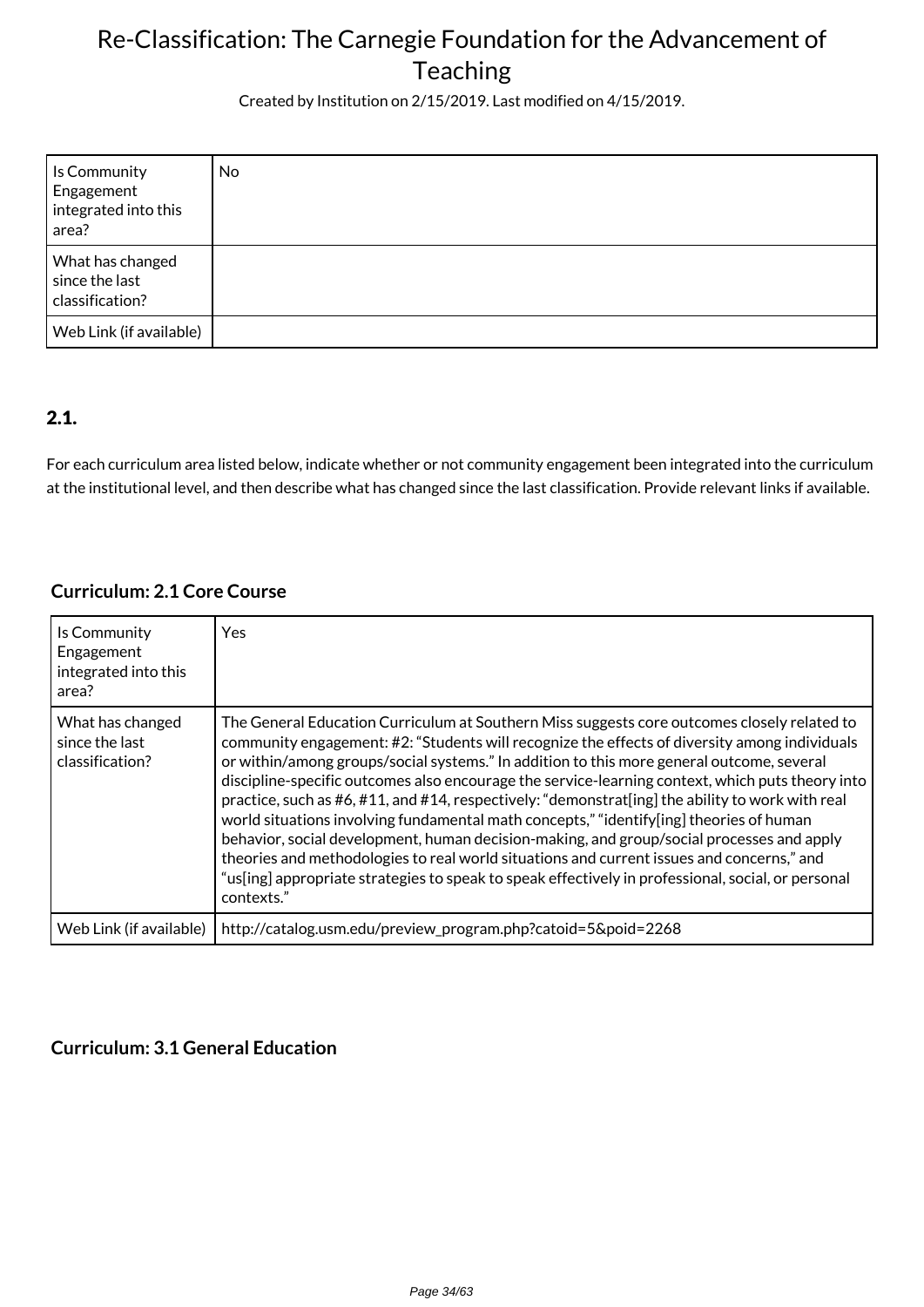| Is Community Engagement integrated into this area? | No |
| --- | --- |
| What has changed since the last classification? | |
| Web Link (if available) | |

## 2.1.

For each curriculum area listed below, indicate whether or not community engagement been integrated into the curriculum at the institutional level, and then describe what has changed since the last classification. Provide relevant links if available.

### Curriculum: 2.1 Core Course

| Is Community Engagement integrated into this area? | Yes |
| --- | --- |
| What has changed since the last classification? | The General Education Curriculum at Southern Miss suggests core outcomes closely related to community engagement: #2: "Students will recognize the effects of diversity among individuals or within/among groups/social systems." In addition to this more general outcome, several discipline-specific outcomes also encourage the service-learning context, which puts theory into practice, such as #6, #11, and #14, respectively: "demonstrat[ing] the ability to work with real world situations involving fundamental math concepts," "identify[ing] theories of human behavior, social development, human decision-making, and group/social processes and apply theories and methodologies to real world situations and current issues and concerns," and "us[ing] appropriate strategies to speak to speak effectively in professional, social, or personal contexts." |
| Web Link (if available) | http://catalog.usm.edu/preview_program.php?catoid=5&poid=2268 |

### Curriculum: 3.1 General Education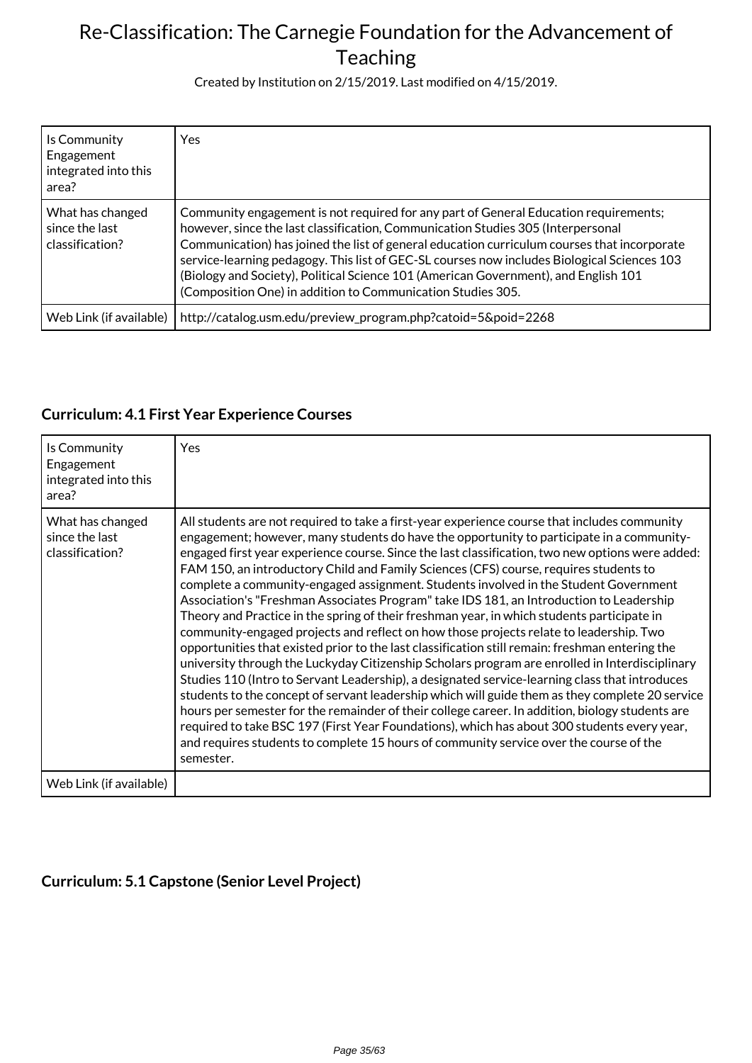| Is Community Engagement integrated into this area? | Yes |
|---|---|
| What has changed since the last classification? | Community engagement is not required for any part of General Education requirements; however, since the last classification, Communication Studies 305 (Interpersonal Communication) has joined the list of general education curriculum courses that incorporate service-learning pedagogy. This list of GEC-SL courses now includes Biological Sciences 103 (Biology and Society), Political Science 101 (American Government), and English 101 (Composition One) in addition to Communication Studies 305. |
| Web Link (if available) | http://catalog.usm.edu/preview_program.php?catoid=5&poid=2268 |

## Curriculum: 4.1 First Year Experience Courses

| Is Community Engagement integrated into this area? | Yes |
|---|---|
| What has changed since the last classification? | All students are not required to take a first-year experience course that includes community engagement; however, many students do have the opportunity to participate in a community-engaged first year experience course. Since the last classification, two new options were added: FAM 150, an introductory Child and Family Sciences (CFS) course, requires students to complete a community-engaged assignment. Students involved in the Student Government Association's "Freshman Associates Program" take IDS 181, an Introduction to Leadership Theory and Practice in the spring of their freshman year, in which students participate in community-engaged projects and reflect on how those projects relate to leadership. Two opportunities that existed prior to the last classification still remain: freshman entering the university through the Luckyday Citizenship Scholars program are enrolled in Interdisciplinary Studies 110 (Intro to Servant Leadership), a designated service-learning class that introduces students to the concept of servant leadership which will guide them as they complete 20 service hours per semester for the remainder of their college career. In addition, biology students are required to take BSC 197 (First Year Foundations), which has about 300 students every year, and requires students to complete 15 hours of community service over the course of the semester. |
| Web Link (if available) | |

## Curriculum: 5.1 Capstone (Senior Level Project)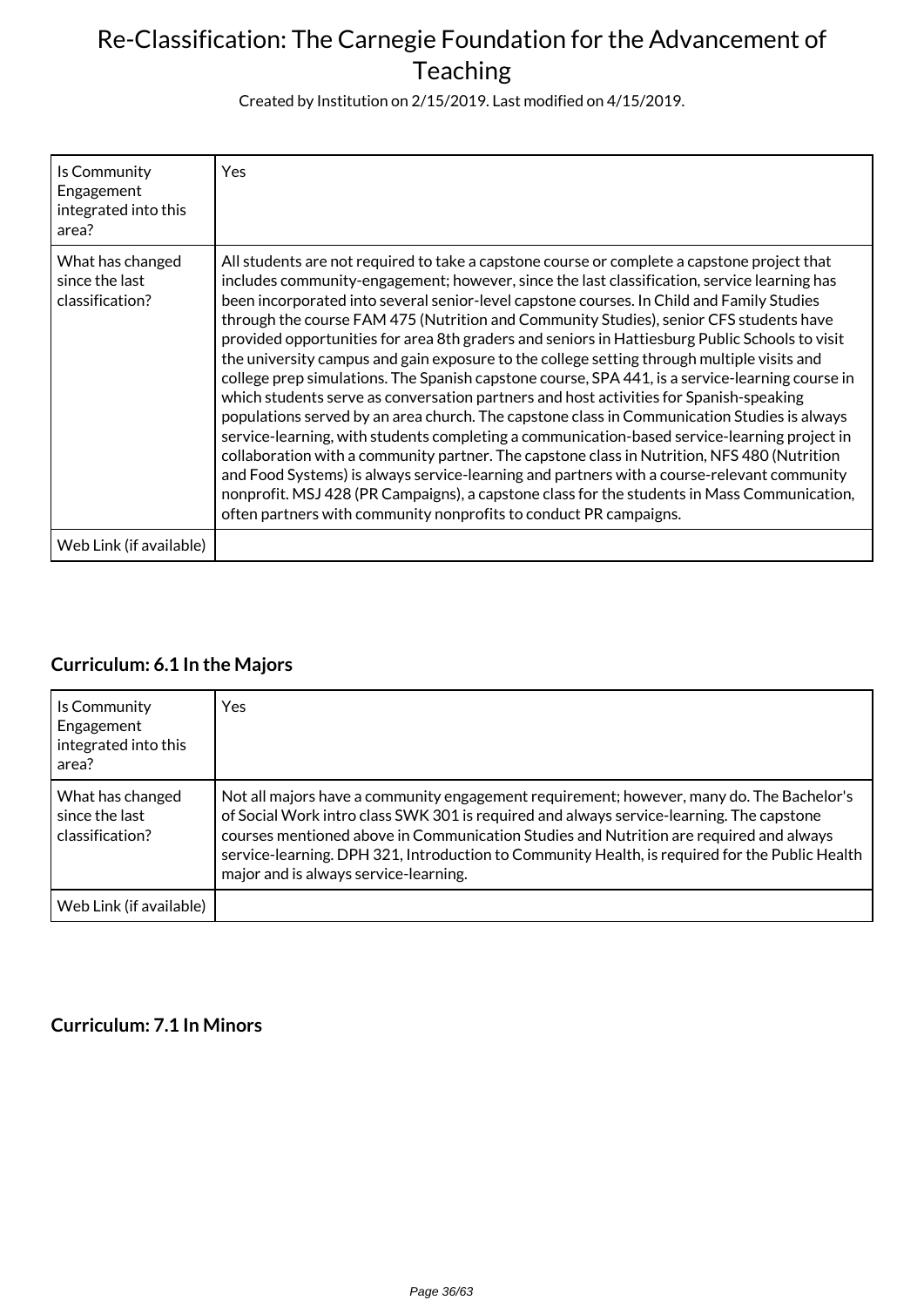| Is Community Engagement integrated into this area? | Yes |
| --- | --- |
| What has changed since the last classification? | All students are not required to take a capstone course or complete a capstone project that includes community-engagement; however, since the last classification, service learning has been incorporated into several senior-level capstone courses. In Child and Family Studies through the course FAM 475 (Nutrition and Community Studies), senior CFS students have provided opportunities for area 8th graders and seniors in Hattiesburg Public Schools to visit the university campus and gain exposure to the college setting through multiple visits and college prep simulations. The Spanish capstone course, SPA 441, is a service-learning course in which students serve as conversation partners and host activities for Spanish-speaking populations served by an area church. The capstone class in Communication Studies is always service-learning, with students completing a communication-based service-learning project in collaboration with a community partner. The capstone class in Nutrition, NFS 480 (Nutrition and Food Systems) is always service-learning and partners with a course-relevant community nonprofit. MSJ 428 (PR Campaigns), a capstone class for the students in Mass Communication, often partners with community nonprofits to conduct PR campaigns. |
| Web Link (if available) | |

## Curriculum: 6.1 In the Majors

| Is Community Engagement integrated into this area? | Yes |
| --- | --- |
| What has changed since the last classification? | Not all majors have a community engagement requirement; however, many do. The Bachelor's of Social Work intro class SWK 301 is required and always service-learning. The capstone courses mentioned above in Communication Studies and Nutrition are required and always service-learning. DPH 321, Introduction to Community Health, is required for the Public Health major and is always service-learning. |
| Web Link (if available) | |

## Curriculum: 7.1 In Minors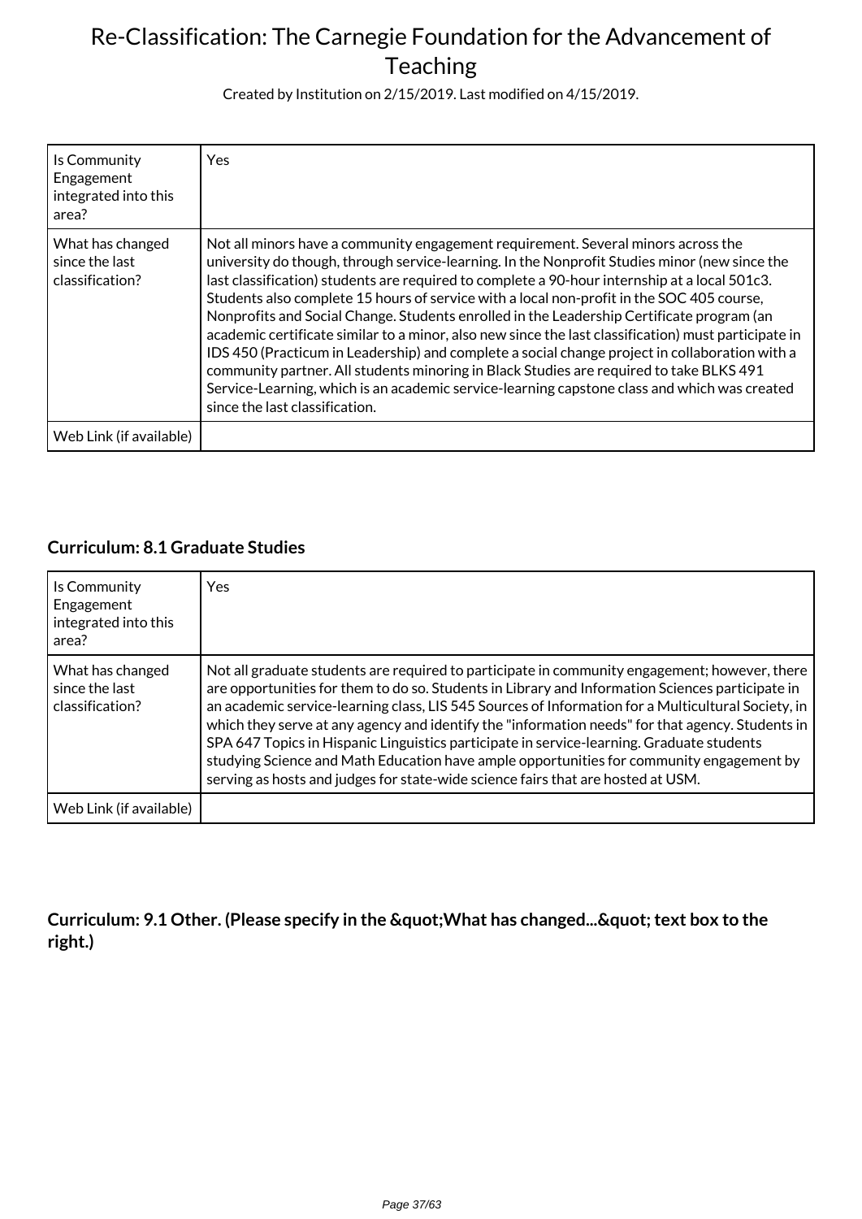| Is Community Engagement integrated into this area? | Yes |
|---|---|
| What has changed since the last classification? | Not all minors have a community engagement requirement. Several minors across the university do though, through service-learning. In the Nonprofit Studies minor (new since the last classification) students are required to complete a 90-hour internship at a local 501c3. Students also complete 15 hours of service with a local non-profit in the SOC 405 course, Nonprofits and Social Change. Students enrolled in the Leadership Certificate program (an academic certificate similar to a minor, also new since the last classification) must participate in IDS 450 (Practicum in Leadership) and complete a social change project in collaboration with a community partner. All students minoring in Black Studies are required to take BLKS 491 Service-Learning, which is an academic service-learning capstone class and which was created since the last classification. |
| Web Link (if available) | |

### Curriculum: 8.1 Graduate Studies

| Is Community Engagement integrated into this area? | Yes |
|---|---|
| What has changed since the last classification? | Not all graduate students are required to participate in community engagement; however, there are opportunities for them to do so. Students in Library and Information Sciences participate in an academic service-learning class, LIS 545 Sources of Information for a Multicultural Society, in which they serve at any agency and identify the "information needs" for that agency. Students in SPA 647 Topics in Hispanic Linguistics participate in service-learning. Graduate students studying Science and Math Education have ample opportunities for community engagement by serving as hosts and judges for state-wide science fairs that are hosted at USM. |
| Web Link (if available) | |

### Curriculum: 9.1 Other. (Please specify in the &quot;What has changed...&quot; text box to the right.)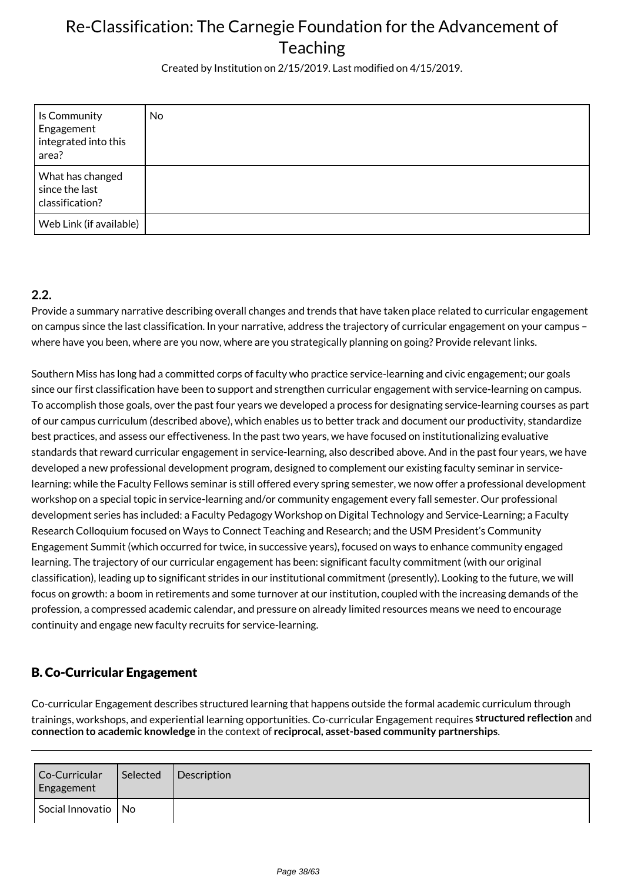| Is Community Engagement integrated into this area? | No |
|---|---|
| What has changed since the last classification? | |
| Web Link (if available) | |

### 2.2.

Provide a summary narrative describing overall changes and trends that have taken place related to curricular engagement on campus since the last classification. In your narrative, address the trajectory of curricular engagement on your campus – where have you been, where are you now, where are you strategically planning on going? Provide relevant links.

Southern Miss has long had a committed corps of faculty who practice service-learning and civic engagement; our goals since our first classification have been to support and strengthen curricular engagement with service-learning on campus. To accomplish those goals, over the past four years we developed a process for designating service-learning courses as part of our campus curriculum (described above), which enables us to better track and document our productivity, standardize best practices, and assess our effectiveness. In the past two years, we have focused on institutionalizing evaluative standards that reward curricular engagement in service-learning, also described above. And in the past four years, we have developed a new professional development program, designed to complement our existing faculty seminar in service-learning: while the Faculty Fellows seminar is still offered every spring semester, we now offer a professional development workshop on a special topic in service-learning and/or community engagement every fall semester. Our professional development series has included: a Faculty Pedagogy Workshop on Digital Technology and Service-Learning; a Faculty Research Colloquium focused on Ways to Connect Teaching and Research; and the USM President's Community Engagement Summit (which occurred for twice, in successive years), focused on ways to enhance community engaged learning. The trajectory of our curricular engagement has been: significant faculty commitment (with our original classification), leading up to significant strides in our institutional commitment (presently). Looking to the future, we will focus on growth: a boom in retirements and some turnover at our institution, coupled with the increasing demands of the profession, a compressed academic calendar, and pressure on already limited resources means we need to encourage continuity and engage new faculty recruits for service-learning.

## B. Co-Curricular Engagement

Co-curricular Engagement describes structured learning that happens outside the formal academic curriculum through trainings, workshops, and experiential learning opportunities. Co-curricular Engagement requires **structured reflection** and **connection to academic knowledge** in the context of **reciprocal, asset-based community partnerships**.

| Co-Curricular Engagement | Selected | Description |
|---|---|---|
| Social Innovatio | No | |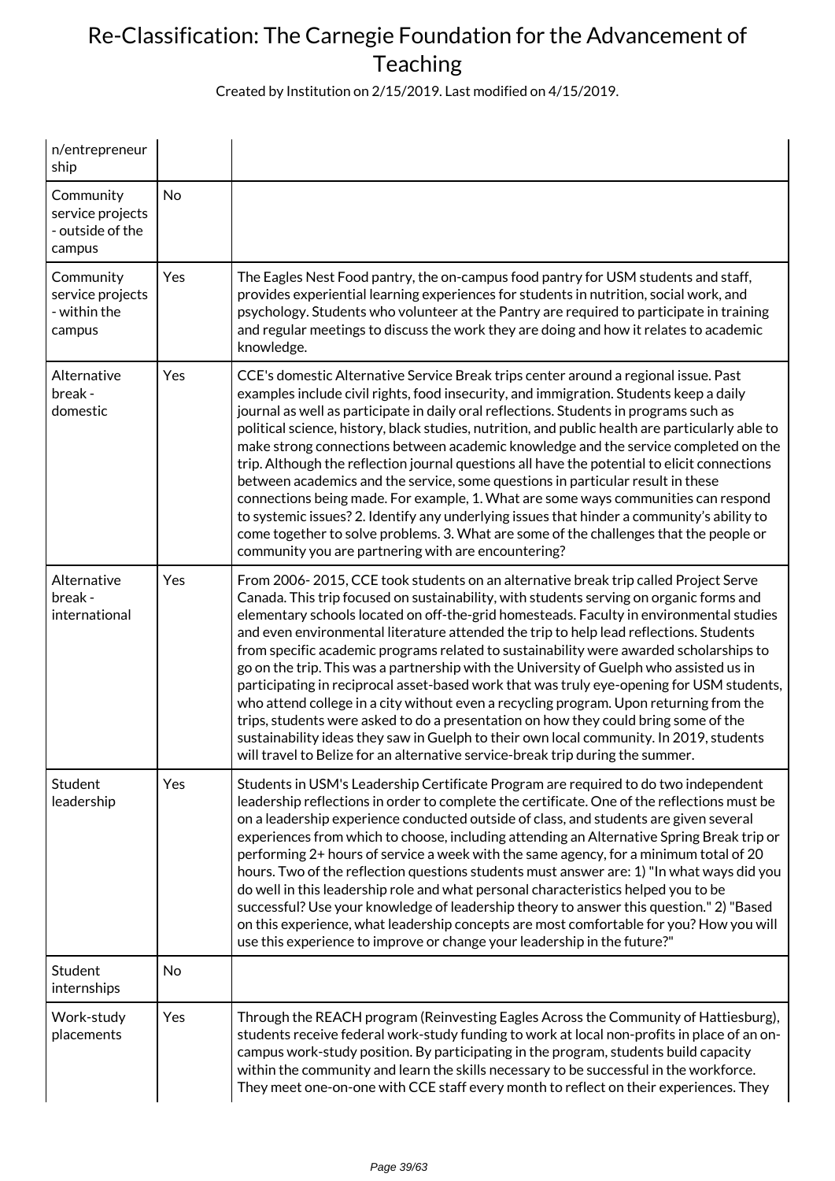| | | |
|---|---|---|
| n/entrepreneurship | | |
| Community service projects - outside of the campus | No | |
| Community service projects - within the campus | Yes | The Eagles Nest Food pantry, the on-campus food pantry for USM students and staff, provides experiential learning experiences for students in nutrition, social work, and psychology. Students who volunteer at the Pantry are required to participate in training and regular meetings to discuss the work they are doing and how it relates to academic knowledge. |
| Alternative break - domestic | Yes | CCE's domestic Alternative Service Break trips center around a regional issue. Past examples include civil rights, food insecurity, and immigration. Students keep a daily journal as well as participate in daily oral reflections. Students in programs such as political science, history, black studies, nutrition, and public health are particularly able to make strong connections between academic knowledge and the service completed on the trip. Although the reflection journal questions all have the potential to elicit connections between academics and the service, some questions in particular result in these connections being made. For example, 1. What are some ways communities can respond to systemic issues? 2. Identify any underlying issues that hinder a community's ability to come together to solve problems. 3. What are some of the challenges that the people or community you are partnering with are encountering? |
| Alternative break - international | Yes | From 2006- 2015, CCE took students on an alternative break trip called Project Serve Canada. This trip focused on sustainability, with students serving on organic forms and elementary schools located on off-the-grid homesteads. Faculty in environmental studies and even environmental literature attended the trip to help lead reflections. Students from specific academic programs related to sustainability were awarded scholarships to go on the trip. This was a partnership with the University of Guelph who assisted us in participating in reciprocal asset-based work that was truly eye-opening for USM students, who attend college in a city without even a recycling program. Upon returning from the trips, students were asked to do a presentation on how they could bring some of the sustainability ideas they saw in Guelph to their own local community. In 2019, students will travel to Belize for an alternative service-break trip during the summer. |
| Student leadership | Yes | Students in USM's Leadership Certificate Program are required to do two independent leadership reflections in order to complete the certificate. One of the reflections must be on a leadership experience conducted outside of class, and students are given several experiences from which to choose, including attending an Alternative Spring Break trip or performing 2+ hours of service a week with the same agency, for a minimum total of 20 hours. Two of the reflection questions students must answer are: 1) "In what ways did you do well in this leadership role and what personal characteristics helped you to be successful? Use your knowledge of leadership theory to answer this question." 2) "Based on this experience, what leadership concepts are most comfortable for you? How you will use this experience to improve or change your leadership in the future?" |
| Student internships | No | |
| Work-study placements | Yes | Through the REACH program (Reinvesting Eagles Across the Community of Hattiesburg), students receive federal work-study funding to work at local non-profits in place of an on-campus work-study position. By participating in the program, students build capacity within the community and learn the skills necessary to be successful in the workforce. They meet one-on-one with CCE staff every month to reflect on their experiences. They |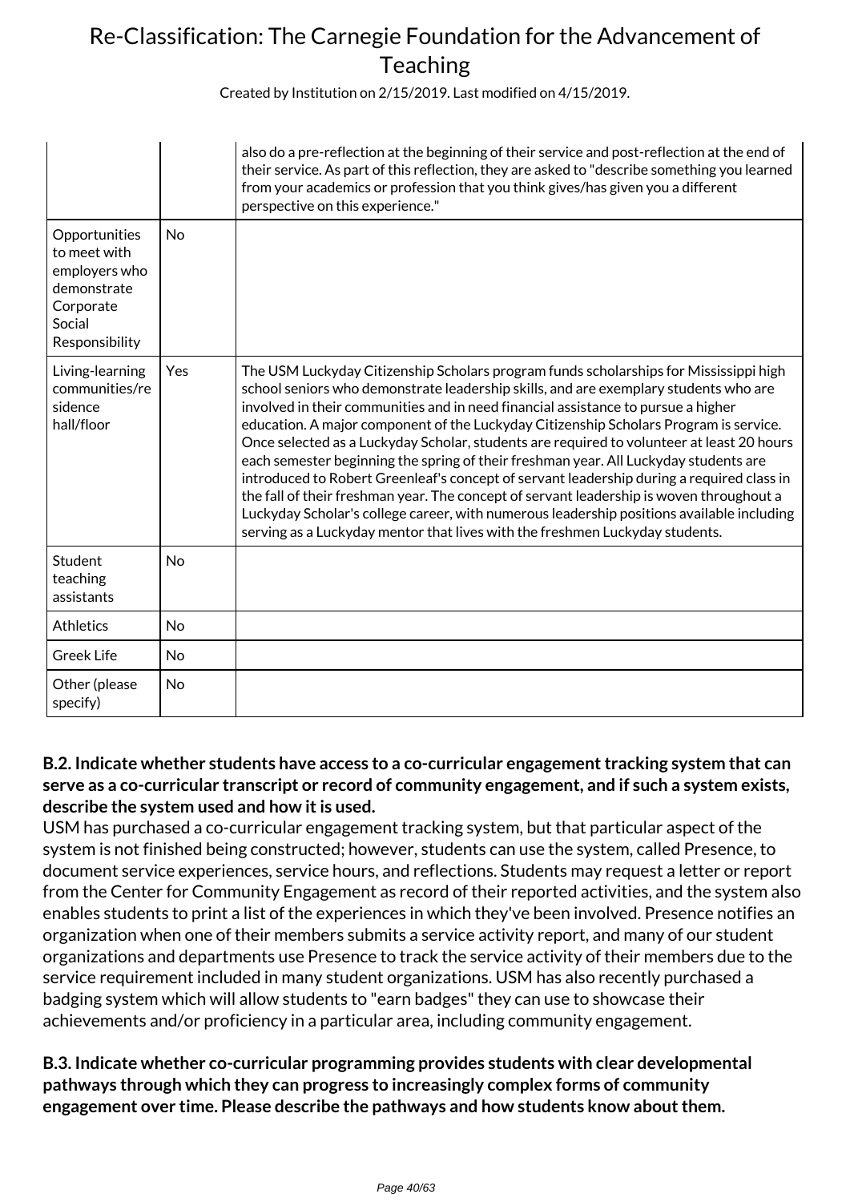| | | |
|---|---|---|
| | | also do a pre-reflection at the beginning of their service and post-reflection at the end of their service. As part of this reflection, they are asked to "describe something you learned from your academics or profession that you think gives/has given you a different perspective on this experience." |
| Opportunities to meet with employers who demonstrate Corporate Social Responsibility | No | |
| Living-learning communities/residence hall/floor | Yes | The USM Luckyday Citizenship Scholars program funds scholarships for Mississippi high school seniors who demonstrate leadership skills, and are exemplary students who are involved in their communities and in need financial assistance to pursue a higher education. A major component of the Luckyday Citizenship Scholars Program is service. Once selected as a Luckyday Scholar, students are required to volunteer at least 20 hours each semester beginning the spring of their freshman year. All Luckyday students are introduced to Robert Greenleaf's concept of servant leadership during a required class in the fall of their freshman year. The concept of servant leadership is woven throughout a Luckyday Scholar's college career, with numerous leadership positions available including serving as a Luckyday mentor that lives with the freshmen Luckyday students. |
| Student teaching assistants | No | |
| Athletics | No | |
| Greek Life | No | |
| Other (please specify) | No | |

**B.2. Indicate whether students have access to a co-curricular engagement tracking system that can serve as a co-curricular transcript or record of community engagement, and if such a system exists, describe the system used and how it is used.**

USM has purchased a co-curricular engagement tracking system, but that particular aspect of the system is not finished being constructed; however, students can use the system, called Presence, to document service experiences, service hours, and reflections. Students may request a letter or report from the Center for Community Engagement as record of their reported activities, and the system also enables students to print a list of the experiences in which they've been involved. Presence notifies an organization when one of their members submits a service activity report, and many of our student organizations and departments use Presence to track the service activity of their members due to the service requirement included in many student organizations. USM has also recently purchased a badging system which will allow students to "earn badges" they can use to showcase their achievements and/or proficiency in a particular area, including community engagement.

**B.3. Indicate whether co-curricular programming provides students with clear developmental pathways through which they can progress to increasingly complex forms of community engagement over time. Please describe the pathways and how students know about them.**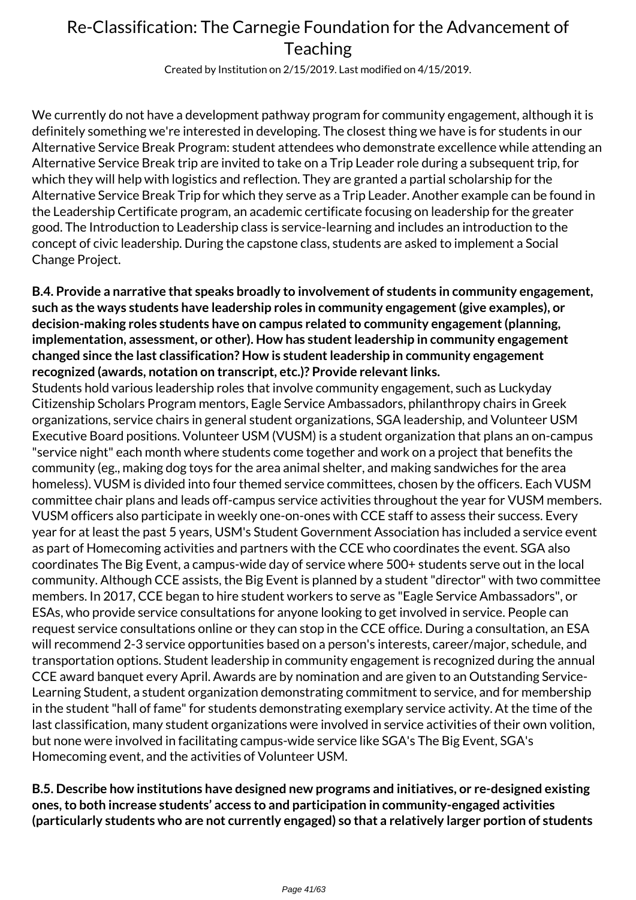We currently do not have a development pathway program for community engagement, although it is definitely something we're interested in developing. The closest thing we have is for students in our Alternative Service Break Program: student attendees who demonstrate excellence while attending an Alternative Service Break trip are invited to take on a Trip Leader role during a subsequent trip, for which they will help with logistics and reflection. They are granted a partial scholarship for the Alternative Service Break Trip for which they serve as a Trip Leader. Another example can be found in the Leadership Certificate program, an academic certificate focusing on leadership for the greater good. The Introduction to Leadership class is service-learning and includes an introduction to the concept of civic leadership. During the capstone class, students are asked to implement a Social Change Project.

**B.4. Provide a narrative that speaks broadly to involvement of students in community engagement, such as the ways students have leadership roles in community engagement (give examples), or decision-making roles students have on campus related to community engagement (planning, implementation, assessment, or other). How has student leadership in community engagement changed since the last classification? How is student leadership in community engagement recognized (awards, notation on transcript, etc.)? Provide relevant links.**

Students hold various leadership roles that involve community engagement, such as Luckyday Citizenship Scholars Program mentors, Eagle Service Ambassadors, philanthropy chairs in Greek organizations, service chairs in general student organizations, SGA leadership, and Volunteer USM Executive Board positions. Volunteer USM (VUSM) is a student organization that plans an on-campus "service night" each month where students come together and work on a project that benefits the community (eg., making dog toys for the area animal shelter, and making sandwiches for the area homeless). VUSM is divided into four themed service committees, chosen by the officers. Each VUSM committee chair plans and leads off-campus service activities throughout the year for VUSM members. VUSM officers also participate in weekly one-on-ones with CCE staff to assess their success. Every year for at least the past 5 years, USM's Student Government Association has included a service event as part of Homecoming activities and partners with the CCE who coordinates the event. SGA also coordinates The Big Event, a campus-wide day of service where 500+ students serve out in the local community. Although CCE assists, the Big Event is planned by a student "director" with two committee members. In 2017, CCE began to hire student workers to serve as "Eagle Service Ambassadors", or ESAs, who provide service consultations for anyone looking to get involved in service. People can request service consultations online or they can stop in the CCE office. During a consultation, an ESA will recommend 2-3 service opportunities based on a person's interests, career/major, schedule, and transportation options. Student leadership in community engagement is recognized during the annual CCE award banquet every April. Awards are by nomination and are given to an Outstanding Service-Learning Student, a student organization demonstrating commitment to service, and for membership in the student "hall of fame" for students demonstrating exemplary service activity. At the time of the last classification, many student organizations were involved in service activities of their own volition, but none were involved in facilitating campus-wide service like SGA's The Big Event, SGA's Homecoming event, and the activities of Volunteer USM.

**B.5. Describe how institutions have designed new programs and initiatives, or re-designed existing ones, to both increase students' access to and participation in community-engaged activities (particularly students who are not currently engaged) so that a relatively larger portion of students**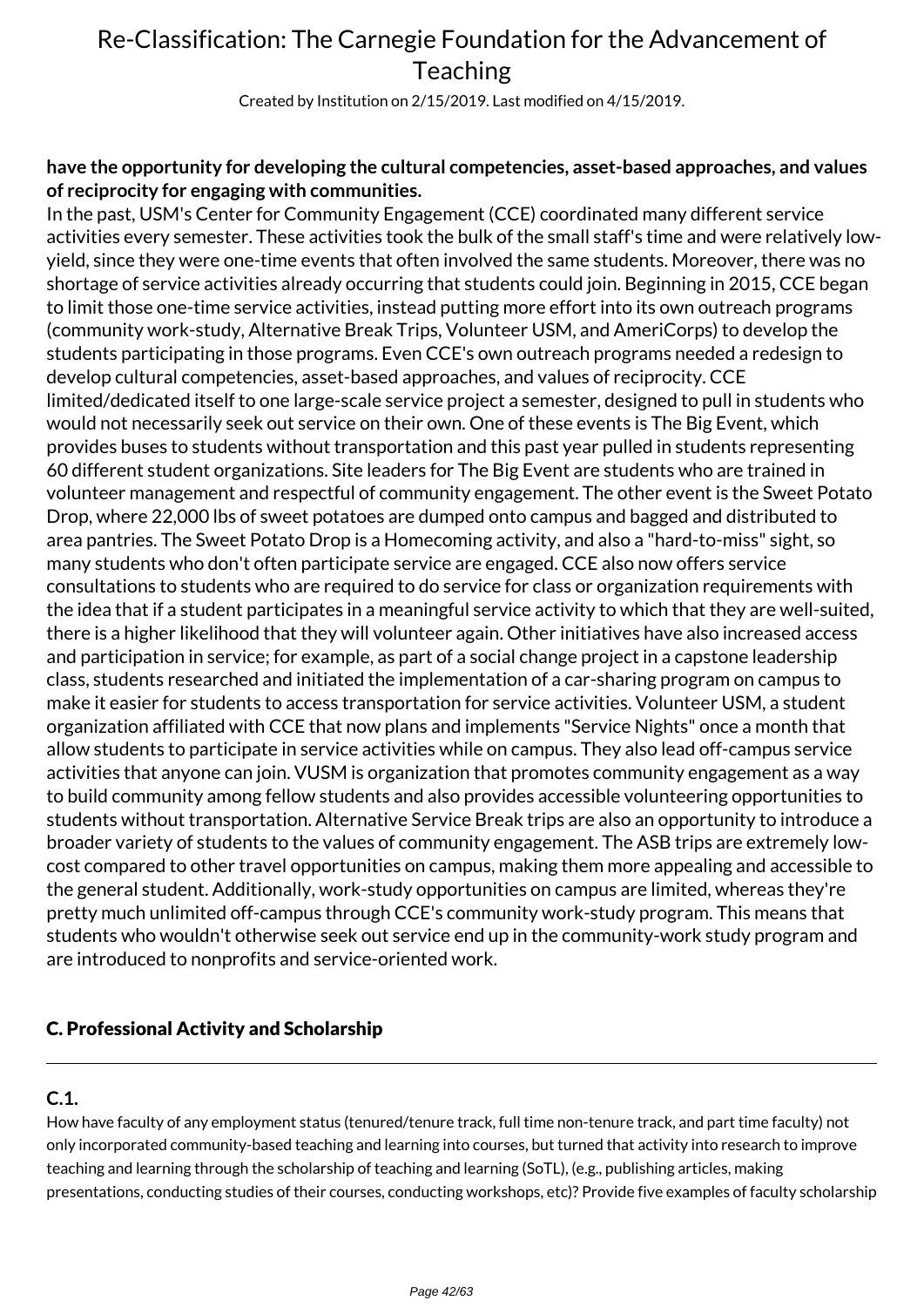**have the opportunity for developing the cultural competencies, asset-based approaches, and values of reciprocity for engaging with communities.**

In the past, USM's Center for Community Engagement (CCE) coordinated many different service activities every semester. These activities took the bulk of the small staff's time and were relatively low-yield, since they were one-time events that often involved the same students. Moreover, there was no shortage of service activities already occurring that students could join. Beginning in 2015, CCE began to limit those one-time service activities, instead putting more effort into its own outreach programs (community work-study, Alternative Break Trips, Volunteer USM, and AmeriCorps) to develop the students participating in those programs. Even CCE's own outreach programs needed a redesign to develop cultural competencies, asset-based approaches, and values of reciprocity. CCE limited/dedicated itself to one large-scale service project a semester, designed to pull in students who would not necessarily seek out service on their own. One of these events is The Big Event, which provides buses to students without transportation and this past year pulled in students representing 60 different student organizations. Site leaders for The Big Event are students who are trained in volunteer management and respectful of community engagement. The other event is the Sweet Potato Drop, where 22,000 lbs of sweet potatoes are dumped onto campus and bagged and distributed to area pantries. The Sweet Potato Drop is a Homecoming activity, and also a "hard-to-miss" sight, so many students who don't often participate service are engaged. CCE also now offers service consultations to students who are required to do service for class or organization requirements with the idea that if a student participates in a meaningful service activity to which that they are well-suited, there is a higher likelihood that they will volunteer again. Other initiatives have also increased access and participation in service; for example, as part of a social change project in a capstone leadership class, students researched and initiated the implementation of a car-sharing program on campus to make it easier for students to access transportation for service activities. Volunteer USM, a student organization affiliated with CCE that now plans and implements "Service Nights" once a month that allow students to participate in service activities while on campus. They also lead off-campus service activities that anyone can join. VUSM is organization that promotes community engagement as a way to build community among fellow students and also provides accessible volunteering opportunities to students without transportation. Alternative Service Break trips are also an opportunity to introduce a broader variety of students to the values of community engagement. The ASB trips are extremely low-cost compared to other travel opportunities on campus, making them more appealing and accessible to the general student. Additionally, work-study opportunities on campus are limited, whereas they're pretty much unlimited off-campus through CCE's community work-study program. This means that students who wouldn't otherwise seek out service end up in the community-work study program and are introduced to nonprofits and service-oriented work.

## C. Professional Activity and Scholarship

### C.1.

How have faculty of any employment status (tenured/tenure track, full time non-tenure track, and part time faculty) not only incorporated community-based teaching and learning into courses, but turned that activity into research to improve teaching and learning through the scholarship of teaching and learning (SoTL), (e.g., publishing articles, making presentations, conducting studies of their courses, conducting workshops, etc)? Provide five examples of faculty scholarship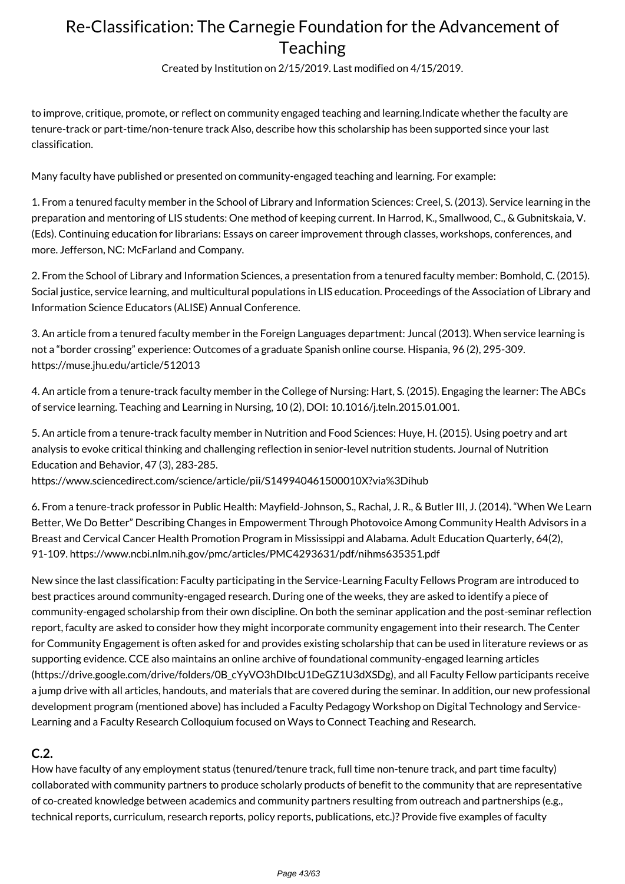to improve, critique, promote, or reflect on community engaged teaching and learning.Indicate whether the faculty are tenure-track or part-time/non-tenure track Also, describe how this scholarship has been supported since your last classification.

Many faculty have published or presented on community-engaged teaching and learning. For example:

1. From a tenured faculty member in the School of Library and Information Sciences: Creel, S. (2013). Service learning in the preparation and mentoring of LIS students: One method of keeping current. In Harrod, K., Smallwood, C., & Gubnitskaia, V. (Eds). Continuing education for librarians: Essays on career improvement through classes, workshops, conferences, and more. Jefferson, NC: McFarland and Company.

2. From the School of Library and Information Sciences, a presentation from a tenured faculty member: Bomhold, C. (2015). Social justice, service learning, and multicultural populations in LIS education. Proceedings of the Association of Library and Information Science Educators (ALISE) Annual Conference.

3. An article from a tenured faculty member in the Foreign Languages department: Juncal (2013). When service learning is not a "border crossing" experience: Outcomes of a graduate Spanish online course. Hispania, 96 (2), 295-309. https://muse.jhu.edu/article/512013

4. An article from a tenure-track faculty member in the College of Nursing: Hart, S. (2015). Engaging the learner: The ABCs of service learning. Teaching and Learning in Nursing, 10 (2), DOI: 10.1016/j.teln.2015.01.001.

5. An article from a tenure-track faculty member in Nutrition and Food Sciences: Huye, H. (2015). Using poetry and art analysis to evoke critical thinking and challenging reflection in senior-level nutrition students. Journal of Nutrition Education and Behavior, 47 (3), 283-285. https://www.sciencedirect.com/science/article/pii/S149940461500010X?via%3Dihub

6. From a tenure-track professor in Public Health: Mayfield-Johnson, S., Rachal, J. R., & Butler III, J. (2014). "When We Learn Better, We Do Better" Describing Changes in Empowerment Through Photovoice Among Community Health Advisors in a Breast and Cervical Cancer Health Promotion Program in Mississippi and Alabama. Adult Education Quarterly, 64(2), 91-109. https://www.ncbi.nlm.nih.gov/pmc/articles/PMC4293631/pdf/nihms635351.pdf

New since the last classification: Faculty participating in the Service-Learning Faculty Fellows Program are introduced to best practices around community-engaged research. During one of the weeks, they are asked to identify a piece of community-engaged scholarship from their own discipline. On both the seminar application and the post-seminar reflection report, faculty are asked to consider how they might incorporate community engagement into their research. The Center for Community Engagement is often asked for and provides existing scholarship that can be used in literature reviews or as supporting evidence. CCE also maintains an online archive of foundational community-engaged learning articles (https://drive.google.com/drive/folders/0B_cYyVO3hDIbcU1DeGZ1U3dXSDg), and all Faculty Fellow participants receive a jump drive with all articles, handouts, and materials that are covered during the seminar. In addition, our new professional development program (mentioned above) has included a Faculty Pedagogy Workshop on Digital Technology and Service-Learning and a Faculty Research Colloquium focused on Ways to Connect Teaching and Research.

### C.2.

How have faculty of any employment status (tenured/tenure track, full time non-tenure track, and part time faculty) collaborated with community partners to produce scholarly products of benefit to the community that are representative of co-created knowledge between academics and community partners resulting from outreach and partnerships (e.g., technical reports, curriculum, research reports, policy reports, publications, etc.)? Provide five examples of faculty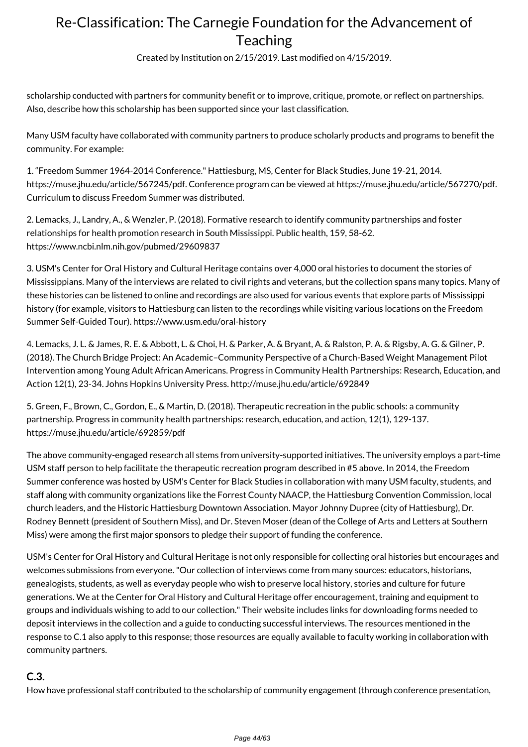scholarship conducted with partners for community benefit or to improve, critique, promote, or reflect on partnerships. Also, describe how this scholarship has been supported since your last classification.

Many USM faculty have collaborated with community partners to produce scholarly products and programs to benefit the community. For example:

1. "Freedom Summer 1964-2014 Conference." Hattiesburg, MS, Center for Black Studies, June 19-21, 2014. https://muse.jhu.edu/article/567245/pdf. Conference program can be viewed at https://muse.jhu.edu/article/567270/pdf. Curriculum to discuss Freedom Summer was distributed.

2. Lemacks, J., Landry, A., & Wenzler, P. (2018). Formative research to identify community partnerships and foster relationships for health promotion research in South Mississippi. Public health, 159, 58-62. https://www.ncbi.nlm.nih.gov/pubmed/29609837

3. USM's Center for Oral History and Cultural Heritage contains over 4,000 oral histories to document the stories of Mississippians. Many of the interviews are related to civil rights and veterans, but the collection spans many topics. Many of these histories can be listened to online and recordings are also used for various events that explore parts of Mississippi history (for example, visitors to Hattiesburg can listen to the recordings while visiting various locations on the Freedom Summer Self-Guided Tour). https://www.usm.edu/oral-history

4. Lemacks, J. L. & James, R. E. & Abbott, L. & Choi, H. & Parker, A. & Bryant, A. & Ralston, P. A. & Rigsby, A. G. & Gilner, P. (2018). The Church Bridge Project: An Academic–Community Perspective of a Church-Based Weight Management Pilot Intervention among Young Adult African Americans. Progress in Community Health Partnerships: Research, Education, and Action 12(1), 23-34. Johns Hopkins University Press. http://muse.jhu.edu/article/692849

5. Green, F., Brown, C., Gordon, E., & Martin, D. (2018). Therapeutic recreation in the public schools: a community partnership. Progress in community health partnerships: research, education, and action, 12(1), 129-137. https://muse.jhu.edu/article/692859/pdf

The above community-engaged research all stems from university-supported initiatives. The university employs a part-time USM staff person to help facilitate the therapeutic recreation program described in #5 above. In 2014, the Freedom Summer conference was hosted by USM's Center for Black Studies in collaboration with many USM faculty, students, and staff along with community organizations like the Forrest County NAACP, the Hattiesburg Convention Commission, local church leaders, and the Historic Hattiesburg Downtown Association. Mayor Johnny Dupree (city of Hattiesburg), Dr. Rodney Bennett (president of Southern Miss), and Dr. Steven Moser (dean of the College of Arts and Letters at Southern Miss) were among the first major sponsors to pledge their support of funding the conference.

USM's Center for Oral History and Cultural Heritage is not only responsible for collecting oral histories but encourages and welcomes submissions from everyone. "Our collection of interviews come from many sources: educators, historians, genealogists, students, as well as everyday people who wish to preserve local history, stories and culture for future generations. We at the Center for Oral History and Cultural Heritage offer encouragement, training and equipment to groups and individuals wishing to add to our collection." Their website includes links for downloading forms needed to deposit interviews in the collection and a guide to conducting successful interviews. The resources mentioned in the response to C.1 also apply to this response; those resources are equally available to faculty working in collaboration with community partners.

### C.3.

How have professional staff contributed to the scholarship of community engagement (through conference presentation,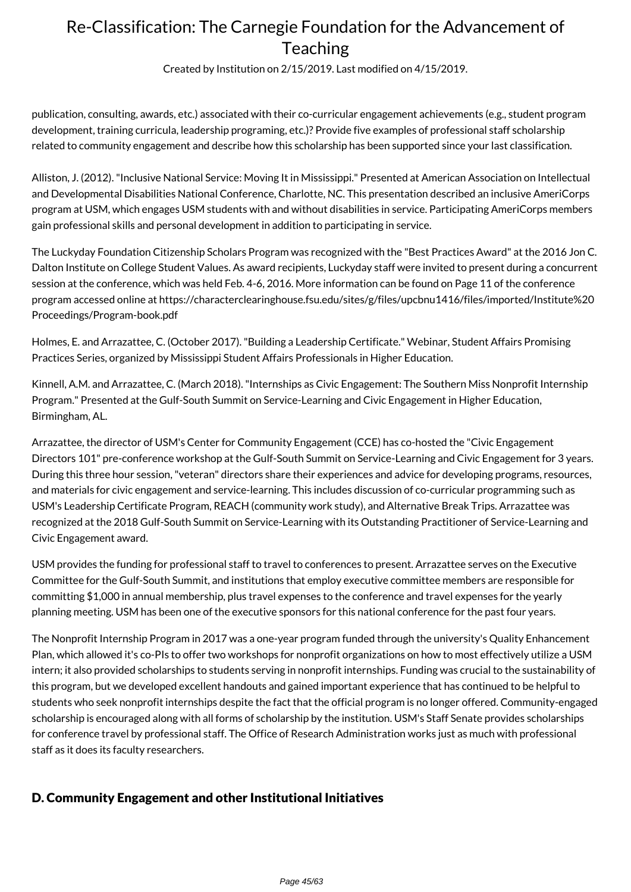publication, consulting, awards, etc.) associated with their co-curricular engagement achievements (e.g., student program development, training curricula, leadership programing, etc.)? Provide five examples of professional staff scholarship related to community engagement and describe how this scholarship has been supported since your last classification.

Alliston, J. (2012). "Inclusive National Service: Moving It in Mississippi." Presented at American Association on Intellectual and Developmental Disabilities National Conference, Charlotte, NC. This presentation described an inclusive AmeriCorps program at USM, which engages USM students with and without disabilities in service. Participating AmeriCorps members gain professional skills and personal development in addition to participating in service.

The Luckyday Foundation Citizenship Scholars Program was recognized with the "Best Practices Award" at the 2016 Jon C. Dalton Institute on College Student Values. As award recipients, Luckyday staff were invited to present during a concurrent session at the conference, which was held Feb. 4-6, 2016. More information can be found on Page 11 of the conference program accessed online at https://characterclearinghouse.fsu.edu/sites/g/files/upcbnu1416/files/imported/Institute%20Proceedings/Program-book.pdf

Holmes, E. and Arrazattee, C. (October 2017). "Building a Leadership Certificate." Webinar, Student Affairs Promising Practices Series, organized by Mississippi Student Affairs Professionals in Higher Education.

Kinnell, A.M. and Arrazattee, C. (March 2018). "Internships as Civic Engagement: The Southern Miss Nonprofit Internship Program." Presented at the Gulf-South Summit on Service-Learning and Civic Engagement in Higher Education, Birmingham, AL.

Arrazattee, the director of USM's Center for Community Engagement (CCE) has co-hosted the "Civic Engagement Directors 101" pre-conference workshop at the Gulf-South Summit on Service-Learning and Civic Engagement for 3 years. During this three hour session, "veteran" directors share their experiences and advice for developing programs, resources, and materials for civic engagement and service-learning. This includes discussion of co-curricular programming such as USM's Leadership Certificate Program, REACH (community work study), and Alternative Break Trips. Arrazattee was recognized at the 2018 Gulf-South Summit on Service-Learning with its Outstanding Practitioner of Service-Learning and Civic Engagement award.

USM provides the funding for professional staff to travel to conferences to present. Arrazattee serves on the Executive Committee for the Gulf-South Summit, and institutions that employ executive committee members are responsible for committing $1,000 in annual membership, plus travel expenses to the conference and travel expenses for the yearly planning meeting. USM has been one of the executive sponsors for this national conference for the past four years.

The Nonprofit Internship Program in 2017 was a one-year program funded through the university's Quality Enhancement Plan, which allowed it's co-PIs to offer two workshops for nonprofit organizations on how to most effectively utilize a USM intern; it also provided scholarships to students serving in nonprofit internships. Funding was crucial to the sustainability of this program, but we developed excellent handouts and gained important experience that has continued to be helpful to students who seek nonprofit internships despite the fact that the official program is no longer offered. Community-engaged scholarship is encouraged along with all forms of scholarship by the institution. USM's Staff Senate provides scholarships for conference travel by professional staff. The Office of Research Administration works just as much with professional staff as it does its faculty researchers.

## D. Community Engagement and other Institutional Initiatives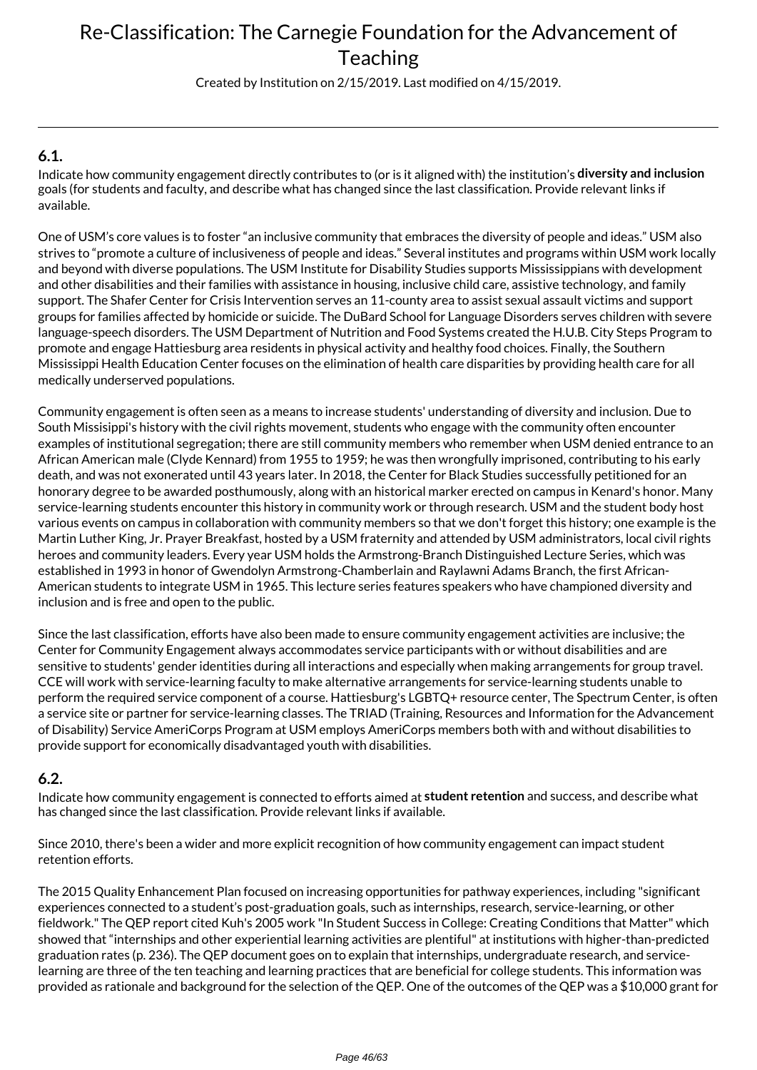## 6.1.

Indicate how community engagement directly contributes to (or is it aligned with) the institution's **diversity and inclusion** goals (for students and faculty, and describe what has changed since the last classification. Provide relevant links if available.

One of USM's core values is to foster "an inclusive community that embraces the diversity of people and ideas." USM also strives to "promote a culture of inclusiveness of people and ideas." Several institutes and programs within USM work locally and beyond with diverse populations. The USM Institute for Disability Studies supports Mississippians with development and other disabilities and their families with assistance in housing, inclusive child care, assistive technology, and family support. The Shafer Center for Crisis Intervention serves an 11-county area to assist sexual assault victims and support groups for families affected by homicide or suicide. The DuBard School for Language Disorders serves children with severe language-speech disorders. The USM Department of Nutrition and Food Systems created the H.U.B. City Steps Program to promote and engage Hattiesburg area residents in physical activity and healthy food choices. Finally, the Southern Mississippi Health Education Center focuses on the elimination of health care disparities by providing health care for all medically underserved populations.

Community engagement is often seen as a means to increase students' understanding of diversity and inclusion. Due to South Missisippi's history with the civil rights movement, students who engage with the community often encounter examples of institutional segregation; there are still community members who remember when USM denied entrance to an African American male (Clyde Kennard) from 1955 to 1959; he was then wrongfully imprisoned, contributing to his early death, and was not exonerated until 43 years later. In 2018, the Center for Black Studies successfully petitioned for an honorary degree to be awarded posthumously, along with an historical marker erected on campus in Kenard's honor. Many service-learning students encounter this history in community work or through research. USM and the student body host various events on campus in collaboration with community members so that we don't forget this history; one example is the Martin Luther King, Jr. Prayer Breakfast, hosted by a USM fraternity and attended by USM administrators, local civil rights heroes and community leaders. Every year USM holds the Armstrong-Branch Distinguished Lecture Series, which was established in 1993 in honor of Gwendolyn Armstrong-Chamberlain and Raylawni Adams Branch, the first African-American students to integrate USM in 1965. This lecture series features speakers who have championed diversity and inclusion and is free and open to the public.

Since the last classification, efforts have also been made to ensure community engagement activities are inclusive; the Center for Community Engagement always accommodates service participants with or without disabilities and are sensitive to students' gender identities during all interactions and especially when making arrangements for group travel. CCE will work with service-learning faculty to make alternative arrangements for service-learning students unable to perform the required service component of a course. Hattiesburg's LGBTQ+ resource center, The Spectrum Center, is often a service site or partner for service-learning classes. The TRIAD (Training, Resources and Information for the Advancement of Disability) Service AmeriCorps Program at USM employs AmeriCorps members both with and without disabilities to provide support for economically disadvantaged youth with disabilities.

## 6.2.

Indicate how community engagement is connected to efforts aimed at **student retention** and success, and describe what has changed since the last classification. Provide relevant links if available.

Since 2010, there's been a wider and more explicit recognition of how community engagement can impact student retention efforts.

The 2015 Quality Enhancement Plan focused on increasing opportunities for pathway experiences, including "significant experiences connected to a student's post-graduation goals, such as internships, research, service-learning, or other fieldwork." The QEP report cited Kuh's 2005 work "In Student Success in College: Creating Conditions that Matter" which showed that "internships and other experiential learning activities are plentiful" at institutions with higher-than-predicted graduation rates (p. 236). The QEP document goes on to explain that internships, undergraduate research, and service-learning are three of the ten teaching and learning practices that are beneficial for college students. This information was provided as rationale and background for the selection of the QEP. One of the outcomes of the QEP was a $10,000 grant for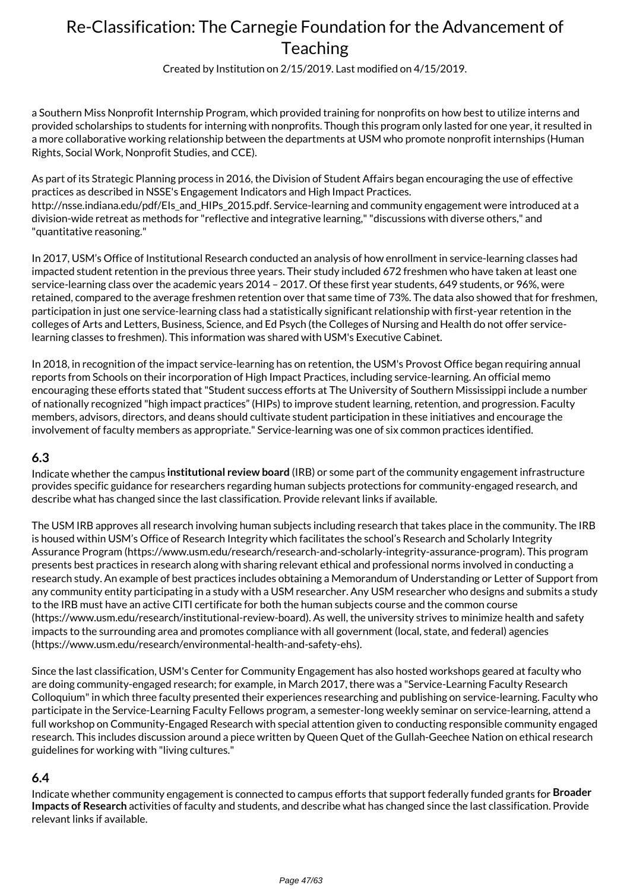a Southern Miss Nonprofit Internship Program, which provided training for nonprofits on how best to utilize interns and provided scholarships to students for interning with nonprofits. Though this program only lasted for one year, it resulted in a more collaborative working relationship between the departments at USM who promote nonprofit internships (Human Rights, Social Work, Nonprofit Studies, and CCE).

As part of its Strategic Planning process in 2016, the Division of Student Affairs began encouraging the use of effective practices as described in NSSE's Engagement Indicators and High Impact Practices. http://nsse.indiana.edu/pdf/EIs_and_HIPs_2015.pdf. Service-learning and community engagement were introduced at a division-wide retreat as methods for "reflective and integrative learning," "discussions with diverse others," and "quantitative reasoning."

In 2017, USM's Office of Institutional Research conducted an analysis of how enrollment in service-learning classes had impacted student retention in the previous three years. Their study included 672 freshmen who have taken at least one service-learning class over the academic years 2014 – 2017. Of these first year students, 649 students, or 96%, were retained, compared to the average freshmen retention over that same time of 73%. The data also showed that for freshmen, participation in just one service-learning class had a statistically significant relationship with first-year retention in the colleges of Arts and Letters, Business, Science, and Ed Psych (the Colleges of Nursing and Health do not offer service-learning classes to freshmen). This information was shared with USM's Executive Cabinet.

In 2018, in recognition of the impact service-learning has on retention, the USM's Provost Office began requiring annual reports from Schools on their incorporation of High Impact Practices, including service-learning. An official memo encouraging these efforts stated that "Student success efforts at The University of Southern Mississippi include a number of nationally recognized "high impact practices" (HIPs) to improve student learning, retention, and progression. Faculty members, advisors, directors, and deans should cultivate student participation in these initiatives and encourage the involvement of faculty members as appropriate." Service-learning was one of six common practices identified.

## 6.3

Indicate whether the campus **institutional review board** (IRB) or some part of the community engagement infrastructure provides specific guidance for researchers regarding human subjects protections for community-engaged research, and describe what has changed since the last classification. Provide relevant links if available.

The USM IRB approves all research involving human subjects including research that takes place in the community. The IRB is housed within USM's Office of Research Integrity which facilitates the school's Research and Scholarly Integrity Assurance Program (https://www.usm.edu/research/research-and-scholarly-integrity-assurance-program). This program presents best practices in research along with sharing relevant ethical and professional norms involved in conducting a research study. An example of best practices includes obtaining a Memorandum of Understanding or Letter of Support from any community entity participating in a study with a USM researcher. Any USM researcher who designs and submits a study to the IRB must have an active CITI certificate for both the human subjects course and the common course (https://www.usm.edu/research/institutional-review-board). As well, the university strives to minimize health and safety impacts to the surrounding area and promotes compliance with all government (local, state, and federal) agencies (https://www.usm.edu/research/environmental-health-and-safety-ehs).

Since the last classification, USM's Center for Community Engagement has also hosted workshops geared at faculty who are doing community-engaged research; for example, in March 2017, there was a "Service-Learning Faculty Research Colloquium" in which three faculty presented their experiences researching and publishing on service-learning. Faculty who participate in the Service-Learning Faculty Fellows program, a semester-long weekly seminar on service-learning, attend a full workshop on Community-Engaged Research with special attention given to conducting responsible community engaged research. This includes discussion around a piece written by Queen Quet of the Gullah-Geechee Nation on ethical research guidelines for working with "living cultures."

## 6.4

Indicate whether community engagement is connected to campus efforts that support federally funded grants for **Broader Impacts of Research** activities of faculty and students, and describe what has changed since the last classification. Provide relevant links if available.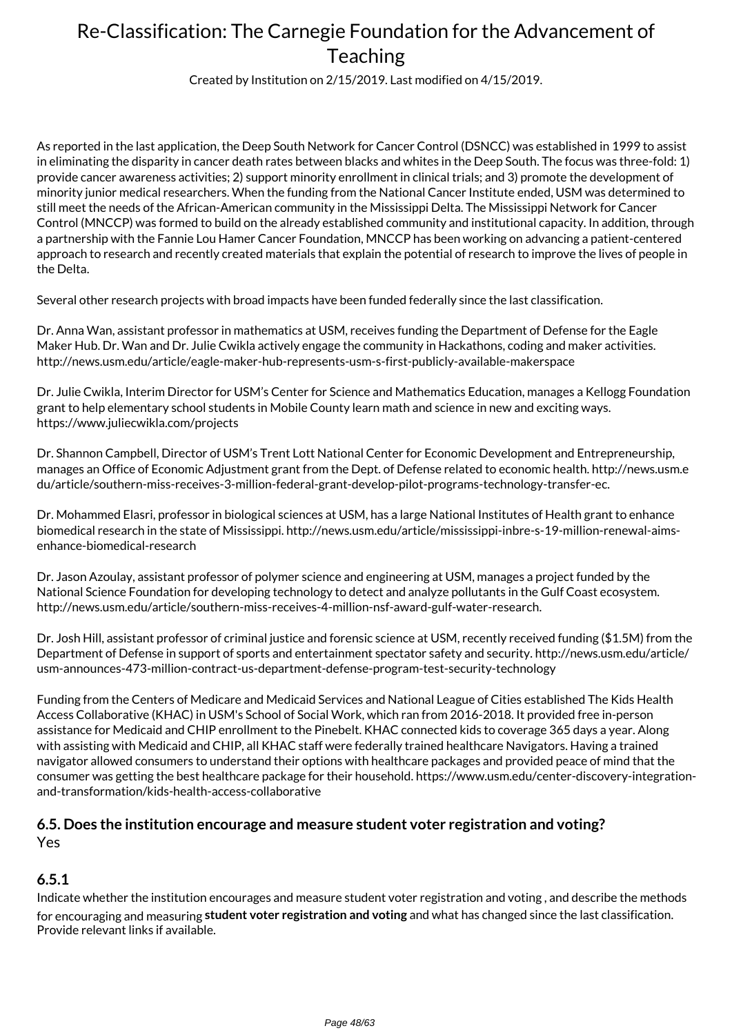As reported in the last application, the Deep South Network for Cancer Control (DSNCC) was established in 1999 to assist in eliminating the disparity in cancer death rates between blacks and whites in the Deep South. The focus was three-fold: 1) provide cancer awareness activities; 2) support minority enrollment in clinical trials; and 3) promote the development of minority junior medical researchers. When the funding from the National Cancer Institute ended, USM was determined to still meet the needs of the African-American community in the Mississippi Delta. The Mississippi Network for Cancer Control (MNCCP) was formed to build on the already established community and institutional capacity. In addition, through a partnership with the Fannie Lou Hamer Cancer Foundation, MNCCP has been working on advancing a patient-centered approach to research and recently created materials that explain the potential of research to improve the lives of people in the Delta.

Several other research projects with broad impacts have been funded federally since the last classification.

Dr. Anna Wan, assistant professor in mathematics at USM, receives funding the Department of Defense for the Eagle Maker Hub. Dr. Wan and Dr. Julie Cwikla actively engage the community in Hackathons, coding and maker activities. http://news.usm.edu/article/eagle-maker-hub-represents-usm-s-first-publicly-available-makerspace

Dr. Julie Cwikla, Interim Director for USM's Center for Science and Mathematics Education, manages a Kellogg Foundation grant to help elementary school students in Mobile County learn math and science in new and exciting ways. https://www.juliecwikla.com/projects

Dr. Shannon Campbell, Director of USM's Trent Lott National Center for Economic Development and Entrepreneurship, manages an Office of Economic Adjustment grant from the Dept. of Defense related to economic health. http://news.usm.edu/article/southern-miss-receives-3-million-federal-grant-develop-pilot-programs-technology-transfer-ec.

Dr. Mohammed Elasri, professor in biological sciences at USM, has a large National Institutes of Health grant to enhance biomedical research in the state of Mississippi. http://news.usm.edu/article/mississippi-inbre-s-19-million-renewal-aims-enhance-biomedical-research

Dr. Jason Azoulay, assistant professor of polymer science and engineering at USM, manages a project funded by the National Science Foundation for developing technology to detect and analyze pollutants in the Gulf Coast ecosystem. http://news.usm.edu/article/southern-miss-receives-4-million-nsf-award-gulf-water-research.

Dr. Josh Hill, assistant professor of criminal justice and forensic science at USM, recently received funding ($1.5M) from the Department of Defense in support of sports and entertainment spectator safety and security. http://news.usm.edu/article/usm-announces-473-million-contract-us-department-defense-program-test-security-technology

Funding from the Centers of Medicare and Medicaid Services and National League of Cities established The Kids Health Access Collaborative (KHAC) in USM's School of Social Work, which ran from 2016-2018. It provided free in-person assistance for Medicaid and CHIP enrollment to the Pinebelt. KHAC connected kids to coverage 365 days a year. Along with assisting with Medicaid and CHIP, all KHAC staff were federally trained healthcare Navigators. Having a trained navigator allowed consumers to understand their options with healthcare packages and provided peace of mind that the consumer was getting the best healthcare package for their household. https://www.usm.edu/center-discovery-integration-and-transformation/kids-health-access-collaborative

### 6.5. Does the institution encourage and measure student voter registration and voting?

Yes

### 6.5.1

Indicate whether the institution encourages and measure student voter registration and voting , and describe the methods for encouraging and measuring **student voter registration and voting** and what has changed since the last classification. Provide relevant links if available.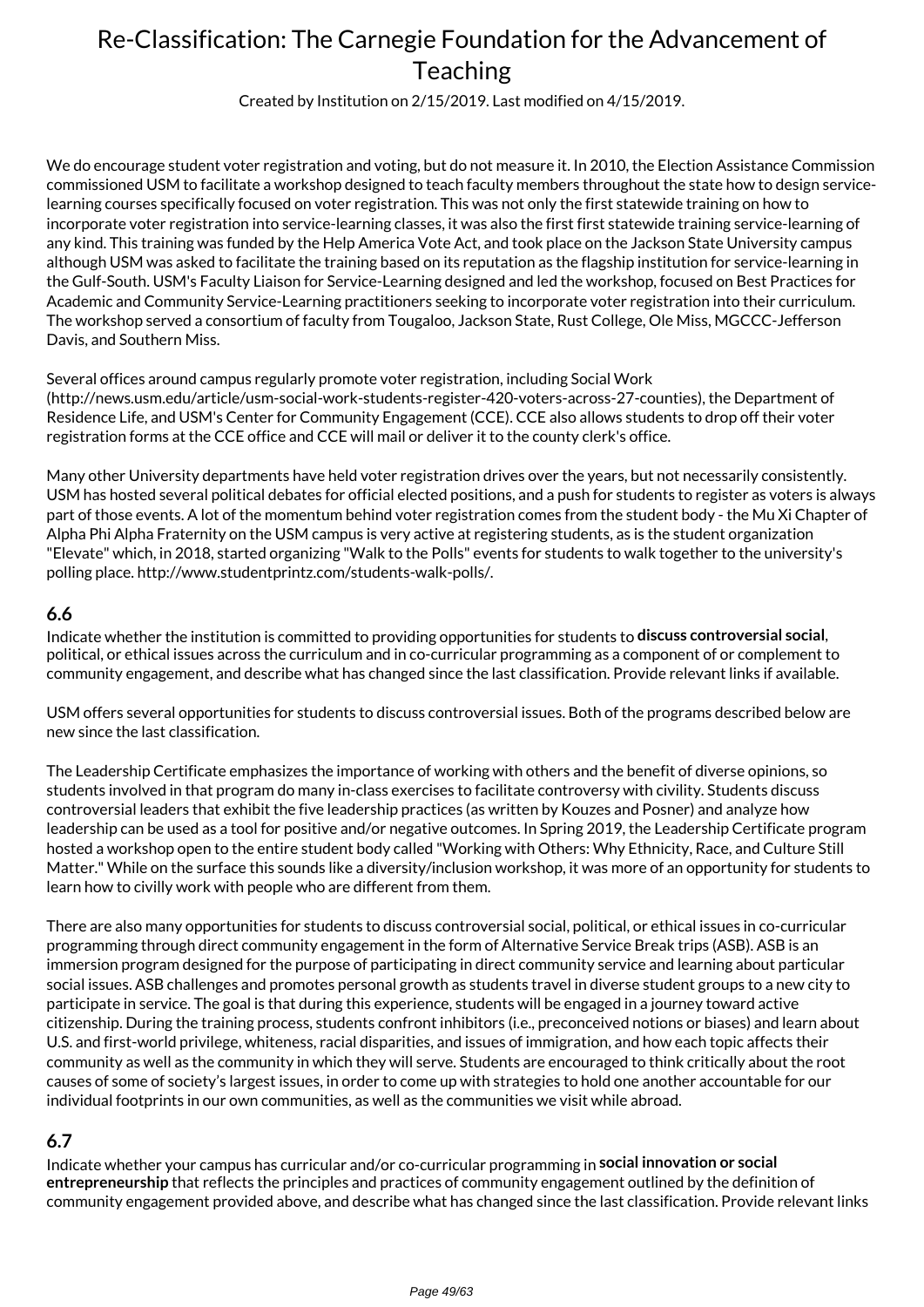We do encourage student voter registration and voting, but do not measure it. In 2010, the Election Assistance Commission commissioned USM to facilitate a workshop designed to teach faculty members throughout the state how to design service-learning courses specifically focused on voter registration. This was not only the first statewide training on how to incorporate voter registration into service-learning classes, it was also the first first statewide training service-learning of any kind. This training was funded by the Help America Vote Act, and took place on the Jackson State University campus although USM was asked to facilitate the training based on its reputation as the flagship institution for service-learning in the Gulf-South. USM's Faculty Liaison for Service-Learning designed and led the workshop, focused on Best Practices for Academic and Community Service-Learning practitioners seeking to incorporate voter registration into their curriculum. The workshop served a consortium of faculty from Tougaloo, Jackson State, Rust College, Ole Miss, MGCCC-Jefferson Davis, and Southern Miss.

Several offices around campus regularly promote voter registration, including Social Work (http://news.usm.edu/article/usm-social-work-students-register-420-voters-across-27-counties), the Department of Residence Life, and USM's Center for Community Engagement (CCE). CCE also allows students to drop off their voter registration forms at the CCE office and CCE will mail or deliver it to the county clerk's office.

Many other University departments have held voter registration drives over the years, but not necessarily consistently. USM has hosted several political debates for official elected positions, and a push for students to register as voters is always part of those events. A lot of the momentum behind voter registration comes from the student body - the Mu Xi Chapter of Alpha Phi Alpha Fraternity on the USM campus is very active at registering students, as is the student organization "Elevate" which, in 2018, started organizing "Walk to the Polls" events for students to walk together to the university's polling place. http://www.studentprintz.com/students-walk-polls/.

## 6.6

Indicate whether the institution is committed to providing opportunities for students to **discuss controversial social**, political, or ethical issues across the curriculum and in co-curricular programming as a component of or complement to community engagement, and describe what has changed since the last classification. Provide relevant links if available.

USM offers several opportunities for students to discuss controversial issues. Both of the programs described below are new since the last classification.

The Leadership Certificate emphasizes the importance of working with others and the benefit of diverse opinions, so students involved in that program do many in-class exercises to facilitate controversy with civility. Students discuss controversial leaders that exhibit the five leadership practices (as written by Kouzes and Posner) and analyze how leadership can be used as a tool for positive and/or negative outcomes. In Spring 2019, the Leadership Certificate program hosted a workshop open to the entire student body called "Working with Others: Why Ethnicity, Race, and Culture Still Matter." While on the surface this sounds like a diversity/inclusion workshop, it was more of an opportunity for students to learn how to civilly work with people who are different from them.

There are also many opportunities for students to discuss controversial social, political, or ethical issues in co-curricular programming through direct community engagement in the form of Alternative Service Break trips (ASB). ASB is an immersion program designed for the purpose of participating in direct community service and learning about particular social issues. ASB challenges and promotes personal growth as students travel in diverse student groups to a new city to participate in service. The goal is that during this experience, students will be engaged in a journey toward active citizenship. During the training process, students confront inhibitors (i.e., preconceived notions or biases) and learn about U.S. and first-world privilege, whiteness, racial disparities, and issues of immigration, and how each topic affects their community as well as the community in which they will serve. Students are encouraged to think critically about the root causes of some of society's largest issues, in order to come up with strategies to hold one another accountable for our individual footprints in our own communities, as well as the communities we visit while abroad.

## 6.7

Indicate whether your campus has curricular and/or co-curricular programming in **social innovation or social entrepreneurship** that reflects the principles and practices of community engagement outlined by the definition of community engagement provided above, and describe what has changed since the last classification. Provide relevant links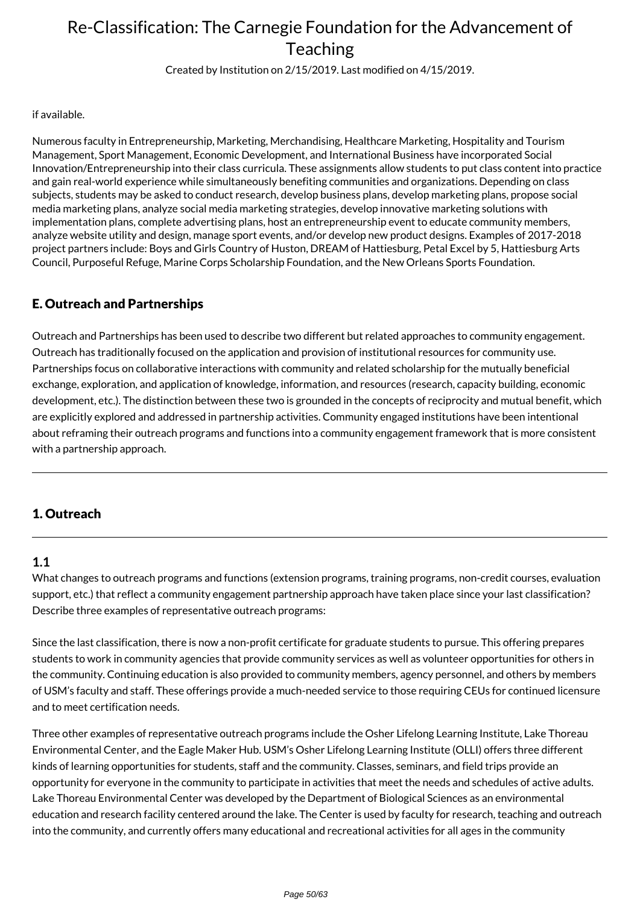if available.

Numerous faculty in Entrepreneurship, Marketing, Merchandising, Healthcare Marketing, Hospitality and Tourism Management, Sport Management, Economic Development, and International Business have incorporated Social Innovation/Entrepreneurship into their class curricula. These assignments allow students to put class content into practice and gain real-world experience while simultaneously benefiting communities and organizations. Depending on class subjects, students may be asked to conduct research, develop business plans, develop marketing plans, propose social media marketing plans, analyze social media marketing strategies, develop innovative marketing solutions with implementation plans, complete advertising plans, host an entrepreneurship event to educate community members, analyze website utility and design, manage sport events, and/or develop new product designs. Examples of 2017-2018 project partners include: Boys and Girls Country of Huston, DREAM of Hattiesburg, Petal Excel by 5, Hattiesburg Arts Council, Purposeful Refuge, Marine Corps Scholarship Foundation, and the New Orleans Sports Foundation.

## E. Outreach and Partnerships

Outreach and Partnerships has been used to describe two different but related approaches to community engagement. Outreach has traditionally focused on the application and provision of institutional resources for community use. Partnerships focus on collaborative interactions with community and related scholarship for the mutually beneficial exchange, exploration, and application of knowledge, information, and resources (research, capacity building, economic development, etc.). The distinction between these two is grounded in the concepts of reciprocity and mutual benefit, which are explicitly explored and addressed in partnership activities. Community engaged institutions have been intentional about reframing their outreach programs and functions into a community engagement framework that is more consistent with a partnership approach.

---

## 1. Outreach

---

### 1.1

What changes to outreach programs and functions (extension programs, training programs, non-credit courses, evaluation support, etc.) that reflect a community engagement partnership approach have taken place since your last classification? Describe three examples of representative outreach programs:

Since the last classification, there is now a non-profit certificate for graduate students to pursue. This offering prepares students to work in community agencies that provide community services as well as volunteer opportunities for others in the community. Continuing education is also provided to community members, agency personnel, and others by members of USM's faculty and staff. These offerings provide a much-needed service to those requiring CEUs for continued licensure and to meet certification needs.

Three other examples of representative outreach programs include the Osher Lifelong Learning Institute, Lake Thoreau Environmental Center, and the Eagle Maker Hub. USM's Osher Lifelong Learning Institute (OLLI) offers three different kinds of learning opportunities for students, staff and the community. Classes, seminars, and field trips provide an opportunity for everyone in the community to participate in activities that meet the needs and schedules of active adults. Lake Thoreau Environmental Center was developed by the Department of Biological Sciences as an environmental education and research facility centered around the lake. The Center is used by faculty for research, teaching and outreach into the community, and currently offers many educational and recreational activities for all ages in the community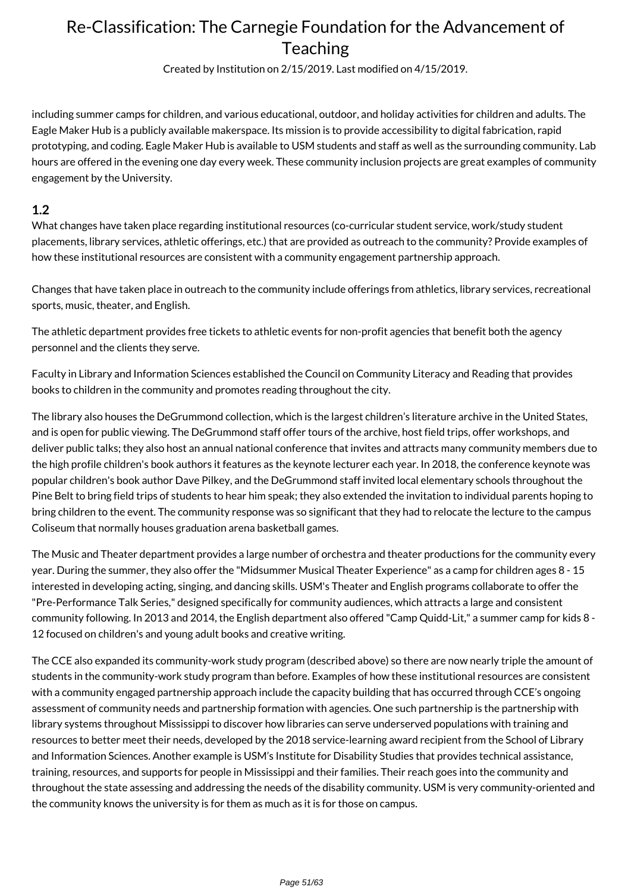including summer camps for children, and various educational, outdoor, and holiday activities for children and adults. The Eagle Maker Hub is a publicly available makerspace. Its mission is to provide accessibility to digital fabrication, rapid prototyping, and coding. Eagle Maker Hub is available to USM students and staff as well as the surrounding community. Lab hours are offered in the evening one day every week. These community inclusion projects are great examples of community engagement by the University.

## 1.2

What changes have taken place regarding institutional resources (co-curricular student service, work/study student placements, library services, athletic offerings, etc.) that are provided as outreach to the community? Provide examples of how these institutional resources are consistent with a community engagement partnership approach.

Changes that have taken place in outreach to the community include offerings from athletics, library services, recreational sports, music, theater, and English.

The athletic department provides free tickets to athletic events for non-profit agencies that benefit both the agency personnel and the clients they serve.

Faculty in Library and Information Sciences established the Council on Community Literacy and Reading that provides books to children in the community and promotes reading throughout the city.

The library also houses the DeGrummond collection, which is the largest children's literature archive in the United States, and is open for public viewing. The DeGrummond staff offer tours of the archive, host field trips, offer workshops, and deliver public talks; they also host an annual national conference that invites and attracts many community members due to the high profile children's book authors it features as the keynote lecturer each year. In 2018, the conference keynote was popular children's book author Dave Pilkey, and the DeGrummond staff invited local elementary schools throughout the Pine Belt to bring field trips of students to hear him speak; they also extended the invitation to individual parents hoping to bring children to the event. The community response was so significant that they had to relocate the lecture to the campus Coliseum that normally houses graduation arena basketball games.

The Music and Theater department provides a large number of orchestra and theater productions for the community every year. During the summer, they also offer the "Midsummer Musical Theater Experience" as a camp for children ages 8 - 15 interested in developing acting, singing, and dancing skills. USM's Theater and English programs collaborate to offer the "Pre-Performance Talk Series," designed specifically for community audiences, which attracts a large and consistent community following. In 2013 and 2014, the English department also offered "Camp Quidd-Lit," a summer camp for kids 8 - 12 focused on children's and young adult books and creative writing.

The CCE also expanded its community-work study program (described above) so there are now nearly triple the amount of students in the community-work study program than before. Examples of how these institutional resources are consistent with a community engaged partnership approach include the capacity building that has occurred through CCE's ongoing assessment of community needs and partnership formation with agencies. One such partnership is the partnership with library systems throughout Mississippi to discover how libraries can serve underserved populations with training and resources to better meet their needs, developed by the 2018 service-learning award recipient from the School of Library and Information Sciences. Another example is USM's Institute for Disability Studies that provides technical assistance, training, resources, and supports for people in Mississippi and their families. Their reach goes into the community and throughout the state assessing and addressing the needs of the disability community. USM is very community-oriented and the community knows the university is for them as much as it is for those on campus.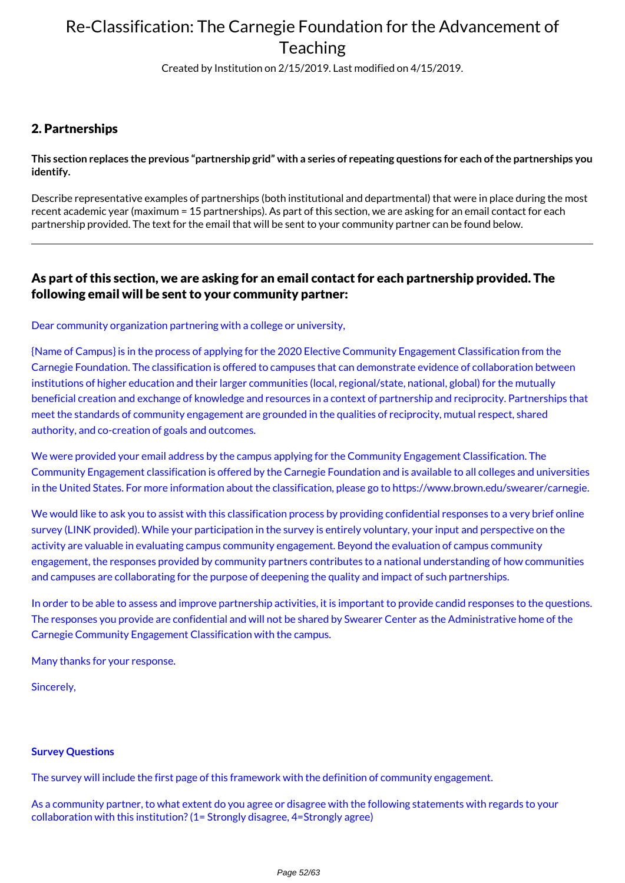# Re-Classification: The Carnegie Foundation for the Advancement of Teaching

Created by Institution on 2/15/2019. Last modified on 4/15/2019.

## 2. Partnerships

**This section replaces the previous "partnership grid" with a series of repeating questions for each of the partnerships you identify.**

Describe representative examples of partnerships (both institutional and departmental) that were in place during the most recent academic year (maximum = 15 partnerships). As part of this section, we are asking for an email contact for each partnership provided. The text for the email that will be sent to your community partner can be found below.

---

### As part of this section, we are asking for an email contact for each partnership provided. The following email will be sent to your community partner:

Dear community organization partnering with a college or university,

{Name of Campus} is in the process of applying for the 2020 Elective Community Engagement Classification from the Carnegie Foundation. The classification is offered to campuses that can demonstrate evidence of collaboration between institutions of higher education and their larger communities (local, regional/state, national, global) for the mutually beneficial creation and exchange of knowledge and resources in a context of partnership and reciprocity. Partnerships that meet the standards of community engagement are grounded in the qualities of reciprocity, mutual respect, shared authority, and co-creation of goals and outcomes.

We were provided your email address by the campus applying for the Community Engagement Classification. The Community Engagement classification is offered by the Carnegie Foundation and is available to all colleges and universities in the United States. For more information about the classification, please go to https://www.brown.edu/swearer/carnegie.

We would like to ask you to assist with this classification process by providing confidential responses to a very brief online survey (LINK provided). While your participation in the survey is entirely voluntary, your input and perspective on the activity are valuable in evaluating campus community engagement. Beyond the evaluation of campus community engagement, the responses provided by community partners contributes to a national understanding of how communities and campuses are collaborating for the purpose of deepening the quality and impact of such partnerships.

In order to be able to assess and improve partnership activities, it is important to provide candid responses to the questions. The responses you provide are confidential and will not be shared by Swearer Center as the Administrative home of the Carnegie Community Engagement Classification with the campus.

Many thanks for your response.

Sincerely,

**Survey Questions**

The survey will include the first page of this framework with the definition of community engagement.

As a community partner, to what extent do you agree or disagree with the following statements with regards to your collaboration with this institution? (1= Strongly disagree, 4=Strongly agree)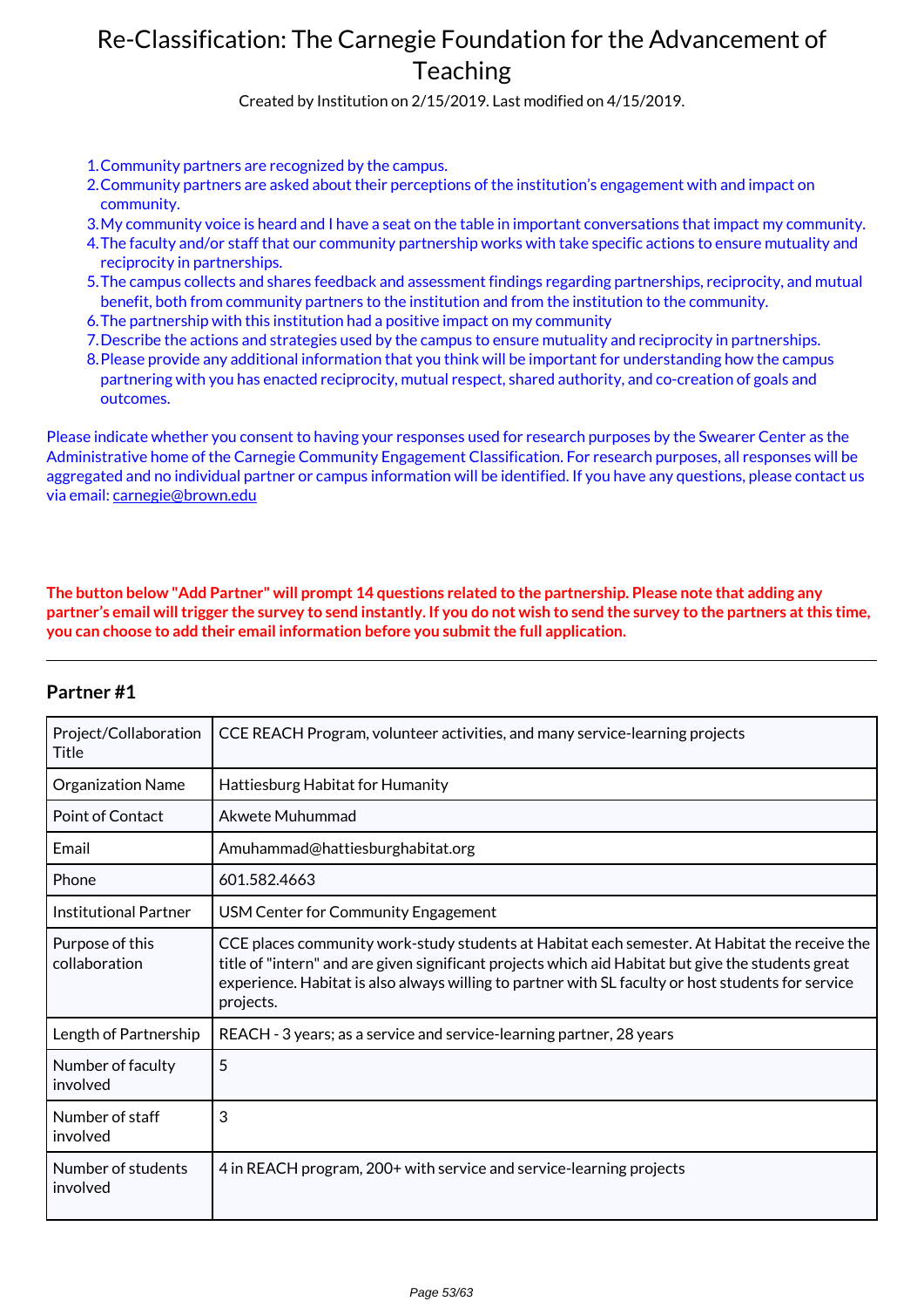# Re-Classification: The Carnegie Foundation for the Advancement of Teaching

Created by Institution on 2/15/2019. Last modified on 4/15/2019.

1. Community partners are recognized by the campus.
2. Community partners are asked about their perceptions of the institution's engagement with and impact on community.
3. My community voice is heard and I have a seat on the table in important conversations that impact my community.
4. The faculty and/or staff that our community partnership works with take specific actions to ensure mutuality and reciprocity in partnerships.
5. The campus collects and shares feedback and assessment findings regarding partnerships, reciprocity, and mutual benefit, both from community partners to the institution and from the institution to the community.
6. The partnership with this institution had a positive impact on my community
7. Describe the actions and strategies used by the campus to ensure mutuality and reciprocity in partnerships.
8. Please provide any additional information that you think will be important for understanding how the campus partnering with you has enacted reciprocity, mutual respect, shared authority, and co-creation of goals and outcomes.

Please indicate whether you consent to having your responses used for research purposes by the Swearer Center as the Administrative home of the Carnegie Community Engagement Classification. For research purposes, all responses will be aggregated and no individual partner or campus information will be identified. If you have any questions, please contact us via email: carnegie@brown.edu

**The button below "Add Partner" will prompt 14 questions related to the partnership. Please note that adding any partner's email will trigger the survey to send instantly. If you do not wish to send the survey to the partners at this time, you can choose to add their email information before you submit the full application.**

---

## Partner #1

| | |
|---|---|
| Project/Collaboration Title | CCE REACH Program, volunteer activities, and many service-learning projects |
| Organization Name | Hattiesburg Habitat for Humanity |
| Point of Contact | Akwete Muhummad |
| Email | Amuhammad@hattiesburghabitat.org |
| Phone | 601.582.4663 |
| Institutional Partner | USM Center for Community Engagement |
| Purpose of this collaboration | CCE places community work-study students at Habitat each semester. At Habitat the receive the title of "intern" and are given significant projects which aid Habitat but give the students great experience. Habitat is also always willing to partner with SL faculty or host students for service projects. |
| Length of Partnership | REACH - 3 years; as a service and service-learning partner, 28 years |
| Number of faculty involved | 5 |
| Number of staff involved | 3 |
| Number of students involved | 4 in REACH program, 200+ with service and service-learning projects |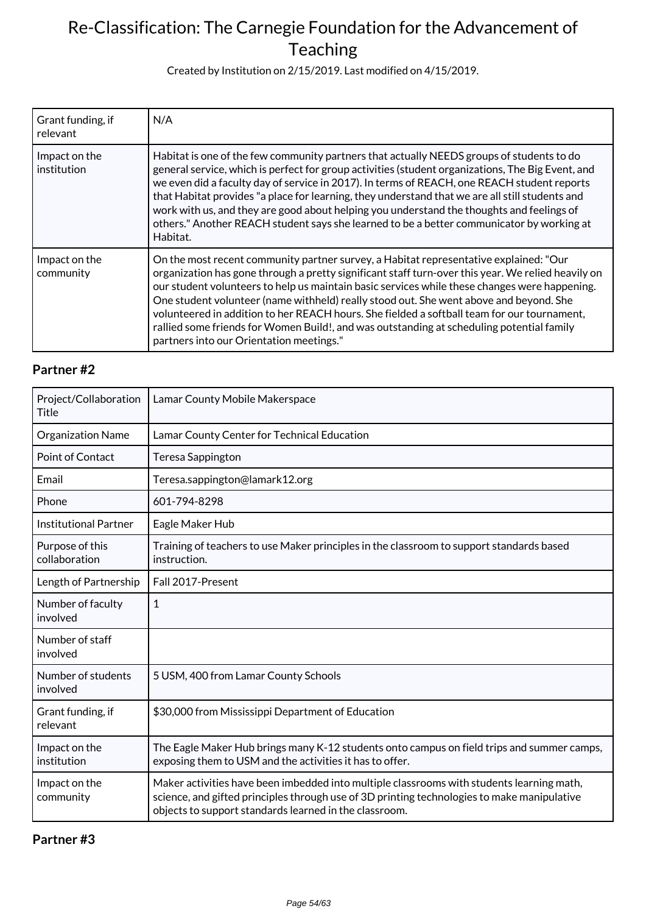| | |
|---|---|
| Grant funding, if relevant | N/A |
| Impact on the institution | Habitat is one of the few community partners that actually NEEDS groups of students to do general service, which is perfect for group activities (student organizations, The Big Event, and we even did a faculty day of service in 2017). In terms of REACH, one REACH student reports that Habitat provides "a place for learning, they understand that we are all still students and work with us, and they are good about helping you understand the thoughts and feelings of others." Another REACH student says she learned to be a better communicator by working at Habitat. |
| Impact on the community | On the most recent community partner survey, a Habitat representative explained: "Our organization has gone through a pretty significant staff turn-over this year. We relied heavily on our student volunteers to help us maintain basic services while these changes were happening. One student volunteer (name withheld) really stood out. She went above and beyond. She volunteered in addition to her REACH hours. She fielded a softball team for our tournament, rallied some friends for Women Build!, and was outstanding at scheduling potential family partners into our Orientation meetings." |

### Partner #2

| | |
|---|---|
| Project/Collaboration Title | Lamar County Mobile Makerspace |
| Organization Name | Lamar County Center for Technical Education |
| Point of Contact | Teresa Sappington |
| Email | Teresa.sappington@lamark12.org |
| Phone | 601-794-8298 |
| Institutional Partner | Eagle Maker Hub |
| Purpose of this collaboration | Training of teachers to use Maker principles in the classroom to support standards based instruction. |
| Length of Partnership | Fall 2017-Present |
| Number of faculty involved | 1 |
| Number of staff involved | |
| Number of students involved | 5 USM, 400 from Lamar County Schools |
| Grant funding, if relevant | $30,000 from Mississippi Department of Education |
| Impact on the institution | The Eagle Maker Hub brings many K-12 students onto campus on field trips and summer camps, exposing them to USM and the activities it has to offer. |
| Impact on the community | Maker activities have been imbedded into multiple classrooms with students learning math, science, and gifted principles through use of 3D printing technologies to make manipulative objects to support standards learned in the classroom. |

### Partner #3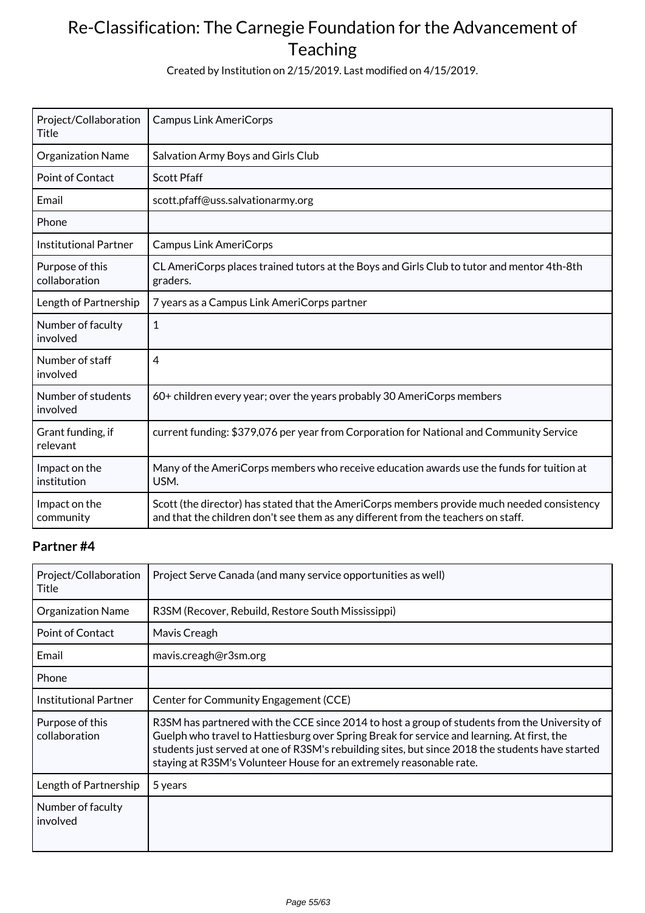# Re-Classification: The Carnegie Foundation for the Advancement of Teaching

Created by Institution on 2/15/2019. Last modified on 4/15/2019.

| | |
|---|---|
| Project/Collaboration Title | Campus Link AmeriCorps |
| Organization Name | Salvation Army Boys and Girls Club |
| Point of Contact | Scott Pfaff |
| Email | scott.pfaff@uss.salvationarmy.org |
| Phone | |
| Institutional Partner | Campus Link AmeriCorps |
| Purpose of this collaboration | CL AmeriCorps places trained tutors at the Boys and Girls Club to tutor and mentor 4th-8th graders. |
| Length of Partnership | 7 years as a Campus Link AmeriCorps partner |
| Number of faculty involved | 1 |
| Number of staff involved | 4 |
| Number of students involved | 60+ children every year; over the years probably 30 AmeriCorps members |
| Grant funding, if relevant | current funding: $379,076 per year from Corporation for National and Community Service |
| Impact on the institution | Many of the AmeriCorps members who receive education awards use the funds for tuition at USM. |
| Impact on the community | Scott (the director) has stated that the AmeriCorps members provide much needed consistency and that the children don't see them as any different from the teachers on staff. |

### Partner #4

| | |
|---|---|
| Project/Collaboration Title | Project Serve Canada (and many service opportunities as well) |
| Organization Name | R3SM (Recover, Rebuild, Restore South Mississippi) |
| Point of Contact | Mavis Creagh |
| Email | mavis.creagh@r3sm.org |
| Phone | |
| Institutional Partner | Center for Community Engagement (CCE) |
| Purpose of this collaboration | R3SM has partnered with the CCE since 2014 to host a group of students from the University of Guelph who travel to Hattiesburg over Spring Break for service and learning. At first, the students just served at one of R3SM's rebuilding sites, but since 2018 the students have started staying at R3SM's Volunteer House for an extremely reasonable rate. |
| Length of Partnership | 5 years |
| Number of faculty involved | |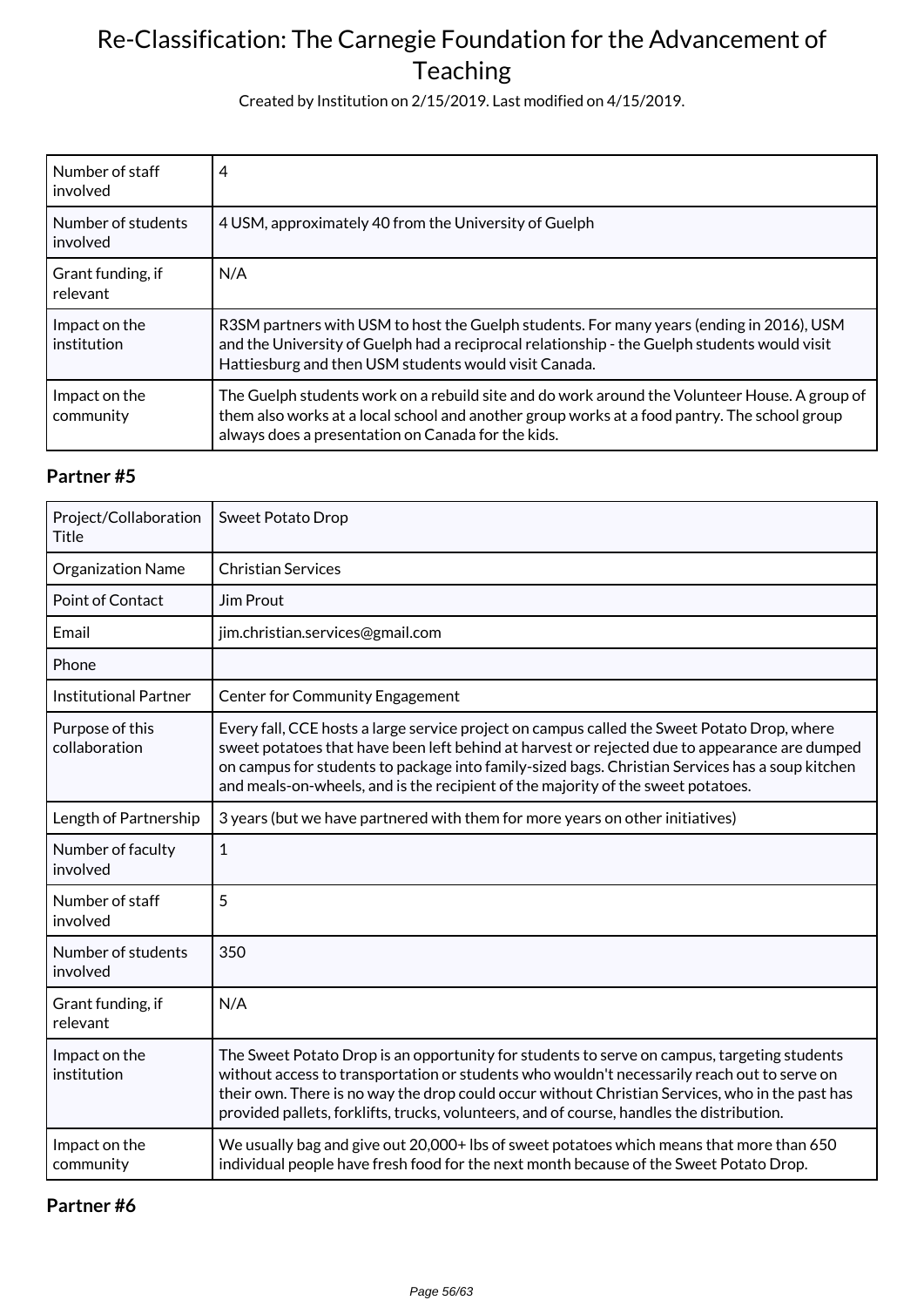| Number of staff involved | 4 |
| --- | --- |
| Number of students involved | 4 USM, approximately 40 from the University of Guelph |
| Grant funding, if relevant | N/A |
| Impact on the institution | R3SM partners with USM to host the Guelph students. For many years (ending in 2016), USM and the University of Guelph had a reciprocal relationship - the Guelph students would visit Hattiesburg and then USM students would visit Canada. |
| Impact on the community | The Guelph students work on a rebuild site and do work around the Volunteer House. A group of them also works at a local school and another group works at a food pantry. The school group always does a presentation on Canada for the kids. |

### Partner #5

| Project/Collaboration Title | Sweet Potato Drop |
| --- | --- |
| Organization Name | Christian Services |
| Point of Contact | Jim Prout |
| Email | jim.christian.services@gmail.com |
| Phone | |
| Institutional Partner | Center for Community Engagement |
| Purpose of this collaboration | Every fall, CCE hosts a large service project on campus called the Sweet Potato Drop, where sweet potatoes that have been left behind at harvest or rejected due to appearance are dumped on campus for students to package into family-sized bags. Christian Services has a soup kitchen and meals-on-wheels, and is the recipient of the majority of the sweet potatoes. |
| Length of Partnership | 3 years (but we have partnered with them for more years on other initiatives) |
| Number of faculty involved | 1 |
| Number of staff involved | 5 |
| Number of students involved | 350 |
| Grant funding, if relevant | N/A |
| Impact on the institution | The Sweet Potato Drop is an opportunity for students to serve on campus, targeting students without access to transportation or students who wouldn't necessarily reach out to serve on their own. There is no way the drop could occur without Christian Services, who in the past has provided pallets, forklifts, trucks, volunteers, and of course, handles the distribution. |
| Impact on the community | We usually bag and give out 20,000+ lbs of sweet potatoes which means that more than 650 individual people have fresh food for the next month because of the Sweet Potato Drop. |

### Partner #6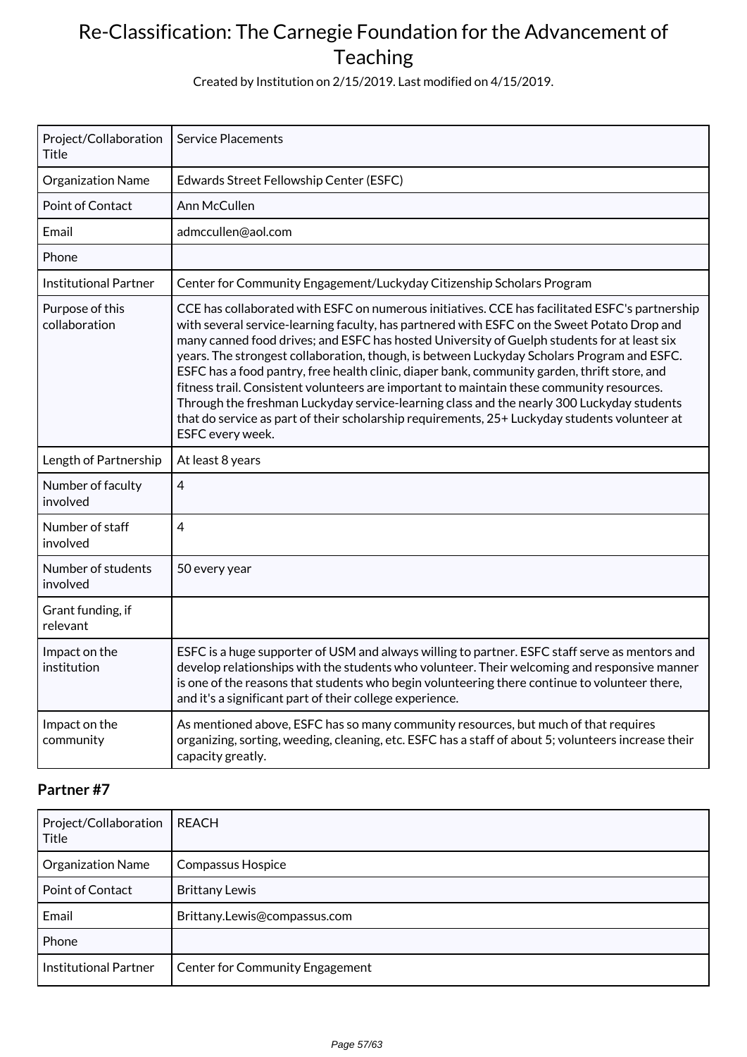| Project/Collaboration Title | Service Placements |
|---|---|
| Organization Name | Edwards Street Fellowship Center (ESFC) |
| Point of Contact | Ann McCullen |
| Email | admccullen@aol.com |
| Phone | |
| Institutional Partner | Center for Community Engagement/Luckyday Citizenship Scholars Program |
| Purpose of this collaboration | CCE has collaborated with ESFC on numerous initiatives. CCE has facilitated ESFC's partnership with several service-learning faculty, has partnered with ESFC on the Sweet Potato Drop and many canned food drives; and ESFC has hosted University of Guelph students for at least six years. The strongest collaboration, though, is between Luckyday Scholars Program and ESFC. ESFC has a food pantry, free health clinic, diaper bank, community garden, thrift store, and fitness trail. Consistent volunteers are important to maintain these community resources. Through the freshman Luckyday service-learning class and the nearly 300 Luckyday students that do service as part of their scholarship requirements, 25+ Luckyday students volunteer at ESFC every week. |
| Length of Partnership | At least 8 years |
| Number of faculty involved | 4 |
| Number of staff involved | 4 |
| Number of students involved | 50 every year |
| Grant funding, if relevant | |
| Impact on the institution | ESFC is a huge supporter of USM and always willing to partner. ESFC staff serve as mentors and develop relationships with the students who volunteer. Their welcoming and responsive manner is one of the reasons that students who begin volunteering there continue to volunteer there, and it's a significant part of their college experience. |
| Impact on the community | As mentioned above, ESFC has so many community resources, but much of that requires organizing, sorting, weeding, cleaning, etc. ESFC has a staff of about 5; volunteers increase their capacity greatly. |

## Partner #7

| Project/Collaboration Title | REACH |
|---|---|
| Organization Name | Compassus Hospice |
| Point of Contact | Brittany Lewis |
| Email | Brittany.Lewis@compassus.com |
| Phone | |
| Institutional Partner | Center for Community Engagement |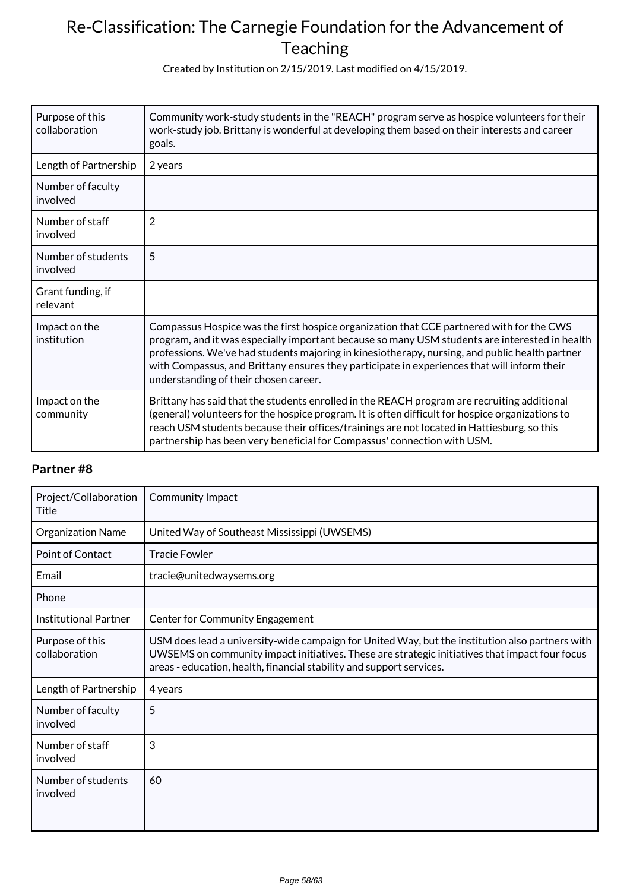| | |
|---|---|
| Purpose of this collaboration | Community work-study students in the "REACH" program serve as hospice volunteers for their work-study job. Brittany is wonderful at developing them based on their interests and career goals. |
| Length of Partnership | 2 years |
| Number of faculty involved | |
| Number of staff involved | 2 |
| Number of students involved | 5 |
| Grant funding, if relevant | |
| Impact on the institution | Compassus Hospice was the first hospice organization that CCE partnered with for the CWS program, and it was especially important because so many USM students are interested in health professions. We've had students majoring in kinesiotherapy, nursing, and public health partner with Compassus, and Brittany ensures they participate in experiences that will inform their understanding of their chosen career. |
| Impact on the community | Brittany has said that the students enrolled in the REACH program are recruiting additional (general) volunteers for the hospice program. It is often difficult for hospice organizations to reach USM students because their offices/trainings are not located in Hattiesburg, so this partnership has been very beneficial for Compassus' connection with USM. |

### Partner #8

| | |
|---|---|
| Project/Collaboration Title | Community Impact |
| Organization Name | United Way of Southeast Mississippi (UWSEMS) |
| Point of Contact | Tracie Fowler |
| Email | tracie@unitedwaysems.org |
| Phone | |
| Institutional Partner | Center for Community Engagement |
| Purpose of this collaboration | USM does lead a university-wide campaign for United Way, but the institution also partners with UWSEMS on community impact initiatives. These are strategic initiatives that impact four focus areas - education, health, financial stability and support services. |
| Length of Partnership | 4 years |
| Number of faculty involved | 5 |
| Number of staff involved | 3 |
| Number of students involved | 60 |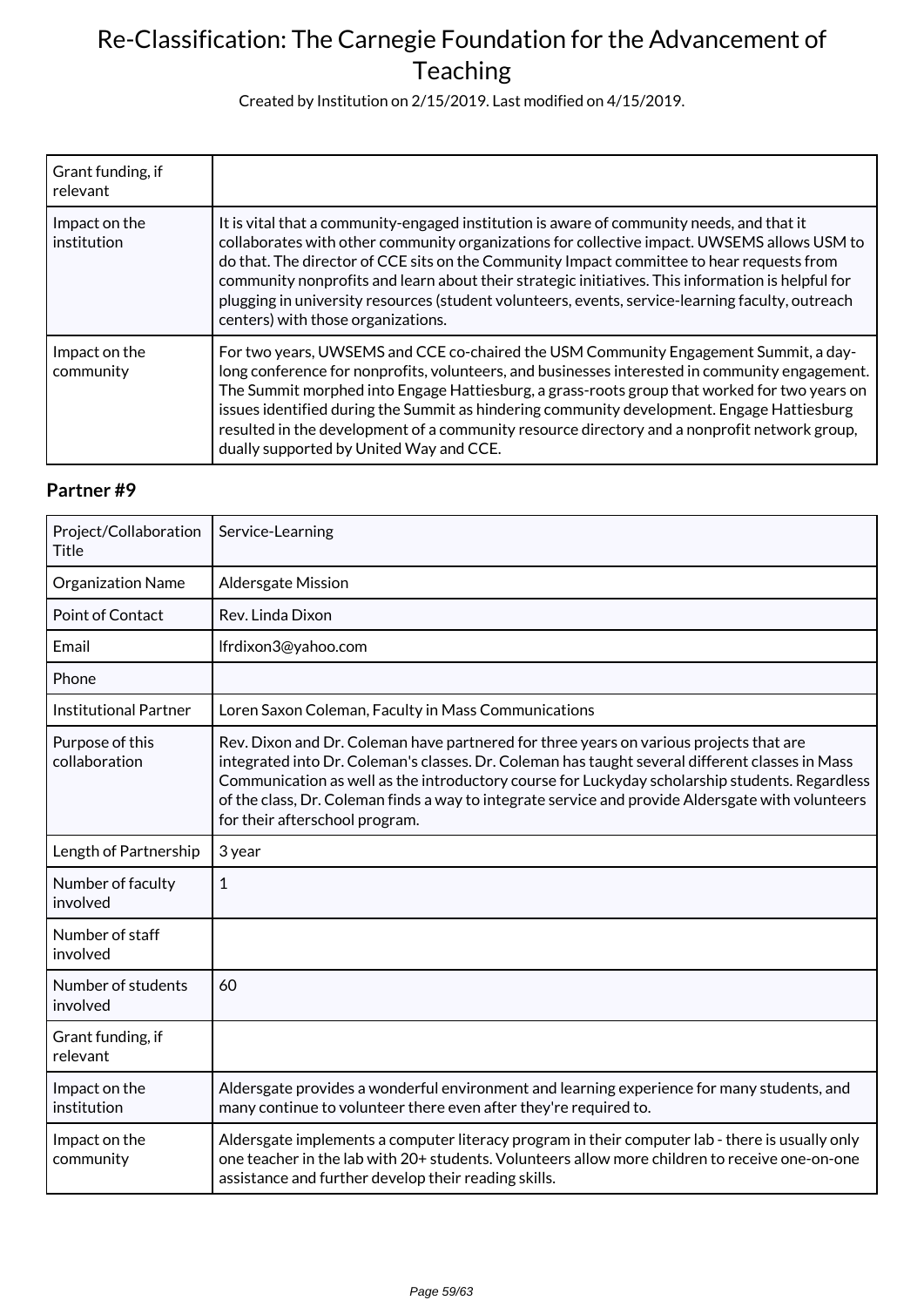| Grant funding, if relevant | |
|---|---|
| Impact on the institution | It is vital that a community-engaged institution is aware of community needs, and that it collaborates with other community organizations for collective impact. UWSEMS allows USM to do that. The director of CCE sits on the Community Impact committee to hear requests from community nonprofits and learn about their strategic initiatives. This information is helpful for plugging in university resources (student volunteers, events, service-learning faculty, outreach centers) with those organizations. |
| Impact on the community | For two years, UWSEMS and CCE co-chaired the USM Community Engagement Summit, a day-long conference for nonprofits, volunteers, and businesses interested in community engagement. The Summit morphed into Engage Hattiesburg, a grass-roots group that worked for two years on issues identified during the Summit as hindering community development. Engage Hattiesburg resulted in the development of a community resource directory and a nonprofit network group, dually supported by United Way and CCE. |

### Partner #9

| Project/Collaboration Title | Service-Learning |
|---|---|
| Organization Name | Aldersgate Mission |
| Point of Contact | Rev. Linda Dixon |
| Email | lfrdixon3@yahoo.com |
| Phone | |
| Institutional Partner | Loren Saxon Coleman, Faculty in Mass Communications |
| Purpose of this collaboration | Rev. Dixon and Dr. Coleman have partnered for three years on various projects that are integrated into Dr. Coleman's classes. Dr. Coleman has taught several different classes in Mass Communication as well as the introductory course for Luckyday scholarship students. Regardless of the class, Dr. Coleman finds a way to integrate service and provide Aldersgate with volunteers for their afterschool program. |
| Length of Partnership | 3 year |
| Number of faculty involved | 1 |
| Number of staff involved | |
| Number of students involved | 60 |
| Grant funding, if relevant | |
| Impact on the institution | Aldersgate provides a wonderful environment and learning experience for many students, and many continue to volunteer there even after they're required to. |
| Impact on the community | Aldersgate implements a computer literacy program in their computer lab - there is usually only one teacher in the lab with 20+ students. Volunteers allow more children to receive one-on-one assistance and further develop their reading skills. |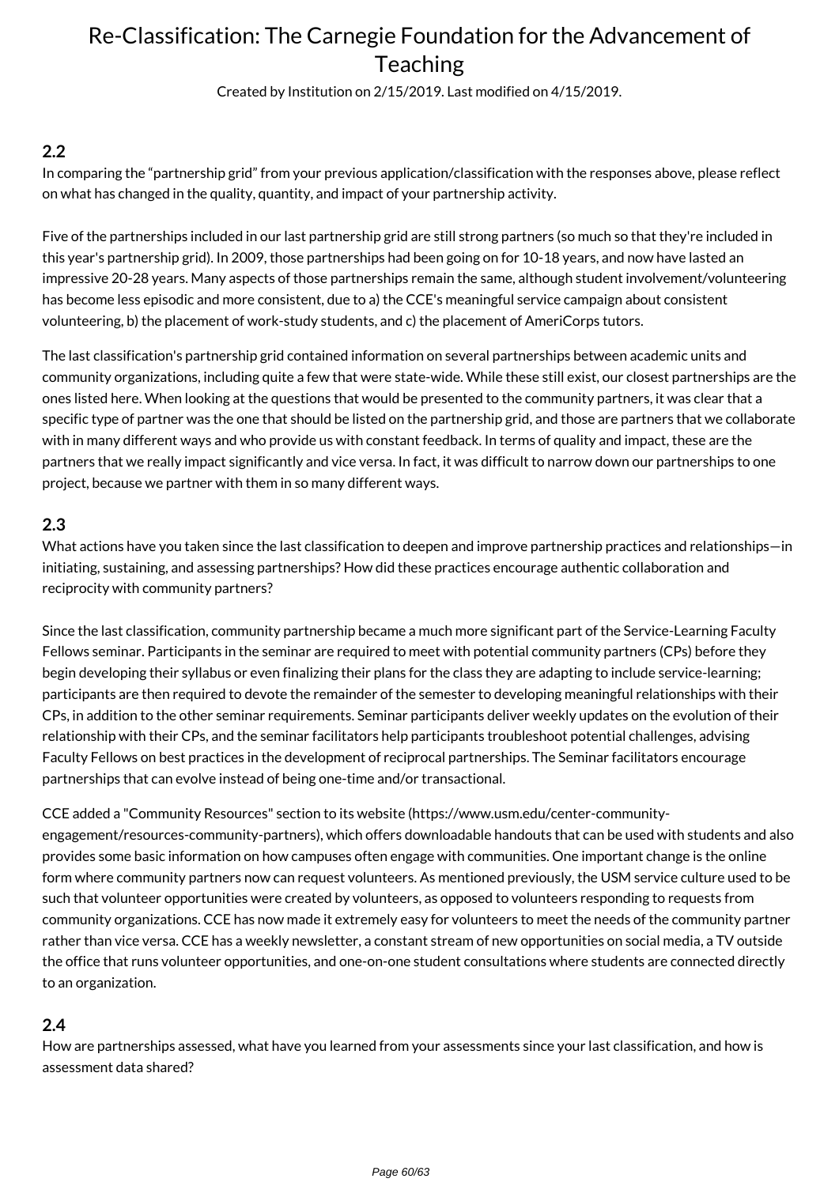## 2.2

In comparing the "partnership grid" from your previous application/classification with the responses above, please reflect on what has changed in the quality, quantity, and impact of your partnership activity.

Five of the partnerships included in our last partnership grid are still strong partners (so much so that they're included in this year's partnership grid). In 2009, those partnerships had been going on for 10-18 years, and now have lasted an impressive 20-28 years. Many aspects of those partnerships remain the same, although student involvement/volunteering has become less episodic and more consistent, due to a) the CCE's meaningful service campaign about consistent volunteering, b) the placement of work-study students, and c) the placement of AmeriCorps tutors.

The last classification's partnership grid contained information on several partnerships between academic units and community organizations, including quite a few that were state-wide. While these still exist, our closest partnerships are the ones listed here. When looking at the questions that would be presented to the community partners, it was clear that a specific type of partner was the one that should be listed on the partnership grid, and those are partners that we collaborate with in many different ways and who provide us with constant feedback. In terms of quality and impact, these are the partners that we really impact significantly and vice versa. In fact, it was difficult to narrow down our partnerships to one project, because we partner with them in so many different ways.

## 2.3

What actions have you taken since the last classification to deepen and improve partnership practices and relationships—in initiating, sustaining, and assessing partnerships? How did these practices encourage authentic collaboration and reciprocity with community partners?

Since the last classification, community partnership became a much more significant part of the Service-Learning Faculty Fellows seminar. Participants in the seminar are required to meet with potential community partners (CPs) before they begin developing their syllabus or even finalizing their plans for the class they are adapting to include service-learning; participants are then required to devote the remainder of the semester to developing meaningful relationships with their CPs, in addition to the other seminar requirements. Seminar participants deliver weekly updates on the evolution of their relationship with their CPs, and the seminar facilitators help participants troubleshoot potential challenges, advising Faculty Fellows on best practices in the development of reciprocal partnerships. The Seminar facilitators encourage partnerships that can evolve instead of being one-time and/or transactional.

CCE added a "Community Resources" section to its website (https://www.usm.edu/center-community-engagement/resources-community-partners), which offers downloadable handouts that can be used with students and also provides some basic information on how campuses often engage with communities. One important change is the online form where community partners now can request volunteers. As mentioned previously, the USM service culture used to be such that volunteer opportunities were created by volunteers, as opposed to volunteers responding to requests from community organizations. CCE has now made it extremely easy for volunteers to meet the needs of the community partner rather than vice versa. CCE has a weekly newsletter, a constant stream of new opportunities on social media, a TV outside the office that runs volunteer opportunities, and one-on-one student consultations where students are connected directly to an organization.

## 2.4

How are partnerships assessed, what have you learned from your assessments since your last classification, and how is assessment data shared?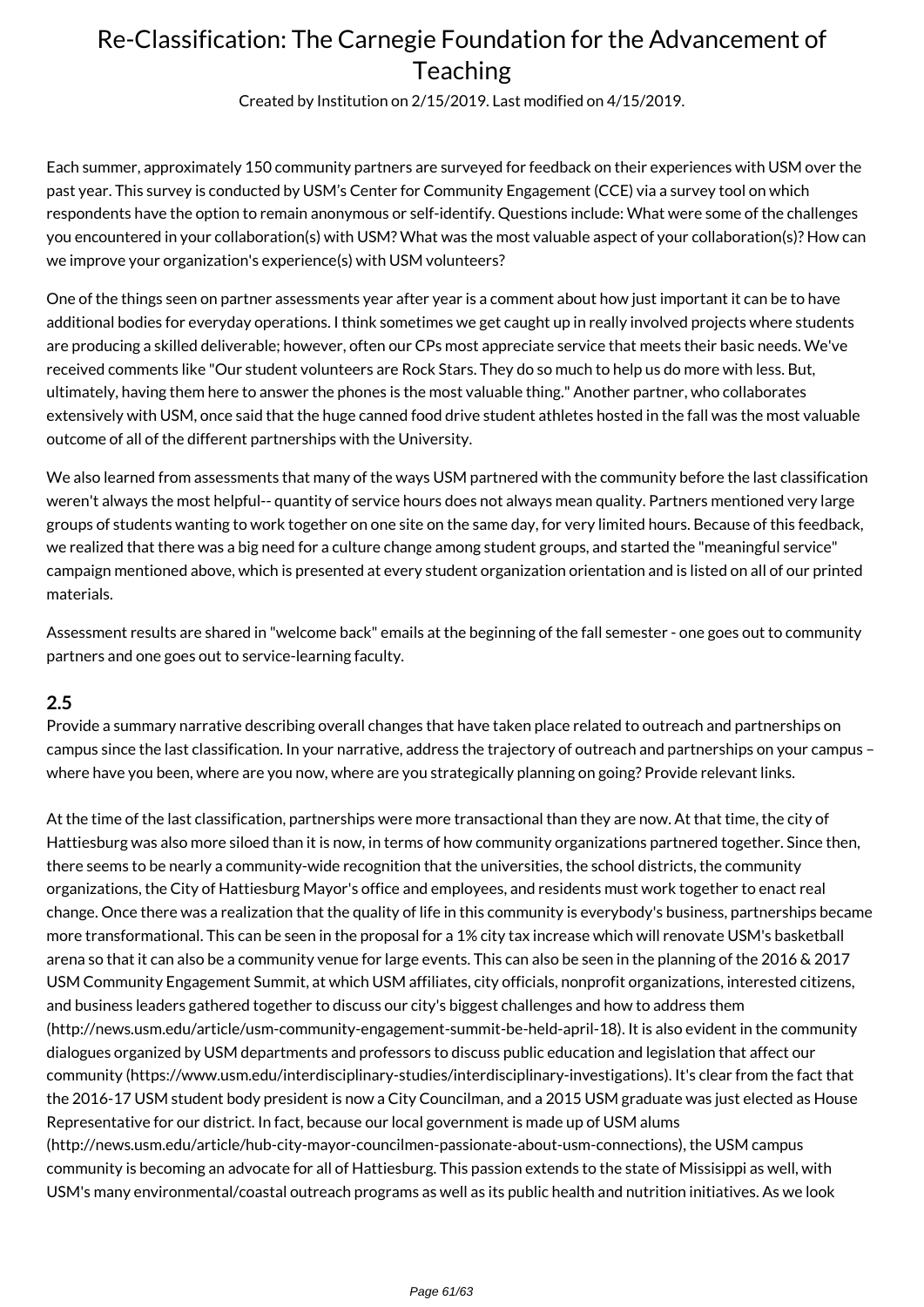Each summer, approximately 150 community partners are surveyed for feedback on their experiences with USM over the past year. This survey is conducted by USM's Center for Community Engagement (CCE) via a survey tool on which respondents have the option to remain anonymous or self-identify. Questions include: What were some of the challenges you encountered in your collaboration(s) with USM? What was the most valuable aspect of your collaboration(s)? How can we improve your organization's experience(s) with USM volunteers?

One of the things seen on partner assessments year after year is a comment about how just important it can be to have additional bodies for everyday operations. I think sometimes we get caught up in really involved projects where students are producing a skilled deliverable; however, often our CPs most appreciate service that meets their basic needs. We've received comments like "Our student volunteers are Rock Stars. They do so much to help us do more with less. But, ultimately, having them here to answer the phones is the most valuable thing." Another partner, who collaborates extensively with USM, once said that the huge canned food drive student athletes hosted in the fall was the most valuable outcome of all of the different partnerships with the University.

We also learned from assessments that many of the ways USM partnered with the community before the last classification weren't always the most helpful-- quantity of service hours does not always mean quality. Partners mentioned very large groups of students wanting to work together on one site on the same day, for very limited hours. Because of this feedback, we realized that there was a big need for a culture change among student groups, and started the "meaningful service" campaign mentioned above, which is presented at every student organization orientation and is listed on all of our printed materials.

Assessment results are shared in "welcome back" emails at the beginning of the fall semester - one goes out to community partners and one goes out to service-learning faculty.

## 2.5

Provide a summary narrative describing overall changes that have taken place related to outreach and partnerships on campus since the last classification. In your narrative, address the trajectory of outreach and partnerships on your campus – where have you been, where are you now, where are you strategically planning on going? Provide relevant links.

At the time of the last classification, partnerships were more transactional than they are now. At that time, the city of Hattiesburg was also more siloed than it is now, in terms of how community organizations partnered together. Since then, there seems to be nearly a community-wide recognition that the universities, the school districts, the community organizations, the City of Hattiesburg Mayor's office and employees, and residents must work together to enact real change. Once there was a realization that the quality of life in this community is everybody's business, partnerships became more transformational. This can be seen in the proposal for a 1% city tax increase which will renovate USM's basketball arena so that it can also be a community venue for large events. This can also be seen in the planning of the 2016 & 2017 USM Community Engagement Summit, at which USM affiliates, city officials, nonprofit organizations, interested citizens, and business leaders gathered together to discuss our city's biggest challenges and how to address them (http://news.usm.edu/article/usm-community-engagement-summit-be-held-april-18). It is also evident in the community dialogues organized by USM departments and professors to discuss public education and legislation that affect our community (https://www.usm.edu/interdisciplinary-studies/interdisciplinary-investigations). It's clear from the fact that the 2016-17 USM student body president is now a City Councilman, and a 2015 USM graduate was just elected as House Representative for our district. In fact, because our local government is made up of USM alums (http://news.usm.edu/article/hub-city-mayor-councilmen-passionate-about-usm-connections), the USM campus community is becoming an advocate for all of Hattiesburg. This passion extends to the state of Missisippi as well, with USM's many environmental/coastal outreach programs as well as its public health and nutrition initiatives. As we look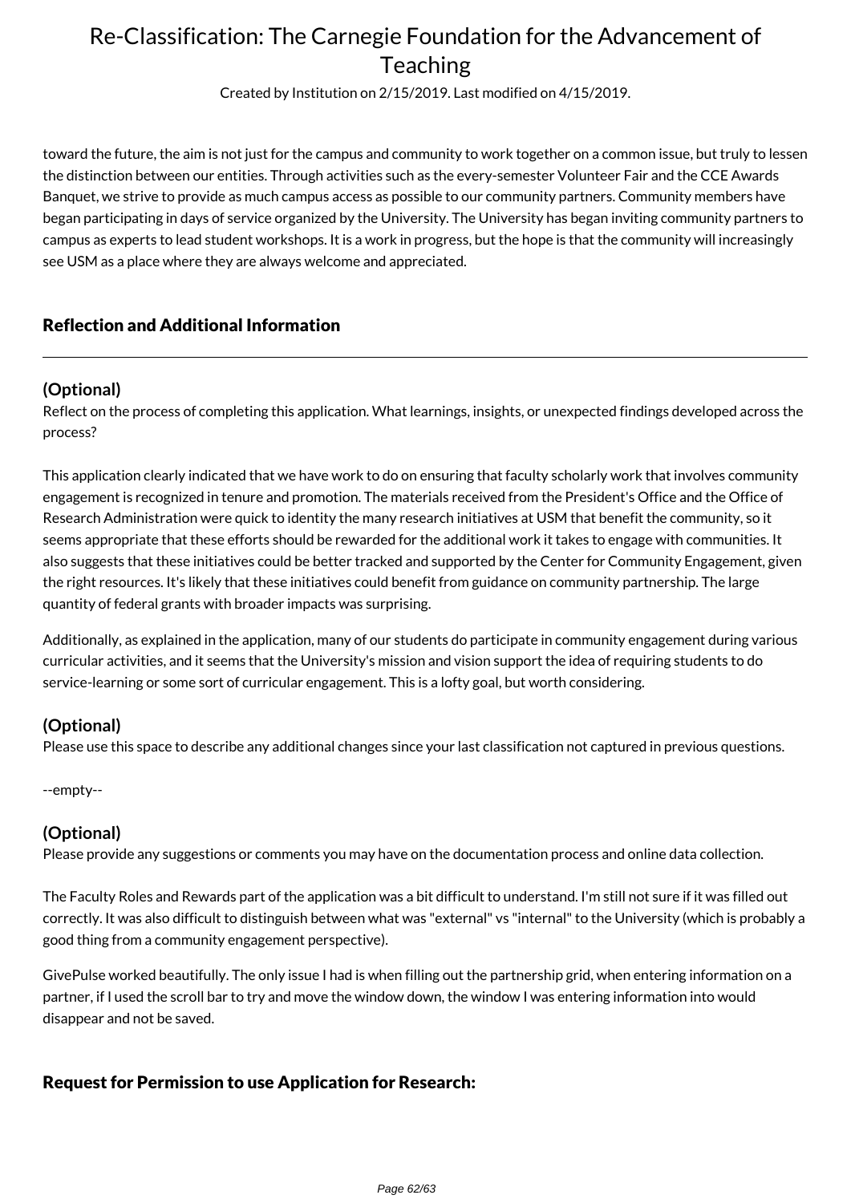toward the future, the aim is not just for the campus and community to work together on a common issue, but truly to lessen the distinction between our entities. Through activities such as the every-semester Volunteer Fair and the CCE Awards Banquet, we strive to provide as much campus access as possible to our community partners. Community members have began participating in days of service organized by the University. The University has began inviting community partners to campus as experts to lead student workshops. It is a work in progress, but the hope is that the community will increasingly see USM as a place where they are always welcome and appreciated.

## Reflection and Additional Information

### (Optional)

Reflect on the process of completing this application. What learnings, insights, or unexpected findings developed across the process?

This application clearly indicated that we have work to do on ensuring that faculty scholarly work that involves community engagement is recognized in tenure and promotion. The materials received from the President's Office and the Office of Research Administration were quick to identity the many research initiatives at USM that benefit the community, so it seems appropriate that these efforts should be rewarded for the additional work it takes to engage with communities. It also suggests that these initiatives could be better tracked and supported by the Center for Community Engagement, given the right resources. It's likely that these initiatives could benefit from guidance on community partnership. The large quantity of federal grants with broader impacts was surprising.

Additionally, as explained in the application, many of our students do participate in community engagement during various curricular activities, and it seems that the University's mission and vision support the idea of requiring students to do service-learning or some sort of curricular engagement. This is a lofty goal, but worth considering.

### (Optional)

Please use this space to describe any additional changes since your last classification not captured in previous questions.

--empty--

### (Optional)

Please provide any suggestions or comments you may have on the documentation process and online data collection.

The Faculty Roles and Rewards part of the application was a bit difficult to understand. I'm still not sure if it was filled out correctly. It was also difficult to distinguish between what was "external" vs "internal" to the University (which is probably a good thing from a community engagement perspective).

GivePulse worked beautifully. The only issue I had is when filling out the partnership grid, when entering information on a partner, if I used the scroll bar to try and move the window down, the window I was entering information into would disappear and not be saved.

## Request for Permission to use Application for Research: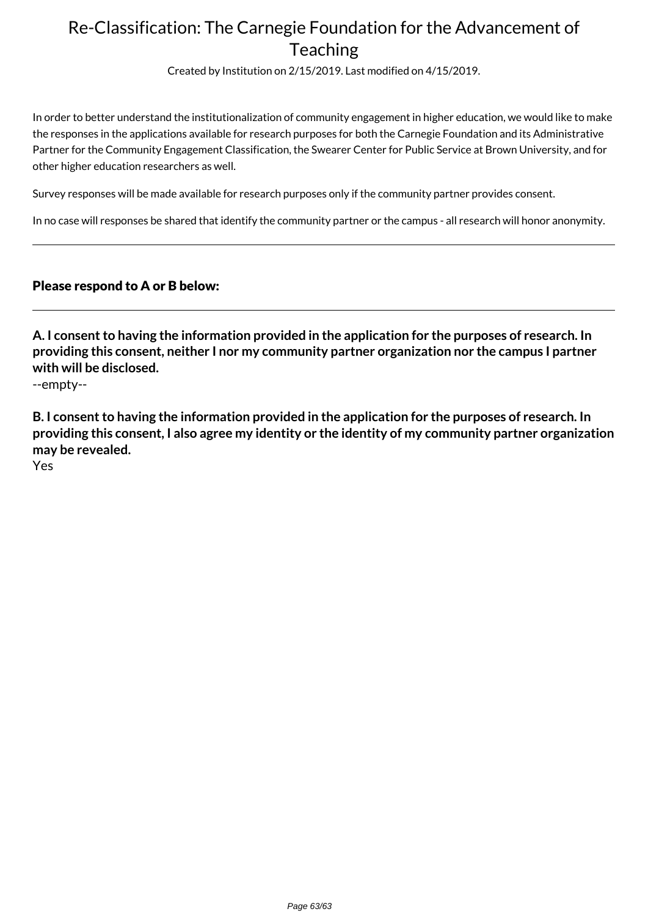# Re-Classification: The Carnegie Foundation for the Advancement of Teaching

Created by Institution on 2/15/2019. Last modified on 4/15/2019.

In order to better understand the institutionalization of community engagement in higher education, we would like to make the responses in the applications available for research purposes for both the Carnegie Foundation and its Administrative Partner for the Community Engagement Classification, the Swearer Center for Public Service at Brown University, and for other higher education researchers as well.

Survey responses will be made available for research purposes only if the community partner provides consent.

In no case will responses be shared that identify the community partner or the campus - all research will honor anonymity.

---

### Please respond to A or B below:

---

**A. I consent to having the information provided in the application for the purposes of research. In providing this consent, neither I nor my community partner organization nor the campus I partner with will be disclosed.**

--empty--

**B. I consent to having the information provided in the application for the purposes of research. In providing this consent, I also agree my identity or the identity of my community partner organization may be revealed.**

Yes